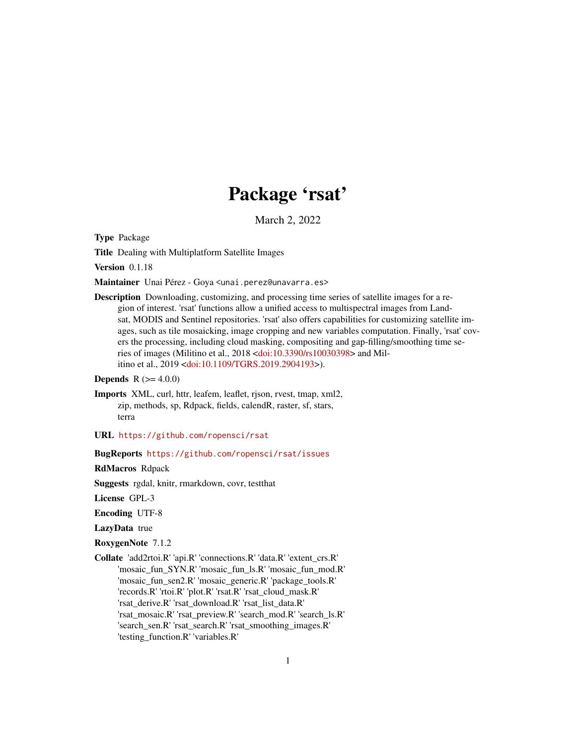# Package 'rsat'

March 2, 2022

**Type** Package

**Title** Dealing with Multiplatform Satellite Images

**Version** 0.1.18

**Maintainer** Unai Pérez - Goya <unai.perez@unavarra.es>

**Description** Downloading, customizing, and processing time series of satellite images for a region of interest. 'rsat' functions allow a unified access to multispectral images from Landsat, MODIS and Sentinel repositories. 'rsat' also offers capabilities for customizing satellite images, such as tile mosaicking, image cropping and new variables computation. Finally, 'rsat' covers the processing, including cloud masking, compositing and gap-filling/smoothing time series of images (Militino et al., 2018 <doi:10.3390/rs10030398> and Militino et al., 2019 <doi:10.1109/TGRS.2019.2904193>).

**Depends** R (>= 4.0.0)

**Imports** XML, curl, httr, leafem, leaflet, rjson, rvest, tmap, xml2, zip, methods, sp, Rdpack, fields, calendR, raster, sf, stars, terra

**URL** https://github.com/ropensci/rsat

**BugReports** https://github.com/ropensci/rsat/issues

**RdMacros** Rdpack

**Suggests** rgdal, knitr, rmarkdown, covr, testthat

**License** GPL-3

**Encoding** UTF-8

**LazyData** true

**RoxygenNote** 7.1.2

**Collate** 'add2rtoi.R' 'api.R' 'connections.R' 'data.R' 'extent_crs.R' 'mosaic_fun_SYN.R' 'mosaic_fun_ls.R' 'mosaic_fun_mod.R' 'mosaic_fun_sen2.R' 'mosaic_generic.R' 'package_tools.R' 'records.R' 'rtoi.R' 'plot.R' 'rsat.R' 'rsat_cloud_mask.R' 'rsat_derive.R' 'rsat_download.R' 'rsat_list_data.R' 'rsat_mosaic.R' 'rsat_preview.R' 'search_mod.R' 'search_ls.R' 'search_sen.R' 'rsat_search.R' 'rsat_smoothing_images.R' 'testing_function.R' 'variables.R'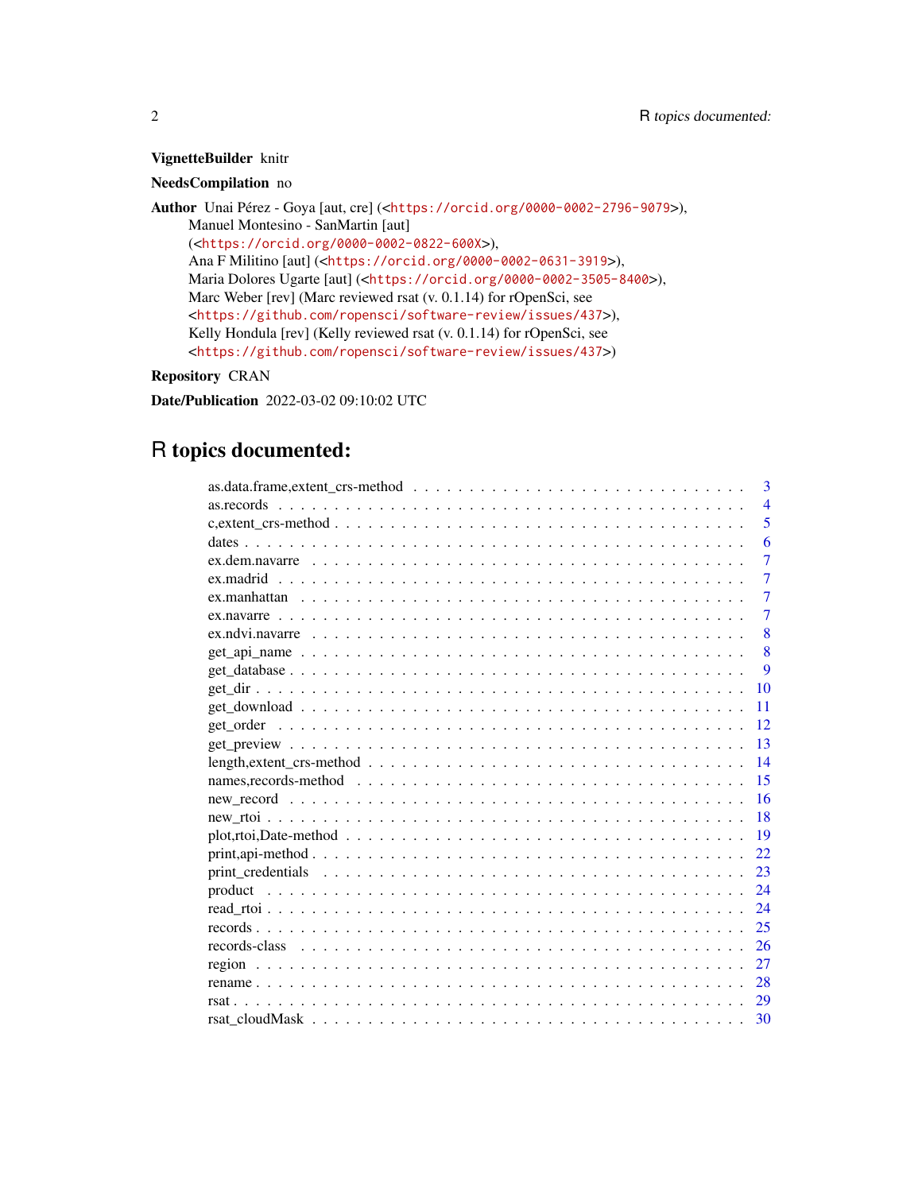**VignetteBuilder** knitr

**NeedsCompilation** no

**Author** Unai Pérez - Goya [aut, cre] (<https://orcid.org/0000-0002-2796-9079>),
Manuel Montesino - SanMartin [aut]
(<https://orcid.org/0000-0002-0822-600X>),
Ana F Militino [aut] (<https://orcid.org/0000-0002-0631-3919>),
Maria Dolores Ugarte [aut] (<https://orcid.org/0000-0002-3505-8400>),
Marc Weber [rev] (Marc reviewed rsat (v. 0.1.14) for rOpenSci, see
<https://github.com/ropensci/software-review/issues/437>),
Kelly Hondula [rev] (Kelly reviewed rsat (v. 0.1.14) for rOpenSci, see
<https://github.com/ropensci/software-review/issues/437>)

**Repository** CRAN

**Date/Publication** 2022-03-02 09:10:02 UTC

# R topics documented:

| | |
|---|---|
| as.data.frame,extent_crs-method | 3 |
| as.records | 4 |
| c,extent_crs-method | 5 |
| dates | 6 |
| ex.dem.navarre | 7 |
| ex.madrid | 7 |
| ex.manhattan | 7 |
| ex.navarre | 7 |
| ex.ndvi.navarre | 8 |
| get_api_name | 8 |
| get_database | 9 |
| get_dir | 10 |
| get_download | 11 |
| get_order | 12 |
| get_preview | 13 |
| length,extent_crs-method | 14 |
| names,records-method | 15 |
| new_record | 16 |
| new_rtoi | 18 |
| plot,rtoi,Date-method | 19 |
| print,api-method | 22 |
| print_credentials | 23 |
| product | 24 |
| read_rtoi | 24 |
| records | 25 |
| records-class | 26 |
| region | 27 |
| rename | 28 |
| rsat | 29 |
| rsat_cloudMask | 30 |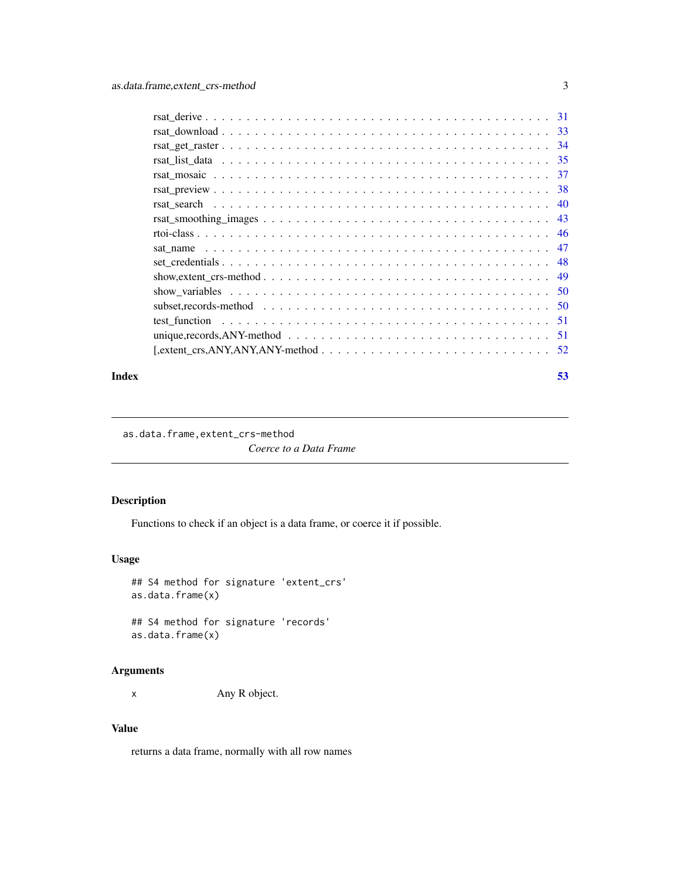rsat_derive . . . . . . . . . . . . . . . . . . . . . . . . . . . . . . . . . . . . . . 31
rsat_download . . . . . . . . . . . . . . . . . . . . . . . . . . . . . . . . . . . . . 33
rsat_get_raster . . . . . . . . . . . . . . . . . . . . . . . . . . . . . . . . . . . . . 34
rsat_list_data . . . . . . . . . . . . . . . . . . . . . . . . . . . . . . . . . . . . . 35
rsat_mosaic . . . . . . . . . . . . . . . . . . . . . . . . . . . . . . . . . . . . . . 37
rsat_preview . . . . . . . . . . . . . . . . . . . . . . . . . . . . . . . . . . . . . . 38
rsat_search . . . . . . . . . . . . . . . . . . . . . . . . . . . . . . . . . . . . . . 40
rsat_smoothing_images . . . . . . . . . . . . . . . . . . . . . . . . . . . . . . . . . 43
rtoi-class . . . . . . . . . . . . . . . . . . . . . . . . . . . . . . . . . . . . . . . 46
sat_name . . . . . . . . . . . . . . . . . . . . . . . . . . . . . . . . . . . . . . . 47
set_credentials . . . . . . . . . . . . . . . . . . . . . . . . . . . . . . . . . . . . 48
show,extent_crs-method . . . . . . . . . . . . . . . . . . . . . . . . . . . . . . . . 49
show_variables . . . . . . . . . . . . . . . . . . . . . . . . . . . . . . . . . . . . 50
subset,records-method . . . . . . . . . . . . . . . . . . . . . . . . . . . . . . . . . 50
test_function . . . . . . . . . . . . . . . . . . . . . . . . . . . . . . . . . . . . . 51
unique,records,ANY-method . . . . . . . . . . . . . . . . . . . . . . . . . . . . . . . 51
[,extent_crs,ANY,ANY,ANY-method . . . . . . . . . . . . . . . . . . . . . . . . . . . 52

**Index** **53**

---

`as.data.frame,extent_crs-method` *Coerce to a Data Frame*

---

## Description

Functions to check if an object is a data frame, or coerce it if possible.

## Usage

```
## S4 method for signature 'extent_crs'
as.data.frame(x)

## S4 method for signature 'records'
as.data.frame(x)
```

## Arguments

| | |
|---|---|
| `x` | Any R object. |

## Value

returns a data frame, normally with all row names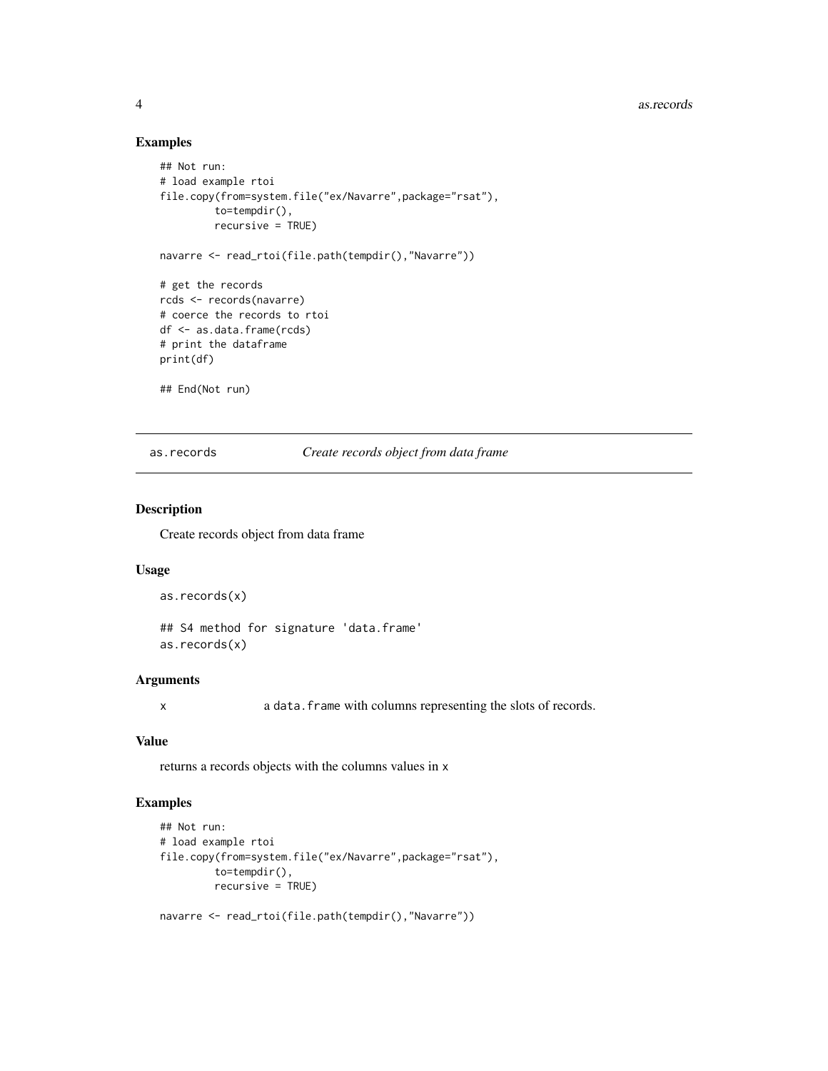## Examples

```
## Not run:
# load example rtoi
file.copy(from=system.file("ex/Navarre",package="rsat"),
         to=tempdir(),
         recursive = TRUE)

navarre <- read_rtoi(file.path(tempdir(),"Navarre"))

# get the records
rcds <- records(navarre)
# coerce the records to rtoi
df <- as.data.frame(rcds)
# print the dataframe
print(df)

## End(Not run)
```

---

`as.records` *Create records object from data frame*

---

## Description

Create records object from data frame

## Usage

```
as.records(x)

## S4 method for signature 'data.frame'
as.records(x)
```

## Arguments

| | |
|---|---|
| x | a `data.frame` with columns representing the slots of records. |

## Value

returns a records objects with the columns values in `x`

## Examples

```
## Not run:
# load example rtoi
file.copy(from=system.file("ex/Navarre",package="rsat"),
         to=tempdir(),
         recursive = TRUE)

navarre <- read_rtoi(file.path(tempdir(),"Navarre"))
```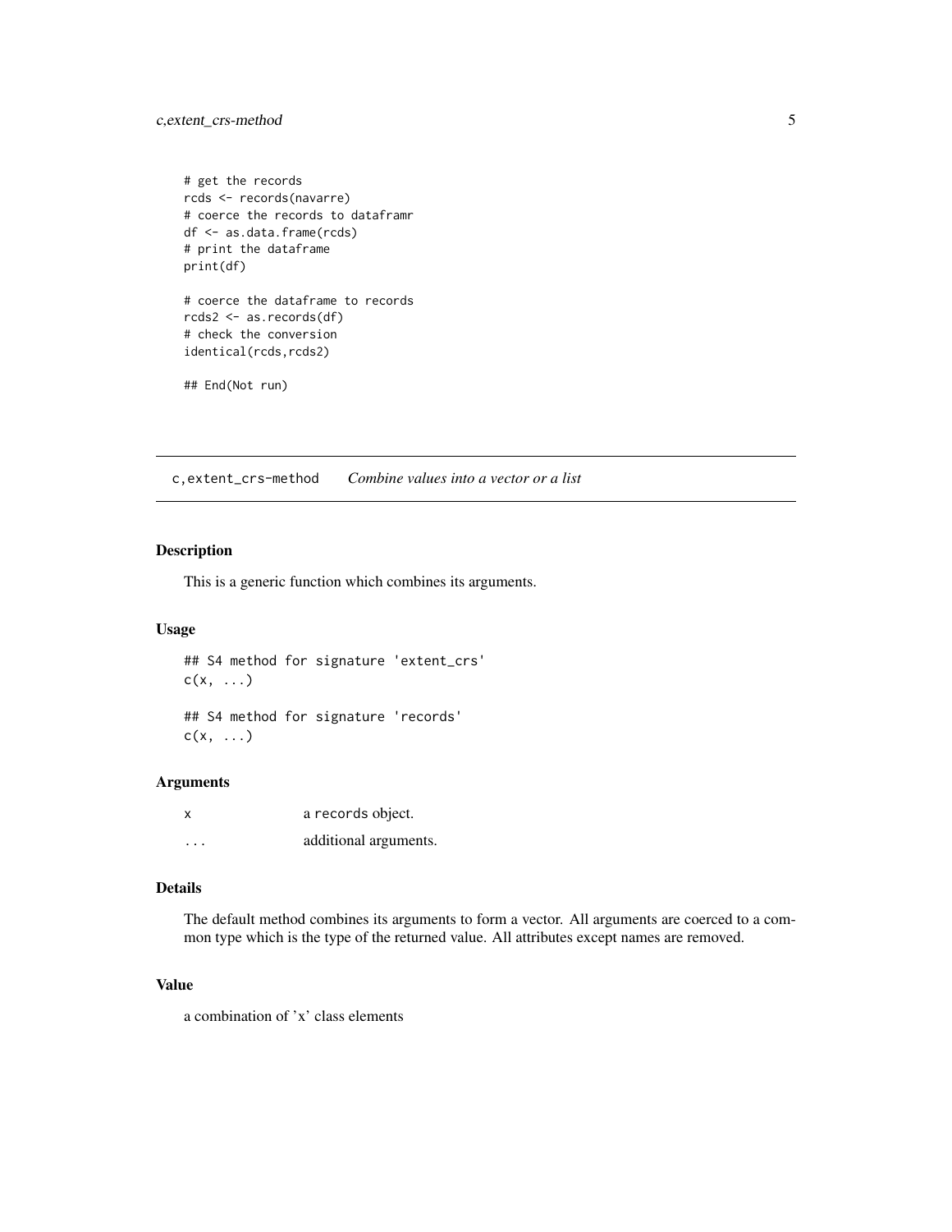```
# get the records
rcds <- records(navarre)
# coerce the records to dataframr
df <- as.data.frame(rcds)
# print the dataframe
print(df)

# coerce the dataframe to records
rcds2 <- as.records(df)
# check the conversion
identical(rcds,rcds2)

## End(Not run)
```

---

## c,extent_crs-method *Combine values into a vector or a list*

### Description

This is a generic function which combines its arguments.

### Usage

```
## S4 method for signature 'extent_crs'
c(x, ...)

## S4 method for signature 'records'
c(x, ...)
```

### Arguments

| | |
|---|---|
| x | a records object. |
| ... | additional arguments. |

### Details

The default method combines its arguments to form a vector. All arguments are coerced to a common type which is the type of the returned value. All attributes except names are removed.

### Value

a combination of 'x' class elements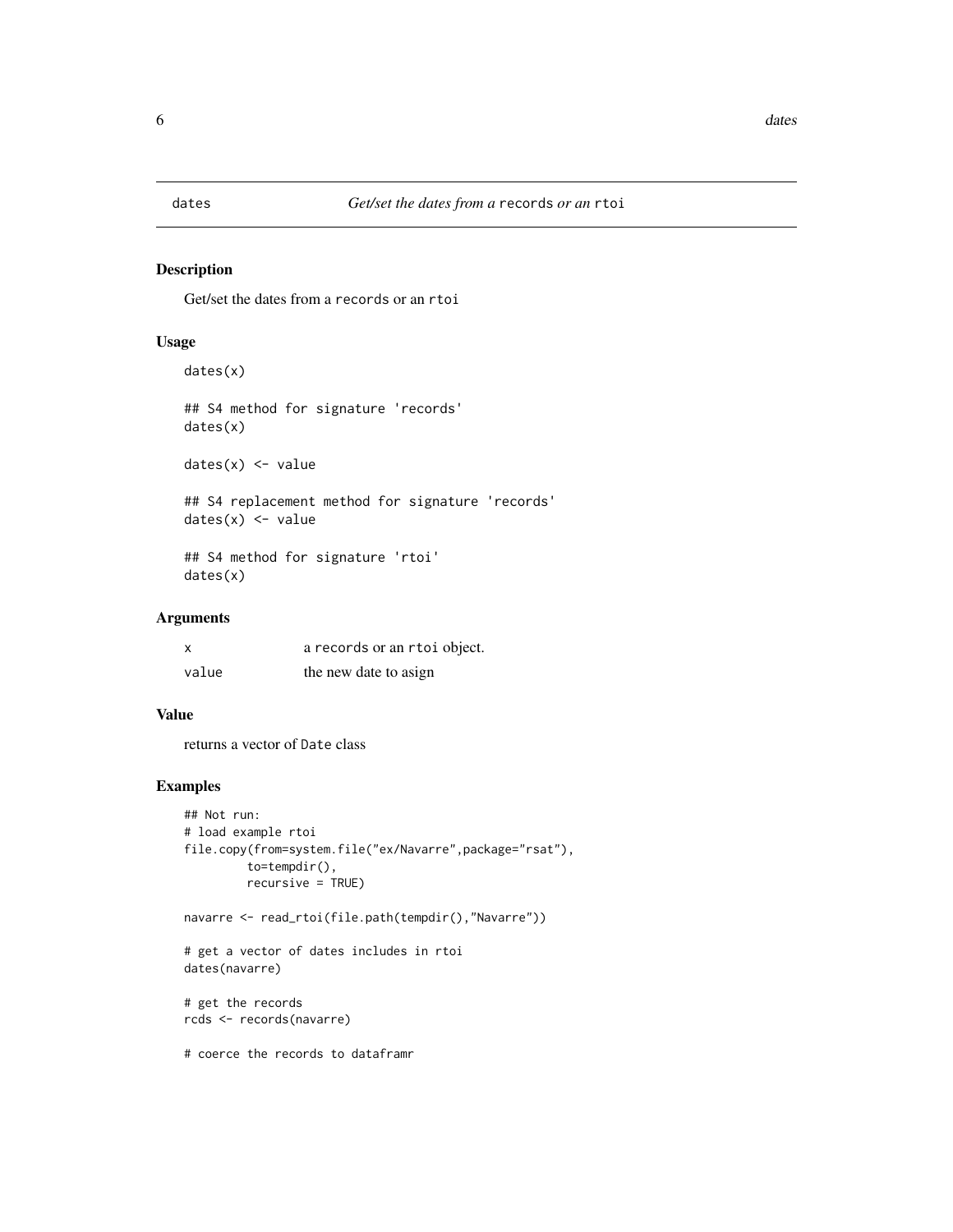# dates — *Get/set the dates from a* `records` *or an* `rtoi`

## Description

Get/set the dates from a `records` or an `rtoi`

## Usage

```
dates(x)

## S4 method for signature 'records'
dates(x)

dates(x) <- value

## S4 replacement method for signature 'records'
dates(x) <- value

## S4 method for signature 'rtoi'
dates(x)
```

## Arguments

| | |
|---|---|
| `x` | a `records` or an `rtoi` object. |
| `value` | the new date to asign |

## Value

returns a vector of `Date` class

## Examples

```
## Not run:
# load example rtoi
file.copy(from=system.file("ex/Navarre",package="rsat"),
         to=tempdir(),
         recursive = TRUE)

navarre <- read_rtoi(file.path(tempdir(),"Navarre"))

# get a vector of dates includes in rtoi
dates(navarre)

# get the records
rcds <- records(navarre)

# coerce the records to dataframr
```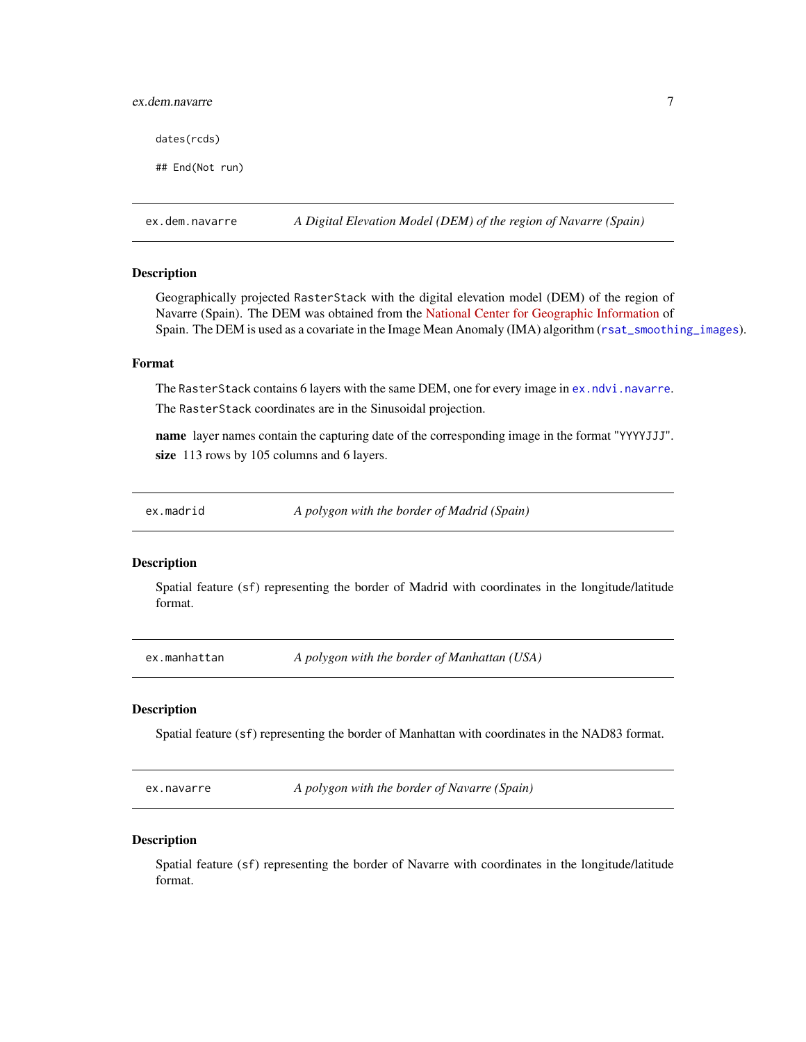```
dates(rcds)

## End(Not run)
```

## ex.dem.navarre — *A Digital Elevation Model (DEM) of the region of Navarre (Spain)*

### Description

Geographically projected `RasterStack` with the digital elevation model (DEM) of the region of Navarre (Spain). The DEM was obtained from the National Center for Geographic Information of Spain. The DEM is used as a covariate in the Image Mean Anomaly (IMA) algorithm (`rsat_smoothing_images`).

### Format

The `RasterStack` contains 6 layers with the same DEM, one for every image in `ex.ndvi.navarre`. The `RasterStack` coordinates are in the Sinusoidal projection.

**name** layer names contain the capturing date of the corresponding image in the format "`YYYYJJJ`".

**size** 113 rows by 105 columns and 6 layers.

## ex.madrid — *A polygon with the border of Madrid (Spain)*

### Description

Spatial feature (`sf`) representing the border of Madrid with coordinates in the longitude/latitude format.

## ex.manhattan — *A polygon with the border of Manhattan (USA)*

### Description

Spatial feature (`sf`) representing the border of Manhattan with coordinates in the NAD83 format.

## ex.navarre — *A polygon with the border of Navarre (Spain)*

### Description

Spatial feature (`sf`) representing the border of Navarre with coordinates in the longitude/latitude format.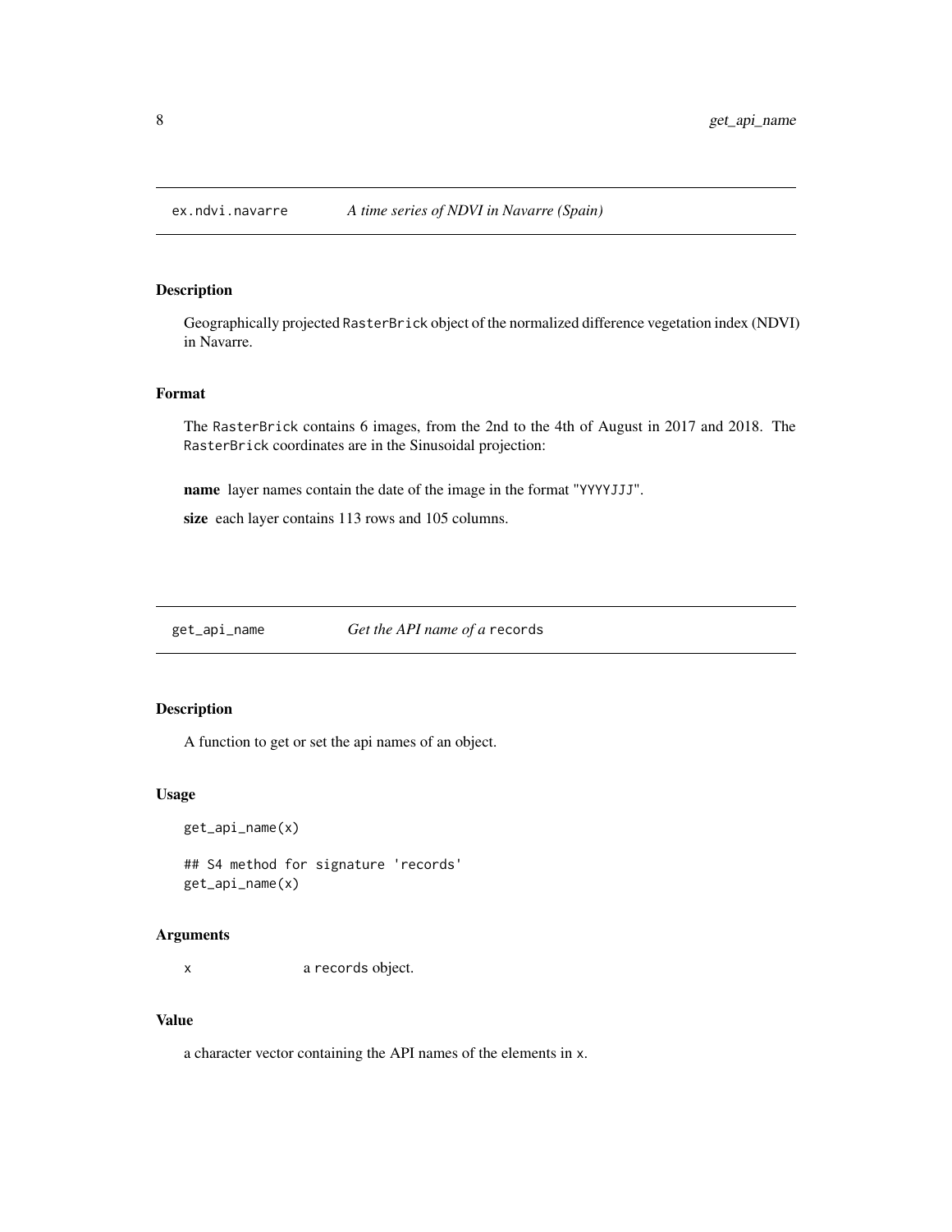## ex.ndvi.navarre — *A time series of NDVI in Navarre (Spain)*

### Description

Geographically projected `RasterBrick` object of the normalized difference vegetation index (NDVI) in Navarre.

### Format

The `RasterBrick` contains 6 images, from the 2nd to the 4th of August in 2017 and 2018. The `RasterBrick` coordinates are in the Sinusoidal projection:

**name** layer names contain the date of the image in the format "`YYYYJJJ`".

**size** each layer contains 113 rows and 105 columns.

## get_api_name — *Get the API name of a* `records`

### Description

A function to get or set the api names of an object.

### Usage

```
get_api_name(x)

## S4 method for signature 'records'
get_api_name(x)
```

### Arguments

`x` a `records` object.

### Value

a character vector containing the API names of the elements in `x`.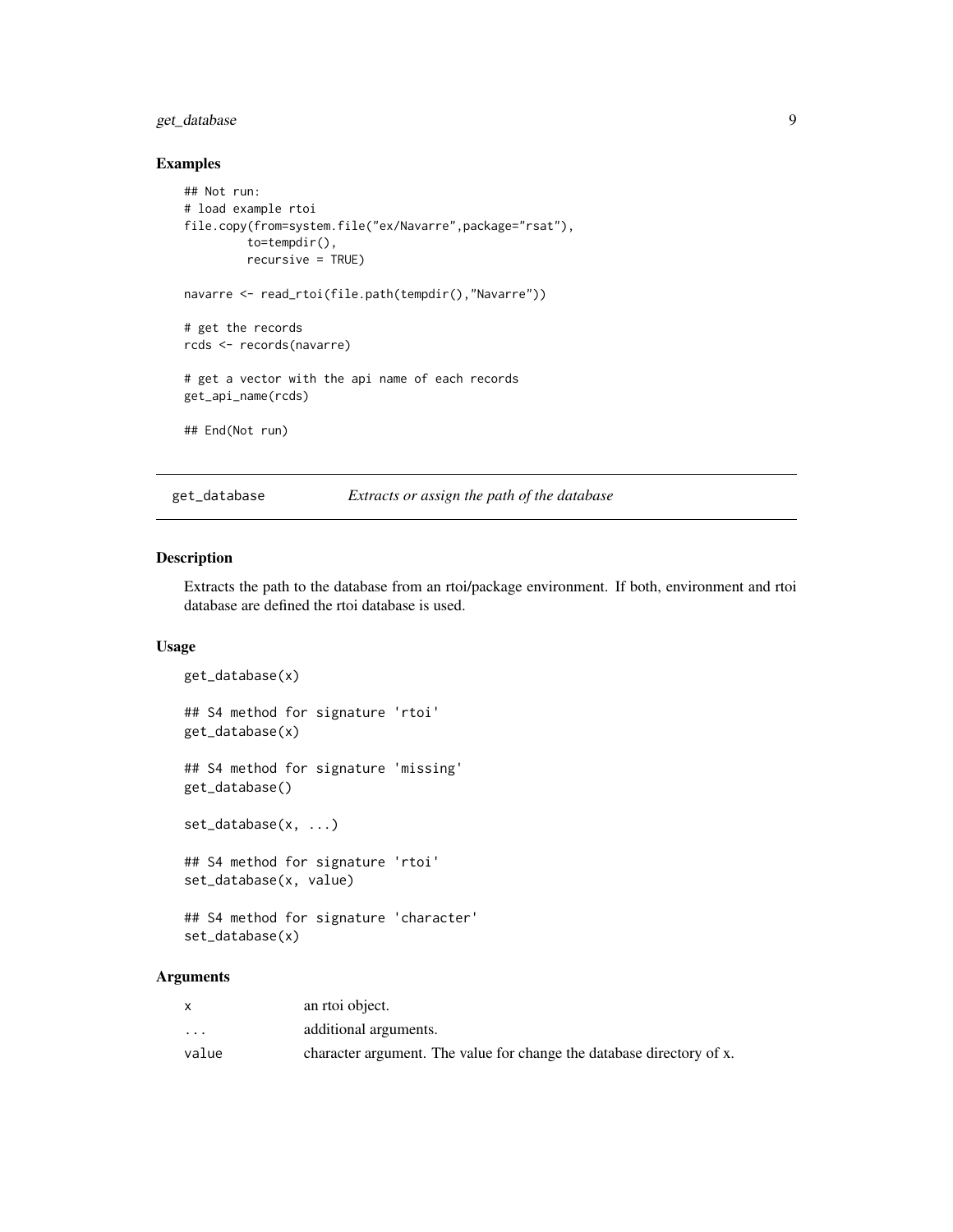## Examples

```
## Not run:
# load example rtoi
file.copy(from=system.file("ex/Navarre",package="rsat"),
         to=tempdir(),
         recursive = TRUE)

navarre <- read_rtoi(file.path(tempdir(),"Navarre"))

# get the records
rcds <- records(navarre)

# get a vector with the api name of each records
get_api_name(rcds)

## End(Not run)
```

---

# get_database — *Extracts or assign the path of the database*

## Description

Extracts the path to the database from an rtoi/package environment. If both, environment and rtoi database are defined the rtoi database is used.

## Usage

```
get_database(x)

## S4 method for signature 'rtoi'
get_database(x)

## S4 method for signature 'missing'
get_database()

set_database(x, ...)

## S4 method for signature 'rtoi'
set_database(x, value)

## S4 method for signature 'character'
set_database(x)
```

## Arguments

| | |
|---|---|
| x | an rtoi object. |
| ... | additional arguments. |
| value | character argument. The value for change the database directory of x. |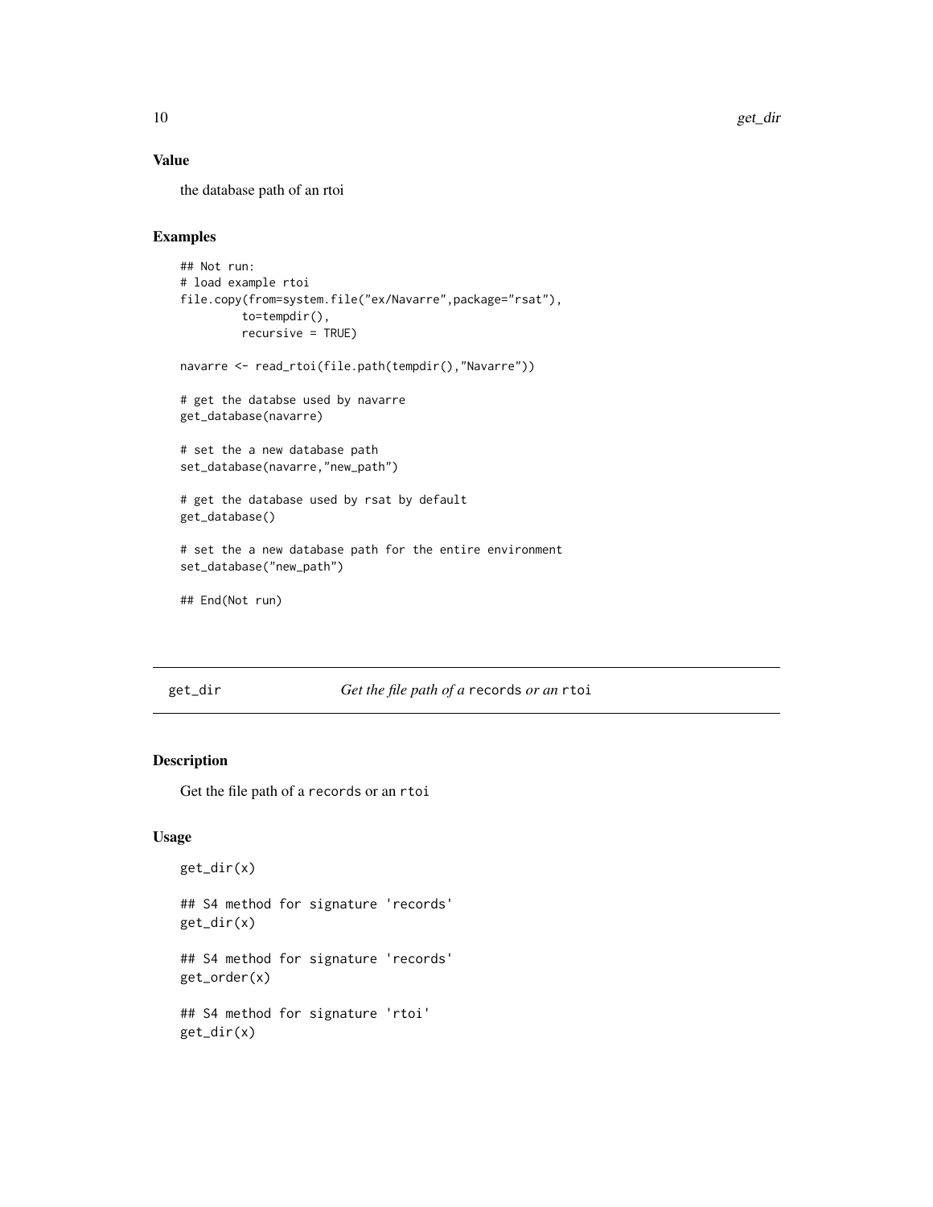### Value

the database path of an rtoi

### Examples

```
## Not run:
# load example rtoi
file.copy(from=system.file("ex/Navarre",package="rsat"),
         to=tempdir(),
         recursive = TRUE)

navarre <- read_rtoi(file.path(tempdir(),"Navarre"))

# get the databse used by navarre
get_database(navarre)

# set the a new database path
set_database(navarre,"new_path")

# get the database used by rsat by default
get_database()

# set the a new database path for the entire environment
set_database("new_path")

## End(Not run)
```

---

## get_dir — *Get the file path of a* `records` *or an* `rtoi`

### Description

Get the file path of a `records` or an `rtoi`

### Usage

```
get_dir(x)

## S4 method for signature 'records'
get_dir(x)

## S4 method for signature 'records'
get_order(x)

## S4 method for signature 'rtoi'
get_dir(x)
```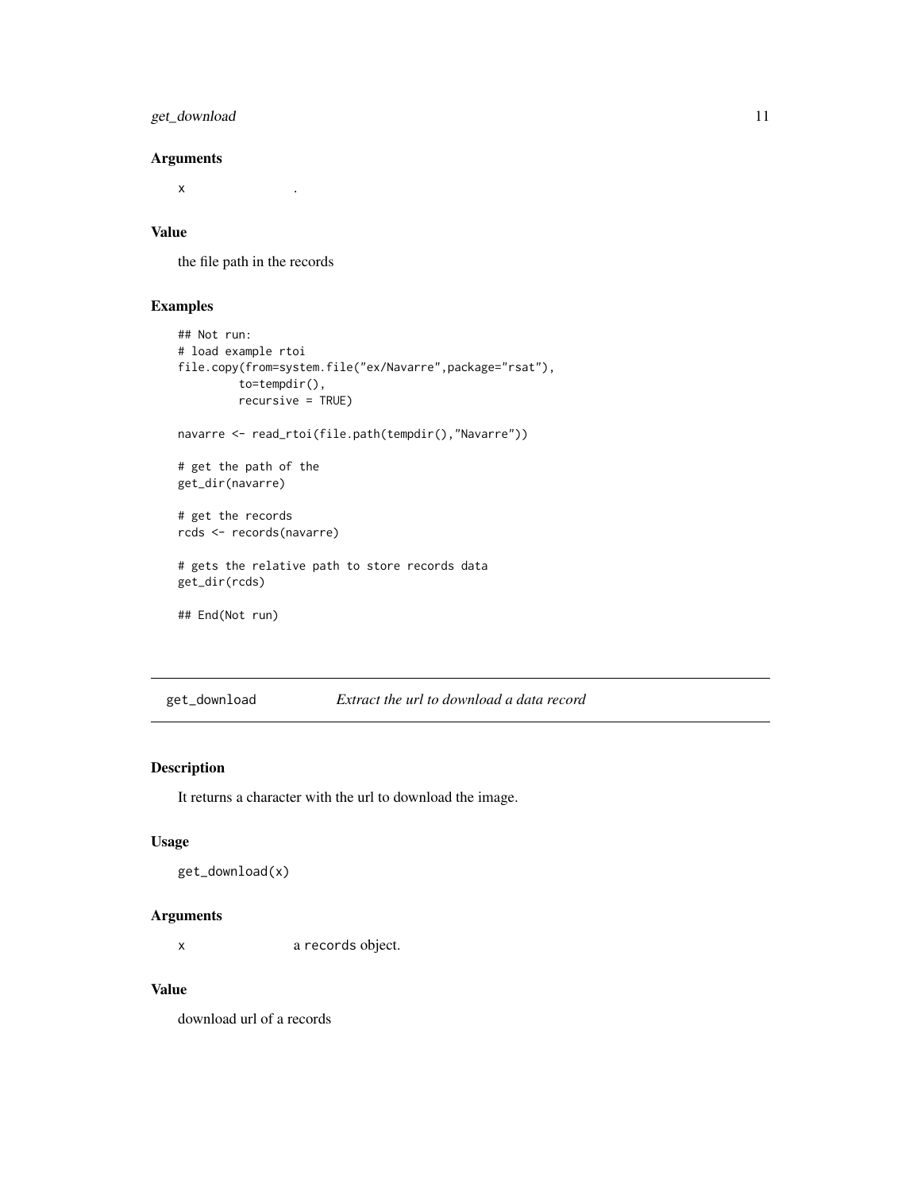### Arguments

x .

### Value

the file path in the records

### Examples

```
## Not run:
# load example rtoi
file.copy(from=system.file("ex/Navarre",package="rsat"),
         to=tempdir(),
         recursive = TRUE)

navarre <- read_rtoi(file.path(tempdir(),"Navarre"))

# get the path of the
get_dir(navarre)

# get the records
rcds <- records(navarre)

# gets the relative path to store records data
get_dir(rcds)

## End(Not run)
```

---

## get_download *Extract the url to download a data record*

---

### Description

It returns a character with the url to download the image.

### Usage

```
get_download(x)
```

### Arguments

x a `records` object.

### Value

download url of a records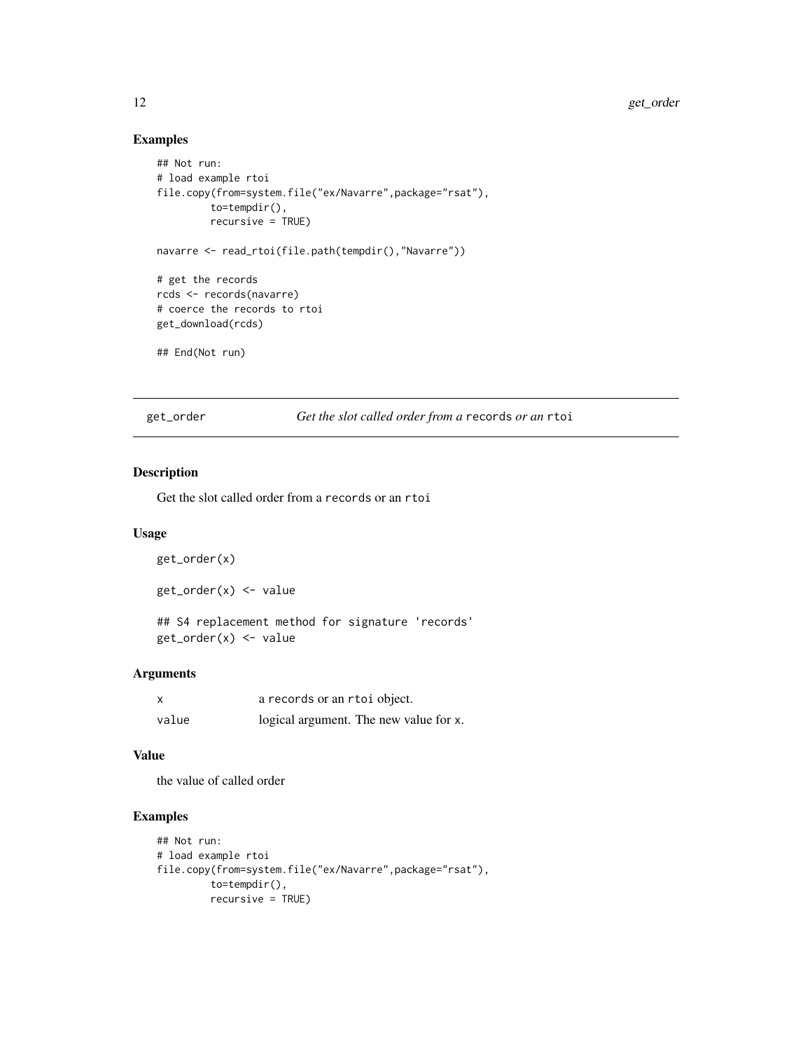## Examples

```
## Not run:
# load example rtoi
file.copy(from=system.file("ex/Navarre",package="rsat"),
         to=tempdir(),
         recursive = TRUE)

navarre <- read_rtoi(file.path(tempdir(),"Navarre"))

# get the records
rcds <- records(navarre)
# coerce the records to rtoi
get_download(rcds)

## End(Not run)
```

---

get_order *Get the slot called order from a* records *or an* rtoi

---

## Description

Get the slot called order from a records or an rtoi

## Usage

```
get_order(x)

get_order(x) <- value

## S4 replacement method for signature 'records'
get_order(x) <- value
```

## Arguments

| | |
|---|---|
| x | a records or an rtoi object. |
| value | logical argument. The new value for x. |

## Value

the value of called order

## Examples

```
## Not run:
# load example rtoi
file.copy(from=system.file("ex/Navarre",package="rsat"),
         to=tempdir(),
         recursive = TRUE)
```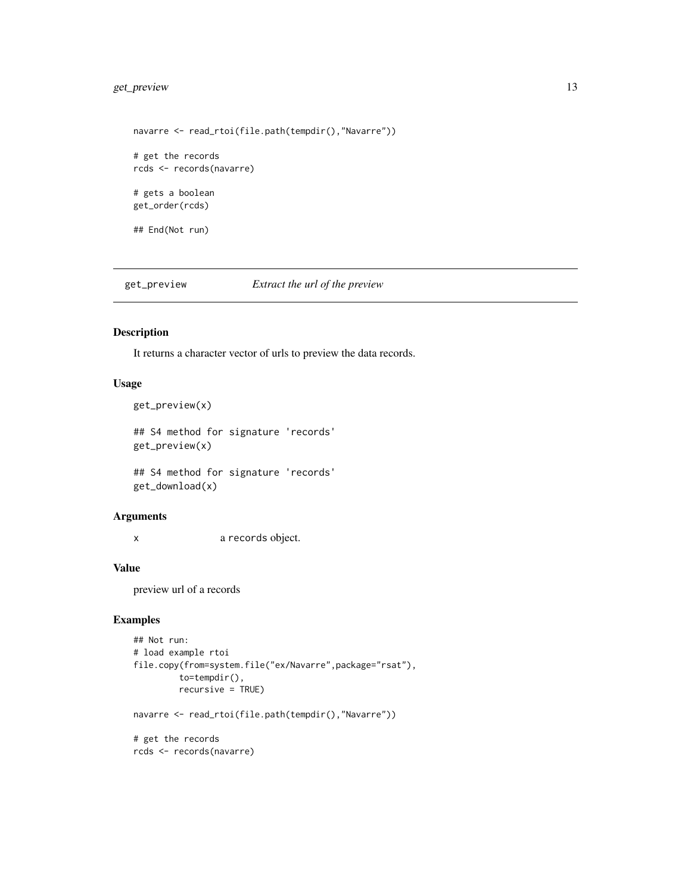```
navarre <- read_rtoi(file.path(tempdir(),"Navarre"))

# get the records
rcds <- records(navarre)

# gets a boolean
get_order(rcds)

## End(Not run)
```

---

## get_preview — *Extract the url of the preview*

### Description

It returns a character vector of urls to preview the data records.

### Usage

```
get_preview(x)

## S4 method for signature 'records'
get_preview(x)

## S4 method for signature 'records'
get_download(x)
```

### Arguments

| | |
|---|---|
| x | a records object. |

### Value

preview url of a records

### Examples

```
## Not run:
# load example rtoi
file.copy(from=system.file("ex/Navarre",package="rsat"),
          to=tempdir(),
          recursive = TRUE)

navarre <- read_rtoi(file.path(tempdir(),"Navarre"))

# get the records
rcds <- records(navarre)
```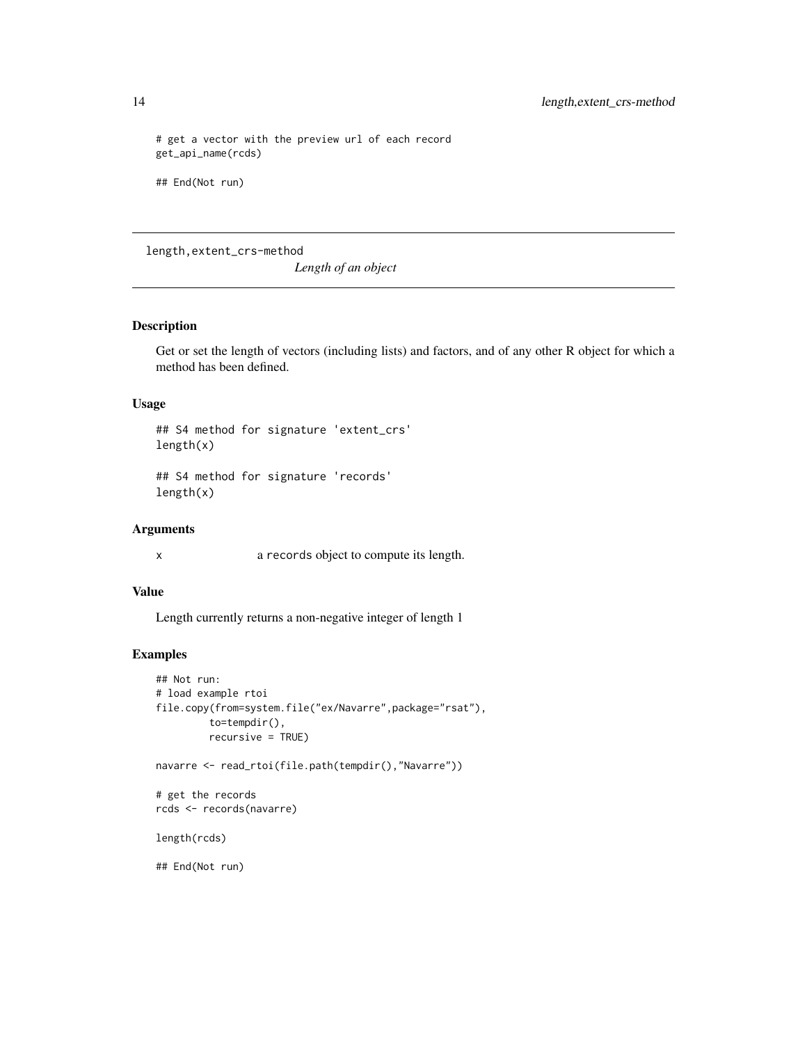```
# get a vector with the preview url of each record
get_api_name(rcds)

## End(Not run)
```

---

length,extent_crs-method *Length of an object*

---

## Description

Get or set the length of vectors (including lists) and factors, and of any other R object for which a method has been defined.

## Usage

```
## S4 method for signature 'extent_crs'
length(x)

## S4 method for signature 'records'
length(x)
```

## Arguments

x a records object to compute its length.

## Value

Length currently returns a non-negative integer of length 1

## Examples

```
## Not run:
# load example rtoi
file.copy(from=system.file("ex/Navarre",package="rsat"),
         to=tempdir(),
         recursive = TRUE)

navarre <- read_rtoi(file.path(tempdir(),"Navarre"))

# get the records
rcds <- records(navarre)

length(rcds)

## End(Not run)
```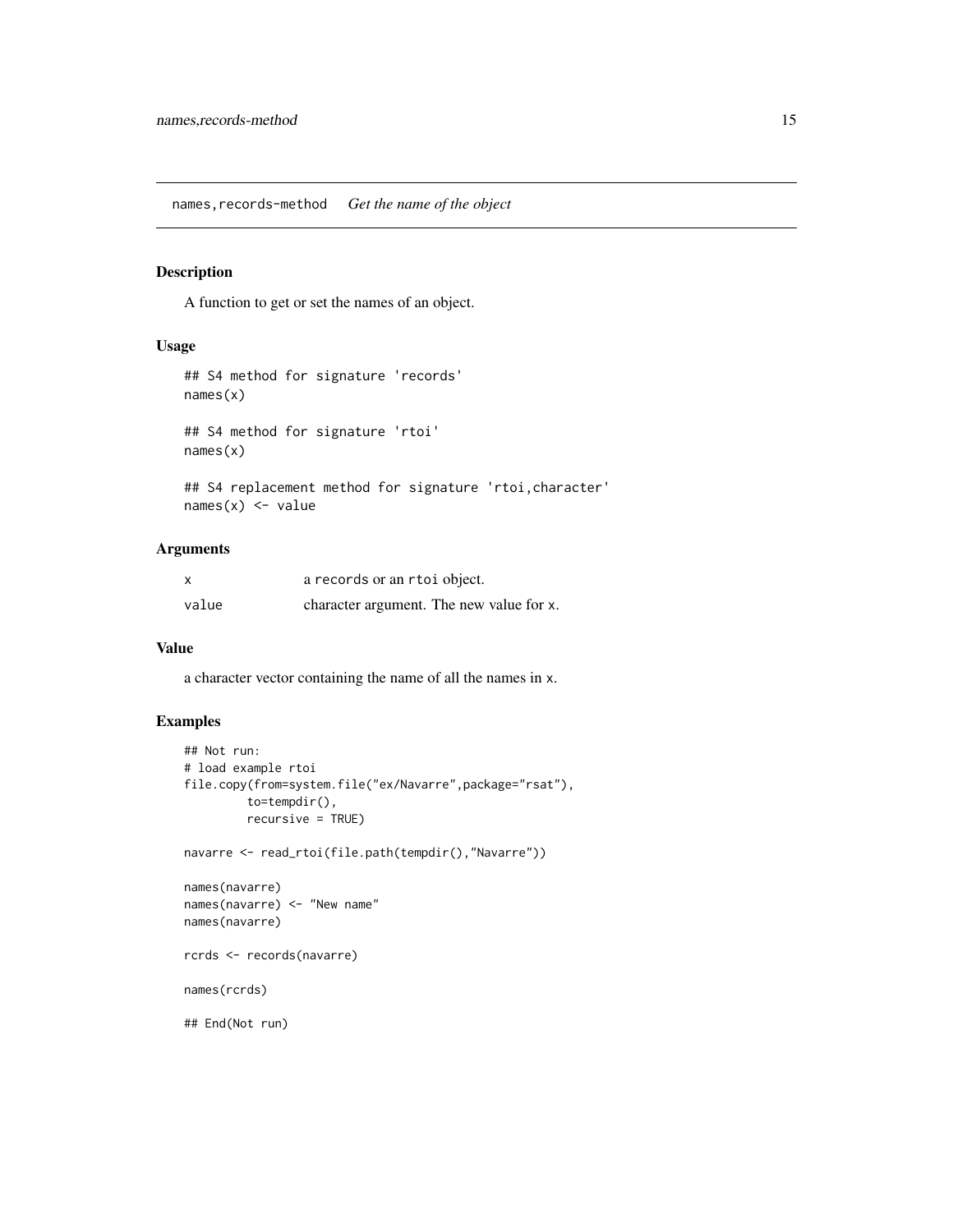## names,records-method *Get the name of the object*

### Description

A function to get or set the names of an object.

### Usage

```
## S4 method for signature 'records'
names(x)

## S4 method for signature 'rtoi'
names(x)

## S4 replacement method for signature 'rtoi,character'
names(x) <- value
```

### Arguments

| | |
|---|---|
| x | a records or an rtoi object. |
| value | character argument. The new value for x. |

### Value

a character vector containing the name of all the names in x.

### Examples

```
## Not run:
# load example rtoi
file.copy(from=system.file("ex/Navarre",package="rsat"),
         to=tempdir(),
         recursive = TRUE)

navarre <- read_rtoi(file.path(tempdir(),"Navarre"))

names(navarre)
names(navarre) <- "New name"
names(navarre)

rcrds <- records(navarre)

names(rcrds)

## End(Not run)
```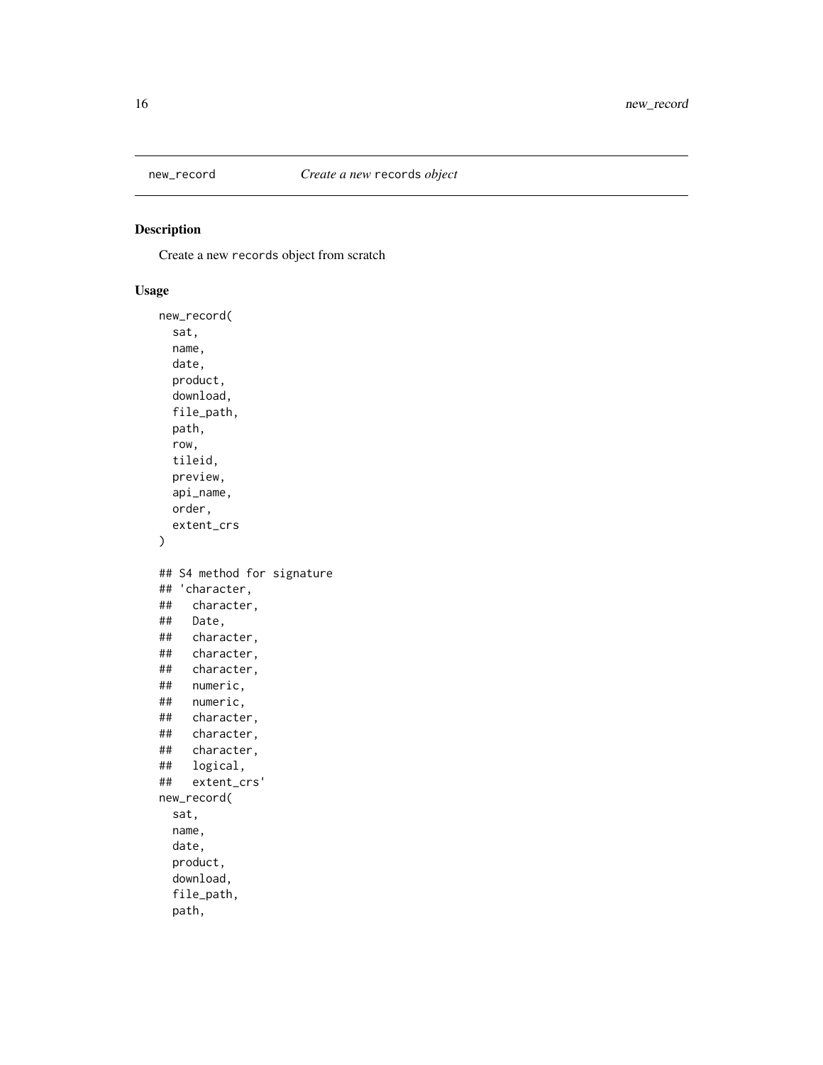## new_record *Create a new* records *object*

### Description

Create a new records object from scratch

### Usage

```
new_record(
  sat,
  name,
  date,
  product,
  download,
  file_path,
  path,
  row,
  tileid,
  preview,
  api_name,
  order,
  extent_crs
)

## S4 method for signature
## 'character,
##   character,
##   Date,
##   character,
##   character,
##   character,
##   numeric,
##   numeric,
##   character,
##   character,
##   character,
##   logical,
##   extent_crs'
new_record(
  sat,
  name,
  date,
  product,
  download,
  file_path,
  path,
```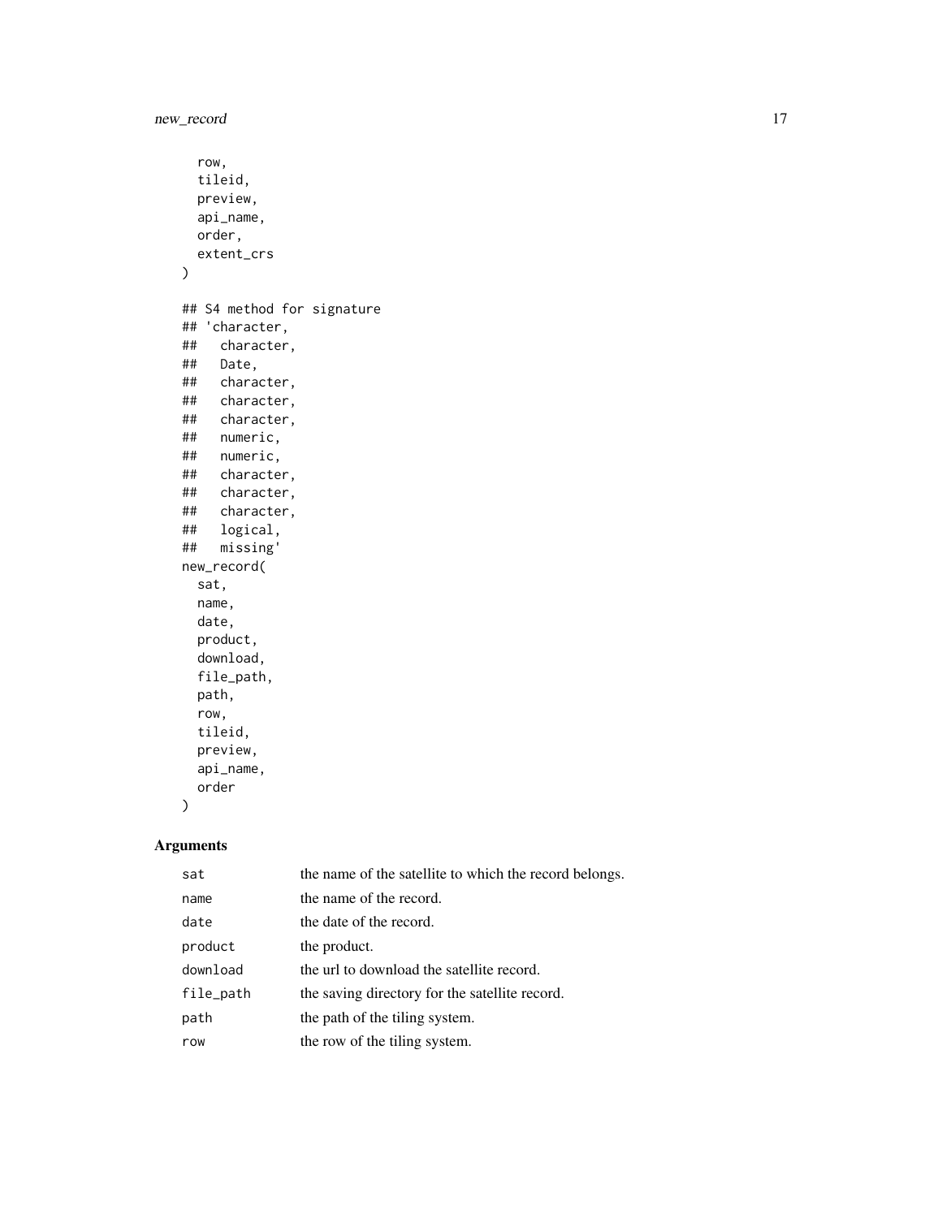```
  row,
  tileid,
  preview,
  api_name,
  order,
  extent_crs
)

## S4 method for signature
## 'character,
##   character,
##   Date,
##   character,
##   character,
##   character,
##   numeric,
##   numeric,
##   character,
##   character,
##   character,
##   logical,
##   missing'
new_record(
  sat,
  name,
  date,
  product,
  download,
  file_path,
  path,
  row,
  tileid,
  preview,
  api_name,
  order
)
```

## Arguments

| | |
|---|---|
| sat | the name of the satellite to which the record belongs. |
| name | the name of the record. |
| date | the date of the record. |
| product | the product. |
| download | the url to download the satellite record. |
| file_path | the saving directory for the satellite record. |
| path | the path of the tiling system. |
| row | the row of the tiling system. |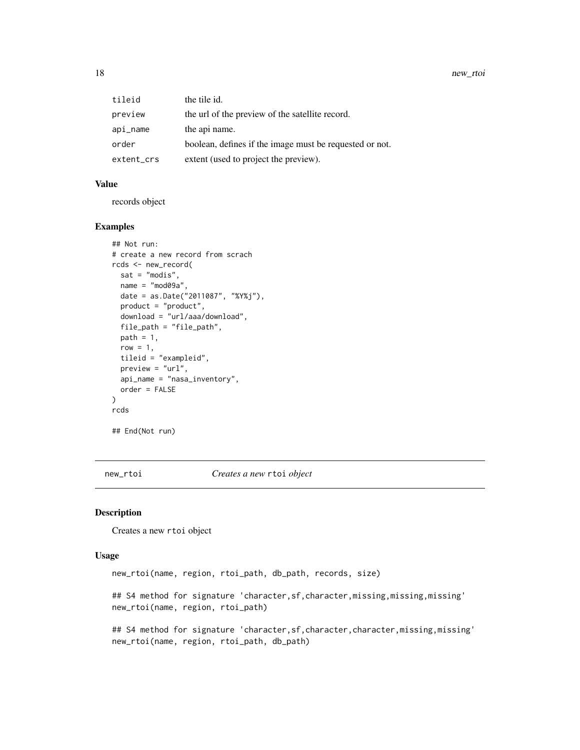| | |
|---|---|
| tileid | the tile id. |
| preview | the url of the preview of the satellite record. |
| api_name | the api name. |
| order | boolean, defines if the image must be requested or not. |
| extent_crs | extent (used to project the preview). |

### Value

records object

### Examples

```
## Not run:
# create a new record from scrach
rcds <- new_record(
  sat = "modis",
  name = "mod09a",
  date = as.Date("2011087", "%Y%j"),
  product = "product",
  download = "url/aaa/download",
  file_path = "file_path",
  path = 1,
  row = 1,
  tileid = "exampleid",
  preview = "url",
  api_name = "nasa_inventory",
  order = FALSE
)
rcds

## End(Not run)
```

## new_rtoi — *Creates a new* rtoi *object*

### Description

Creates a new rtoi object

### Usage

```
new_rtoi(name, region, rtoi_path, db_path, records, size)

## S4 method for signature 'character,sf,character,missing,missing,missing'
new_rtoi(name, region, rtoi_path)

## S4 method for signature 'character,sf,character,character,missing,missing'
new_rtoi(name, region, rtoi_path, db_path)
```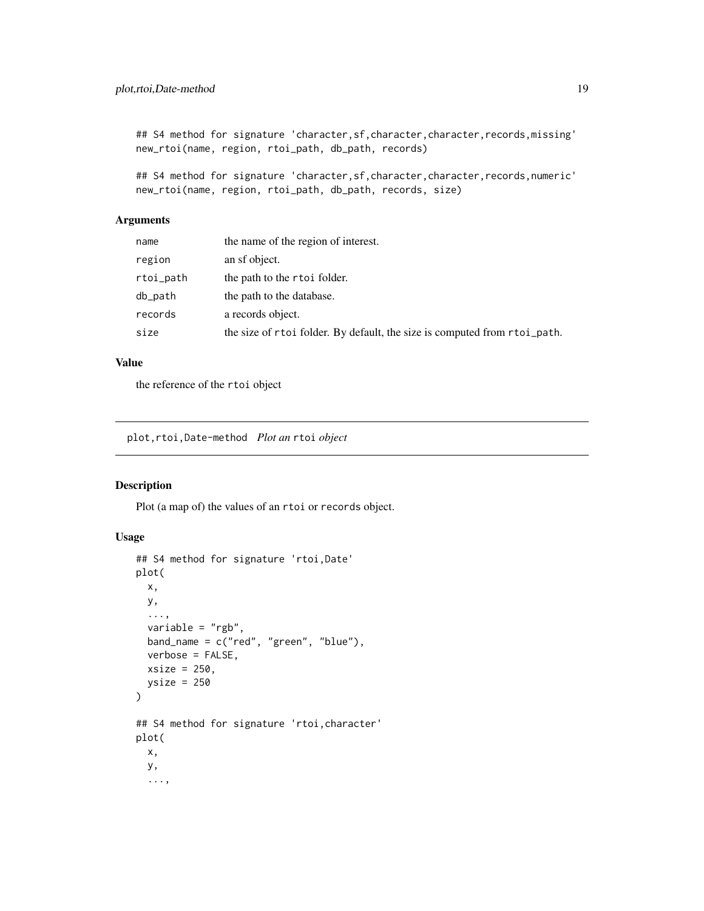```
## S4 method for signature 'character,sf,character,character,records,missing'
new_rtoi(name, region, rtoi_path, db_path, records)

## S4 method for signature 'character,sf,character,character,records,numeric'
new_rtoi(name, region, rtoi_path, db_path, records, size)
```

### Arguments

| | |
|---|---|
| `name` | the name of the region of interest. |
| `region` | an sf object. |
| `rtoi_path` | the path to the `rtoi` folder. |
| `db_path` | the path to the database. |
| `records` | a records object. |
| `size` | the size of `rtoi` folder. By default, the size is computed from `rtoi_path`. |

### Value

the reference of the `rtoi` object

---

## plot,rtoi,Date-method    *Plot an* `rtoi` *object*

### Description

Plot (a map of) the values of an `rtoi` or `records` object.

### Usage

```
## S4 method for signature 'rtoi,Date'
plot(
  x,
  y,
  ...,
  variable = "rgb",
  band_name = c("red", "green", "blue"),
  verbose = FALSE,
  xsize = 250,
  ysize = 250
)

## S4 method for signature 'rtoi,character'
plot(
  x,
  y,
  ...,
```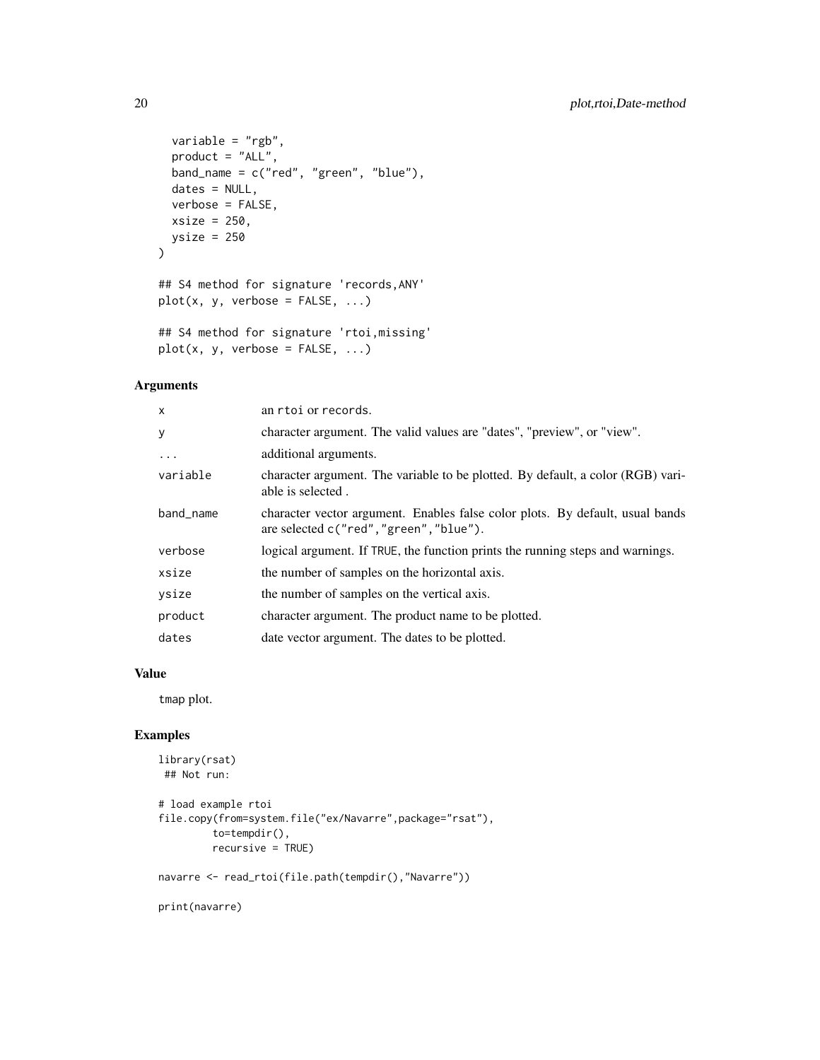```
  variable = "rgb",
  product = "ALL",
  band_name = c("red", "green", "blue"),
  dates = NULL,
  verbose = FALSE,
  xsize = 250,
  ysize = 250
)

## S4 method for signature 'records,ANY'
plot(x, y, verbose = FALSE, ...)

## S4 method for signature 'rtoi,missing'
plot(x, y, verbose = FALSE, ...)
```

### Arguments

| | |
|---|---|
| x | an rtoi or records. |
| y | character argument. The valid values are "dates", "preview", or "view". |
| ... | additional arguments. |
| variable | character argument. The variable to be plotted. By default, a color (RGB) variable is selected . |
| band_name | character vector argument. Enables false color plots. By default, usual bands are selected c("red","green","blue"). |
| verbose | logical argument. If TRUE, the function prints the running steps and warnings. |
| xsize | the number of samples on the horizontal axis. |
| ysize | the number of samples on the vertical axis. |
| product | character argument. The product name to be plotted. |
| dates | date vector argument. The dates to be plotted. |

### Value

tmap plot.

### Examples

```
library(rsat)
 ## Not run:

# load example rtoi
file.copy(from=system.file("ex/Navarre",package="rsat"),
         to=tempdir(),
         recursive = TRUE)

navarre <- read_rtoi(file.path(tempdir(),"Navarre"))

print(navarre)
```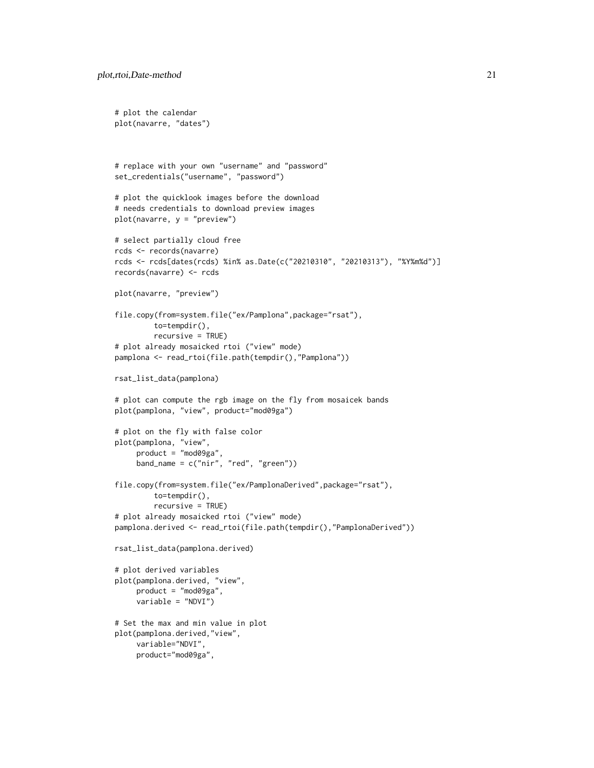```
# plot the calendar
plot(navarre, "dates")



# replace with your own "username" and "password"
set_credentials("username", "password")

# plot the quicklook images before the download
# needs credentials to download preview images
plot(navarre, y = "preview")

# select partially cloud free
rcds <- records(navarre)
rcds <- rcds[dates(rcds) %in% as.Date(c("20210310", "20210313"), "%Y%m%d")]
records(navarre) <- rcds

plot(navarre, "preview")

file.copy(from=system.file("ex/Pamplona",package="rsat"),
         to=tempdir(),
         recursive = TRUE)
# plot already mosaicked rtoi ("view" mode)
pamplona <- read_rtoi(file.path(tempdir(),"Pamplona"))

rsat_list_data(pamplona)

# plot can compute the rgb image on the fly from mosaicek bands
plot(pamplona, "view", product="mod09ga")

# plot on the fly with false color
plot(pamplona, "view",
     product = "mod09ga",
     band_name = c("nir", "red", "green"))

file.copy(from=system.file("ex/PamplonaDerived",package="rsat"),
         to=tempdir(),
         recursive = TRUE)
# plot already mosaicked rtoi ("view" mode)
pamplona.derived <- read_rtoi(file.path(tempdir(),"PamplonaDerived"))

rsat_list_data(pamplona.derived)

# plot derived variables
plot(pamplona.derived, "view",
     product = "mod09ga",
     variable = "NDVI")

# Set the max and min value in plot
plot(pamplona.derived,"view",
     variable="NDVI",
     product="mod09ga",
```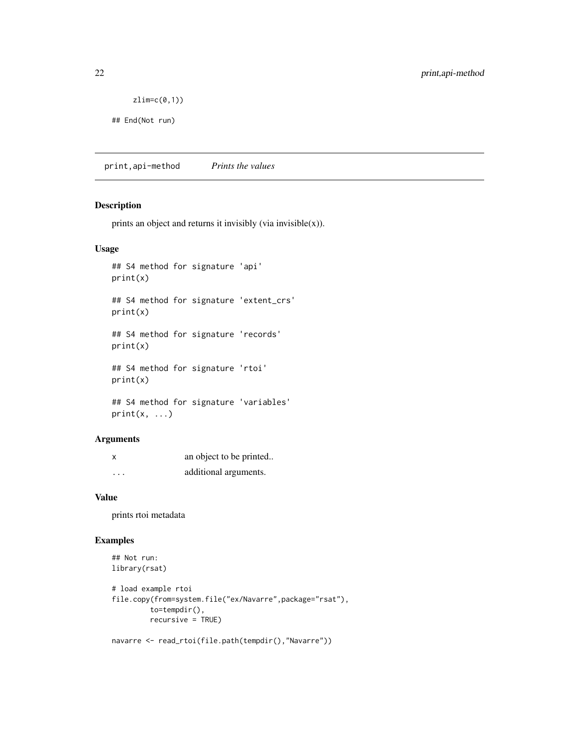```
      zlim=c(0,1))

## End(Not run)
```

## print,api-method *Prints the values*

### Description

prints an object and returns it invisibly (via invisible(x)).

### Usage

```
## S4 method for signature 'api'
print(x)

## S4 method for signature 'extent_crs'
print(x)

## S4 method for signature 'records'
print(x)

## S4 method for signature 'rtoi'
print(x)

## S4 method for signature 'variables'
print(x, ...)
```

### Arguments

| | |
|---|---|
| x | an object to be printed.. |
| ... | additional arguments. |

### Value

prints rtoi metadata

### Examples

```
## Not run:
library(rsat)

# load example rtoi
file.copy(from=system.file("ex/Navarre",package="rsat"),
         to=tempdir(),
         recursive = TRUE)

navarre <- read_rtoi(file.path(tempdir(),"Navarre"))
```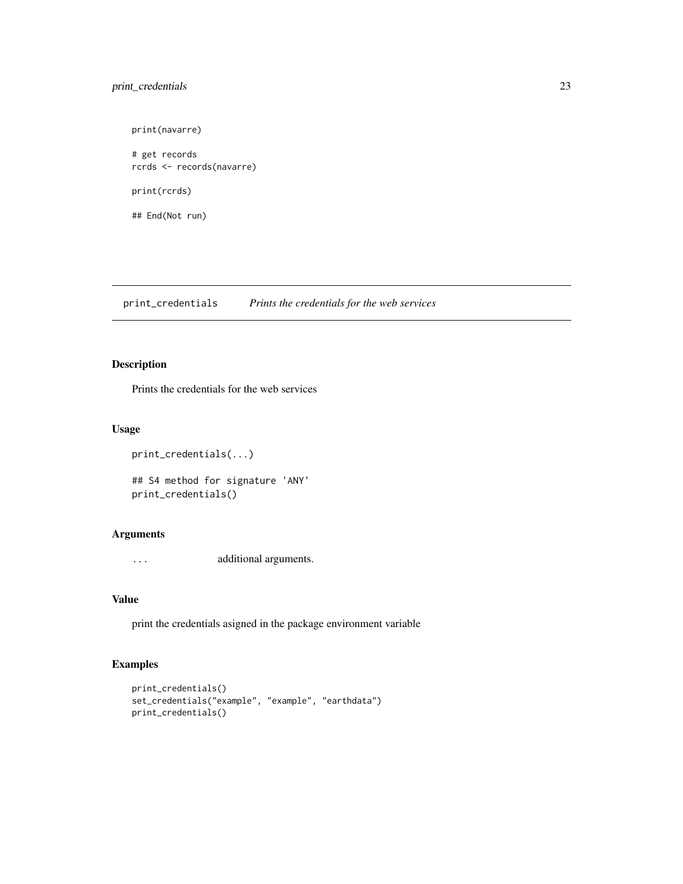```
print(navarre)

# get records
rcrds <- records(navarre)

print(rcrds)

## End(Not run)
```

---

## print_credentials *Prints the credentials for the web services*

### Description

Prints the credentials for the web services

### Usage

```
print_credentials(...)

## S4 method for signature 'ANY'
print_credentials()
```

### Arguments

| | |
|---|---|
| ... | additional arguments. |

### Value

print the credentials asigned in the package environment variable

### Examples

```
print_credentials()
set_credentials("example", "example", "earthdata")
print_credentials()
```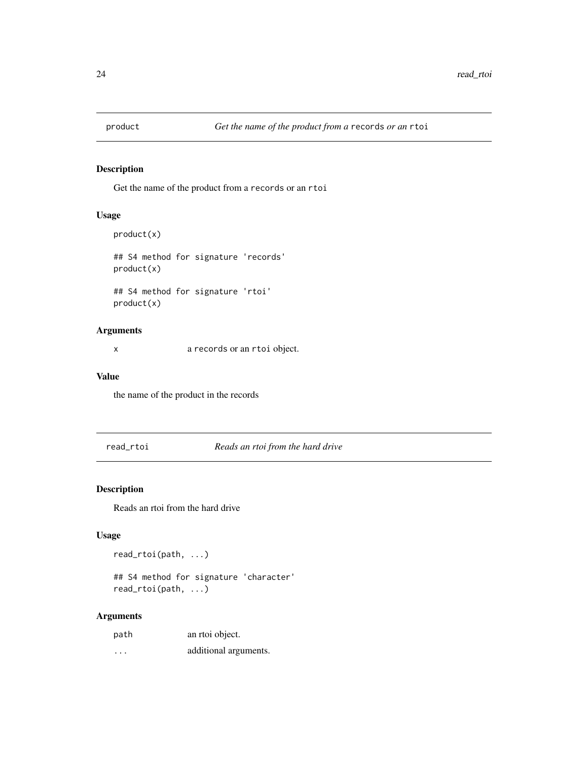## product — *Get the name of the product from a `records` or an `rtoi`*

### Description

Get the name of the product from a `records` or an `rtoi`

### Usage

```
product(x)

## S4 method for signature 'records'
product(x)

## S4 method for signature 'rtoi'
product(x)
```

### Arguments

| | |
|---|---|
| x | a `records` or an `rtoi` object. |

### Value

the name of the product in the records

## read_rtoi — *Reads an rtoi from the hard drive*

### Description

Reads an rtoi from the hard drive

### Usage

```
read_rtoi(path, ...)

## S4 method for signature 'character'
read_rtoi(path, ...)
```

### Arguments

| | |
|---|---|
| path | an rtoi object. |
| ... | additional arguments. |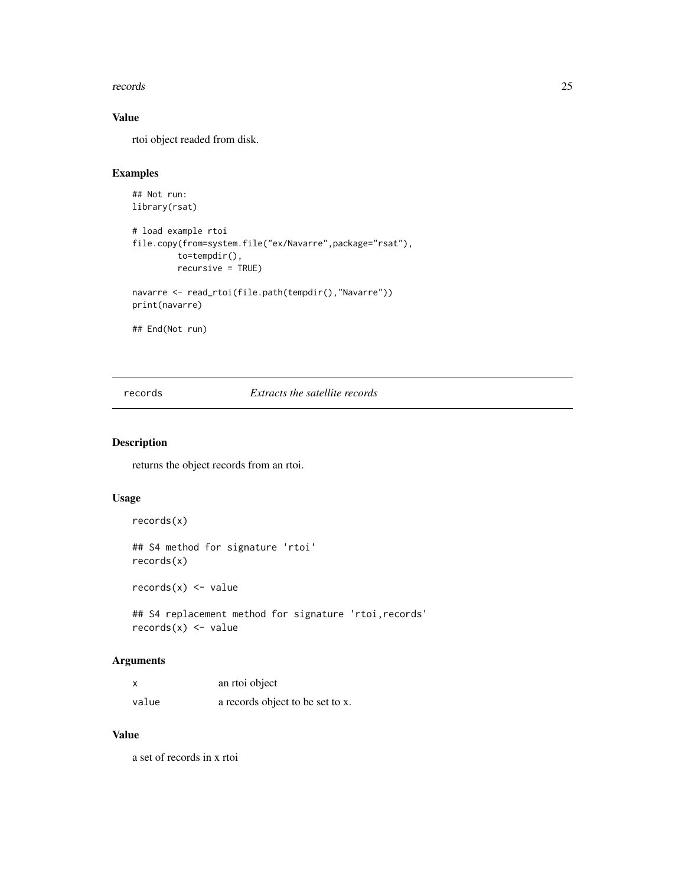## Value

rtoi object readed from disk.

## Examples

```
## Not run:
library(rsat)

# load example rtoi
file.copy(from=system.file("ex/Navarre",package="rsat"),
          to=tempdir(),
          recursive = TRUE)

navarre <- read_rtoi(file.path(tempdir(),"Navarre"))
print(navarre)

## End(Not run)
```

---

# records — *Extracts the satellite records*

## Description

returns the object records from an rtoi.

## Usage

```
records(x)

## S4 method for signature 'rtoi'
records(x)

records(x) <- value

## S4 replacement method for signature 'rtoi,records'
records(x) <- value
```

## Arguments

| | |
|---|---|
| x | an rtoi object |
| value | a records object to be set to x. |

## Value

a set of records in x rtoi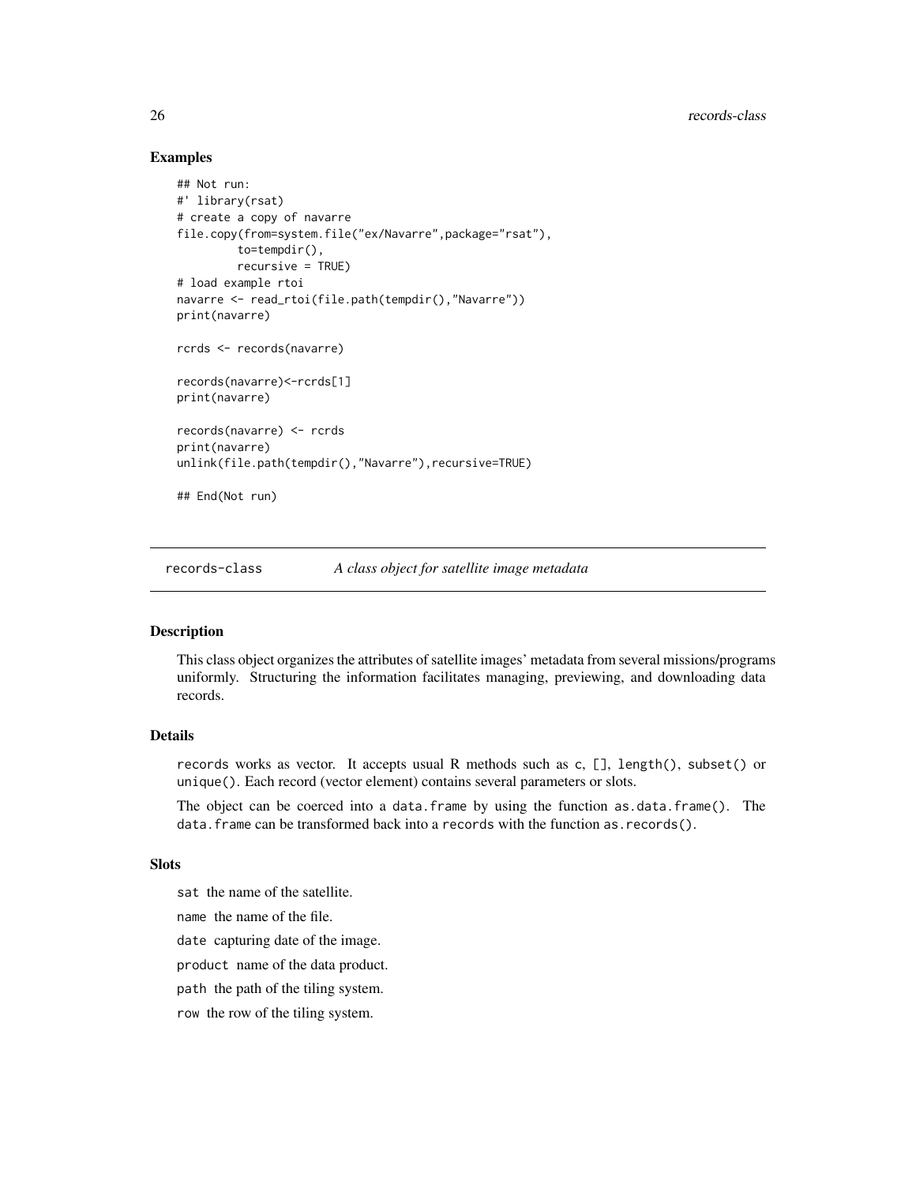## Examples

```
## Not run:
#' library(rsat)
# create a copy of navarre
file.copy(from=system.file("ex/Navarre",package="rsat"),
          to=tempdir(),
          recursive = TRUE)
# load example rtoi
navarre <- read_rtoi(file.path(tempdir(),"Navarre"))
print(navarre)

rcrds <- records(navarre)

records(navarre)<-rcrds[1]
print(navarre)

records(navarre) <- rcrds
print(navarre)
unlink(file.path(tempdir(),"Navarre"),recursive=TRUE)

## End(Not run)
```

---

# records-class *A class object for satellite image metadata*

---

## Description

This class object organizes the attributes of satellite images' metadata from several missions/programs uniformly. Structuring the information facilitates managing, previewing, and downloading data records.

## Details

records works as vector. It accepts usual R methods such as c, [], length(), subset() or unique(). Each record (vector element) contains several parameters or slots.

The object can be coerced into a data.frame by using the function as.data.frame(). The data.frame can be transformed back into a records with the function as.records().

## Slots

sat the name of the satellite.

name the name of the file.

date capturing date of the image.

product name of the data product.

path the path of the tiling system.

row the row of the tiling system.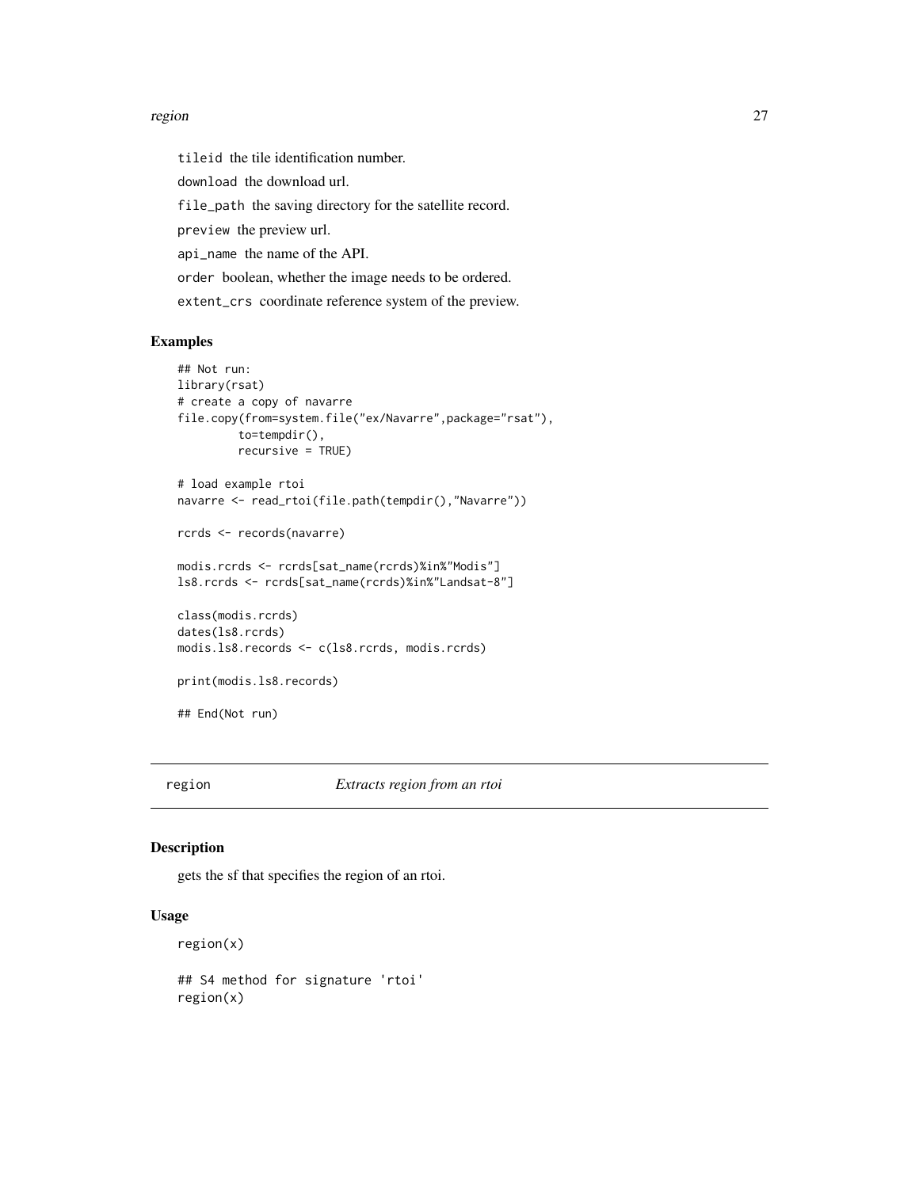tileid the tile identification number.

download the download url.

file_path the saving directory for the satellite record.

preview the preview url.

api_name the name of the API.

order boolean, whether the image needs to be ordered.

extent_crs coordinate reference system of the preview.

## Examples

```
## Not run:
library(rsat)
# create a copy of navarre
file.copy(from=system.file("ex/Navarre",package="rsat"),
         to=tempdir(),
         recursive = TRUE)

# load example rtoi
navarre <- read_rtoi(file.path(tempdir(),"Navarre"))

rcrds <- records(navarre)

modis.rcrds <- rcrds[sat_name(rcrds)%in%"Modis"]
ls8.rcrds <- rcrds[sat_name(rcrds)%in%"Landsat-8"]

class(modis.rcrds)
dates(ls8.rcrds)
modis.ls8.records <- c(ls8.rcrds, modis.rcrds)

print(modis.ls8.records)

## End(Not run)
```

---

# region *Extracts region from an rtoi*

## Description

gets the sf that specifies the region of an rtoi.

## Usage

```
region(x)

## S4 method for signature 'rtoi'
region(x)
```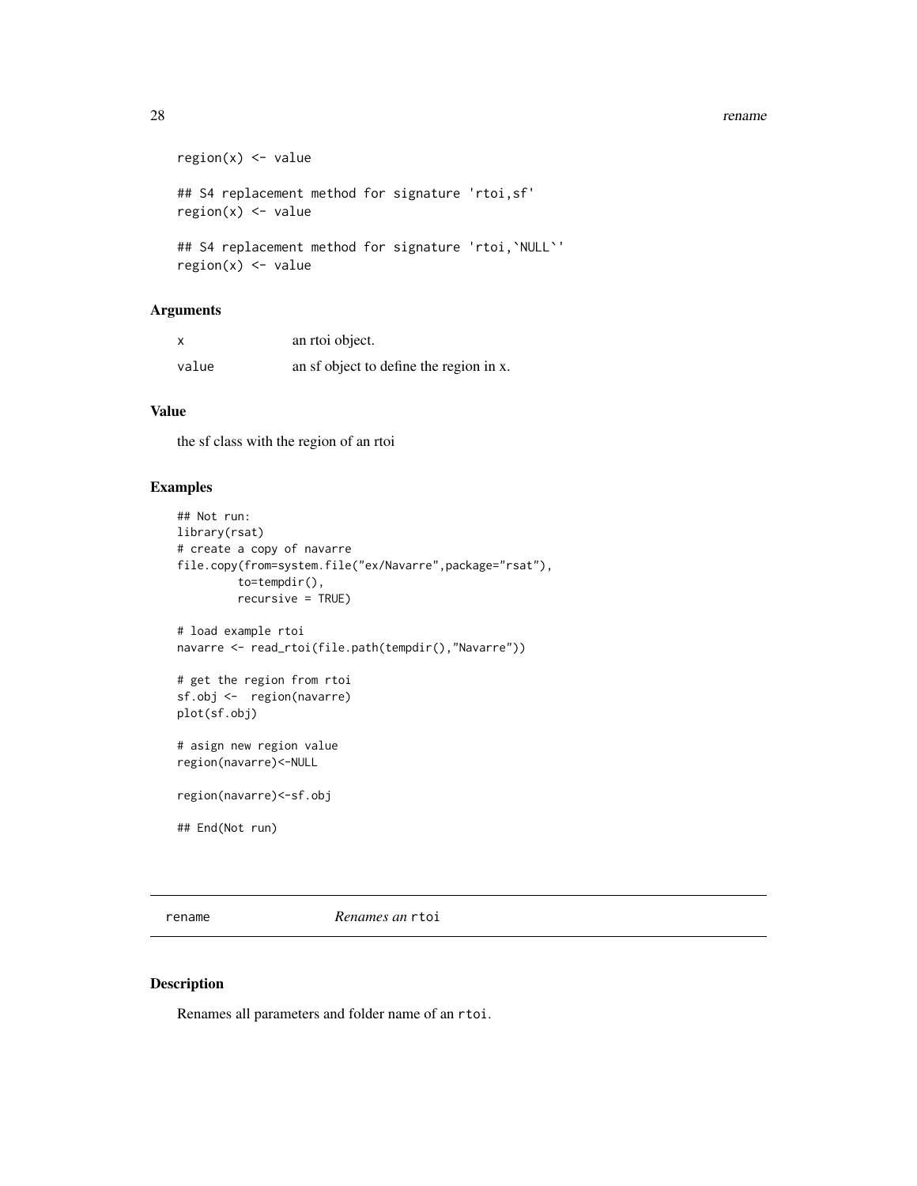```
region(x) <- value

## S4 replacement method for signature 'rtoi,sf'
region(x) <- value

## S4 replacement method for signature 'rtoi,`NULL`'
region(x) <- value
```

### Arguments

| | |
|---|---|
| x | an rtoi object. |
| value | an sf object to define the region in x. |

### Value

the sf class with the region of an rtoi

### Examples

```
## Not run:
library(rsat)
# create a copy of navarre
file.copy(from=system.file("ex/Navarre",package="rsat"),
          to=tempdir(),
          recursive = TRUE)

# load example rtoi
navarre <- read_rtoi(file.path(tempdir(),"Navarre"))

# get the region from rtoi
sf.obj <-  region(navarre)
plot(sf.obj)

# asign new region value
region(navarre)<-NULL

region(navarre)<-sf.obj

## End(Not run)
```

---

## rename *Renames an* `rtoi`

### Description

Renames all parameters and folder name of an `rtoi`.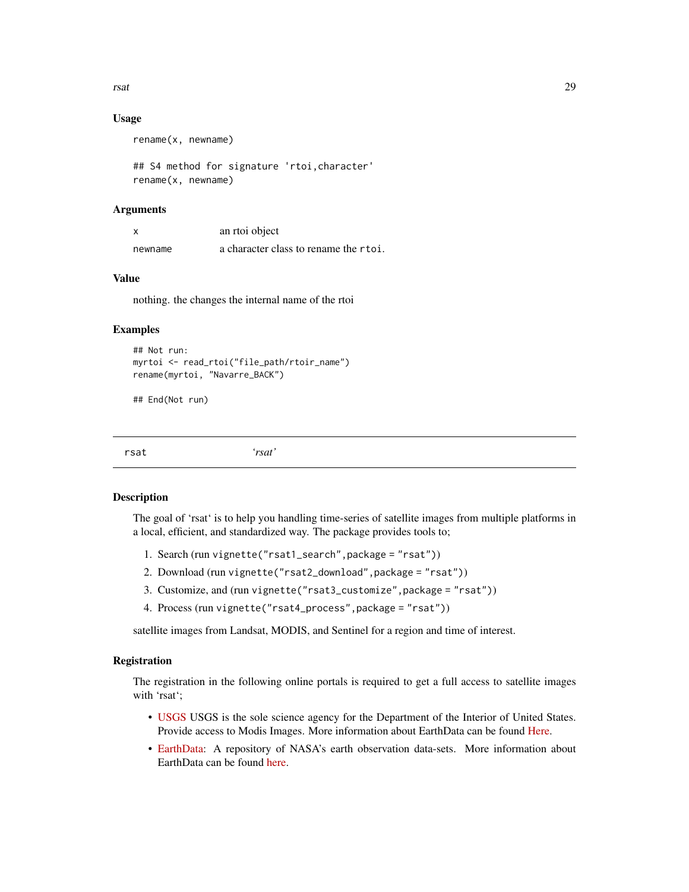### Usage

```
rename(x, newname)

## S4 method for signature 'rtoi,character'
rename(x, newname)
```

### Arguments

| | |
|---|---|
| x | an rtoi object |
| newname | a character class to rename the `rtoi`. |

### Value

nothing. the changes the internal name of the rtoi

### Examples

```
## Not run:
myrtoi <- read_rtoi("file_path/rtoir_name")
rename(myrtoi, "Navarre_BACK")

## End(Not run)
```

---

## rsat &nbsp;&nbsp;&nbsp;&nbsp; *'rsat'*

---

### Description

The goal of 'rsat' is to help you handling time-series of satellite images from multiple platforms in a local, efficient, and standardized way. The package provides tools to;

1. Search (run `vignette("rsat1_search",package = "rsat")`)
2. Download (run `vignette("rsat2_download",package = "rsat")`)
3. Customize, and (run `vignette("rsat3_customize",package = "rsat")`)
4. Process (run `vignette("rsat4_process",package = "rsat")`)

satellite images from Landsat, MODIS, and Sentinel for a region and time of interest.

### Registration

The registration in the following online portals is required to get a full access to satellite images with 'rsat';

- USGS USGS is the sole science agency for the Department of the Interior of United States. Provide access to Modis Images. More information about EarthData can be found Here.
- EarthData: A repository of NASA's earth observation data-sets. More information about EarthData can be found here.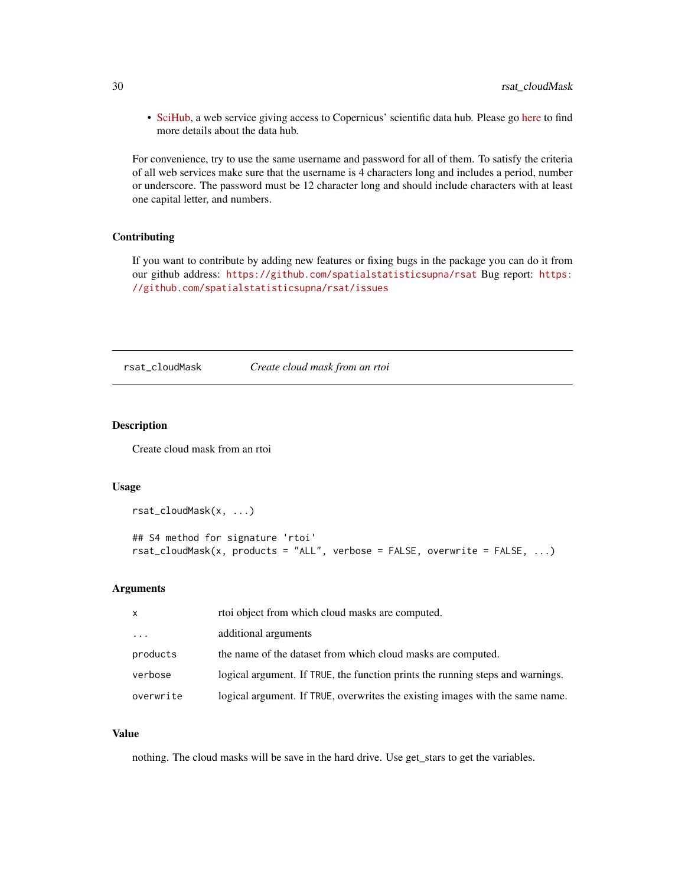- SciHub, a web service giving access to Copernicus' scientific data hub. Please go here to find more details about the data hub.

For convenience, try to use the same username and password for all of them. To satisfy the criteria of all web services make sure that the username is 4 characters long and includes a period, number or underscore. The password must be 12 character long and should include characters with at least one capital letter, and numbers.

### Contributing

If you want to contribute by adding new features or fixing bugs in the package you can do it from our github address: https://github.com/spatialstatisticsupna/rsat Bug report: https://github.com/spatialstatisticsupna/rsat/issues

---

## rsat_cloudMask *Create cloud mask from an rtoi*

---

### Description

Create cloud mask from an rtoi

### Usage

```
rsat_cloudMask(x, ...)

## S4 method for signature 'rtoi'
rsat_cloudMask(x, products = "ALL", verbose = FALSE, overwrite = FALSE, ...)
```

### Arguments

| | |
|---|---|
| x | rtoi object from which cloud masks are computed. |
| ... | additional arguments |
| products | the name of the dataset from which cloud masks are computed. |
| verbose | logical argument. If TRUE, the function prints the running steps and warnings. |
| overwrite | logical argument. If TRUE, overwrites the existing images with the same name. |

### Value

nothing. The cloud masks will be save in the hard drive. Use get_stars to get the variables.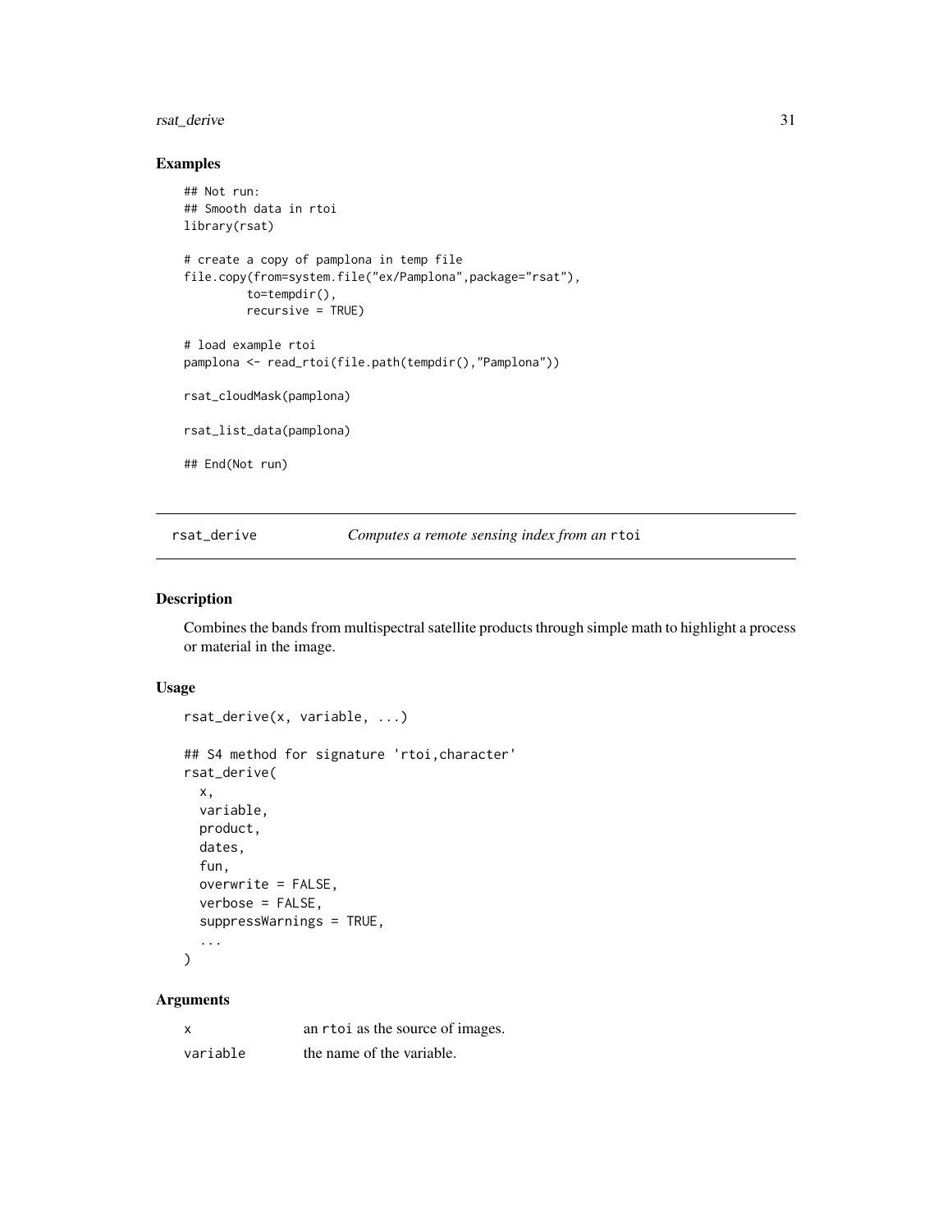## Examples

```
## Not run:
## Smooth data in rtoi
library(rsat)

# create a copy of pamplona in temp file
file.copy(from=system.file("ex/Pamplona",package="rsat"),
         to=tempdir(),
         recursive = TRUE)

# load example rtoi
pamplona <- read_rtoi(file.path(tempdir(),"Pamplona"))

rsat_cloudMask(pamplona)

rsat_list_data(pamplona)

## End(Not run)
```

---

# rsat_derive — *Computes a remote sensing index from an* `rtoi`

## Description

Combines the bands from multispectral satellite products through simple math to highlight a process or material in the image.

## Usage

```
rsat_derive(x, variable, ...)

## S4 method for signature 'rtoi,character'
rsat_derive(
  x,
  variable,
  product,
  dates,
  fun,
  overwrite = FALSE,
  verbose = FALSE,
  suppressWarnings = TRUE,
  ...
)
```

## Arguments

| | |
|---|---|
| x | an `rtoi` as the source of images. |
| variable | the name of the variable. |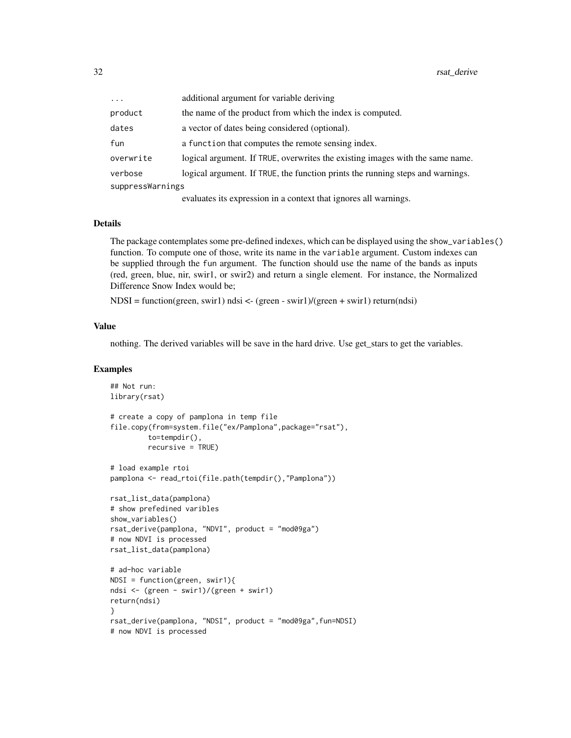| | |
|---|---|
| `...` | additional argument for variable deriving |
| `product` | the name of the product from which the index is computed. |
| `dates` | a vector of dates being considered (optional). |
| `fun` | a `function` that computes the remote sensing index. |
| `overwrite` | logical argument. If `TRUE`, overwrites the existing images with the same name. |
| `verbose` | logical argument. If `TRUE`, the function prints the running steps and warnings. |
| `suppressWarnings` | evaluates its expression in a context that ignores all warnings. |

### Details

The package contemplates some pre-defined indexes, which can be displayed using the `show_variables()` function. To compute one of those, write its name in the `variable` argument. Custom indexes can be supplied through the `fun` argument. The function should use the name of the bands as inputs (red, green, blue, nir, swir1, or swir2) and return a single element. For instance, the Normalized Difference Snow Index would be;

NDSI = function(green, swir1) ndsi <- (green - swir1)/(green + swir1) return(ndsi)

### Value

nothing. The derived variables will be save in the hard drive. Use get_stars to get the variables.

### Examples

```
## Not run:
library(rsat)

# create a copy of pamplona in temp file
file.copy(from=system.file("ex/Pamplona",package="rsat"),
         to=tempdir(),
         recursive = TRUE)

# load example rtoi
pamplona <- read_rtoi(file.path(tempdir(),"Pamplona"))

rsat_list_data(pamplona)
# show prefedined varibles
show_variables()
rsat_derive(pamplona, "NDVI", product = "mod09ga")
# now NDVI is processed
rsat_list_data(pamplona)

# ad-hoc variable
NDSI = function(green, swir1){
ndsi <- (green - swir1)/(green + swir1)
return(ndsi)
}
rsat_derive(pamplona, "NDSI", product = "mod09ga",fun=NDSI)
# now NDVI is processed
```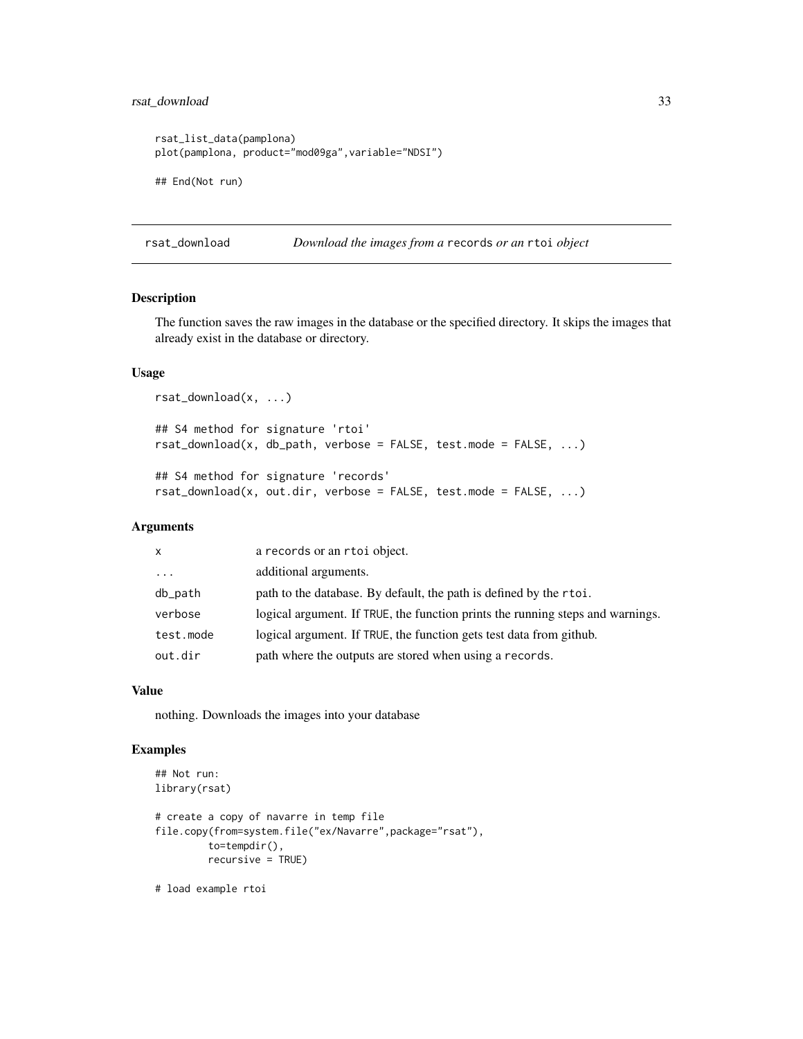```
rsat_list_data(pamplona)
plot(pamplona, product="mod09ga",variable="NDSI")

## End(Not run)
```

## rsat_download — *Download the images from a* `records` *or an* `rtoi` *object*

### Description

The function saves the raw images in the database or the specified directory. It skips the images that already exist in the database or directory.

### Usage

```
rsat_download(x, ...)

## S4 method for signature 'rtoi'
rsat_download(x, db_path, verbose = FALSE, test.mode = FALSE, ...)

## S4 method for signature 'records'
rsat_download(x, out.dir, verbose = FALSE, test.mode = FALSE, ...)
```

### Arguments

| | |
|---|---|
| `x` | a `records` or an `rtoi` object. |
| `...` | additional arguments. |
| `db_path` | path to the database. By default, the path is defined by the `rtoi`. |
| `verbose` | logical argument. If `TRUE`, the function prints the running steps and warnings. |
| `test.mode` | logical argument. If `TRUE`, the function gets test data from github. |
| `out.dir` | path where the outputs are stored when using a `records`. |

### Value

nothing. Downloads the images into your database

### Examples

```
## Not run:
library(rsat)

# create a copy of navarre in temp file
file.copy(from=system.file("ex/Navarre",package="rsat"),
         to=tempdir(),
         recursive = TRUE)

# load example rtoi
```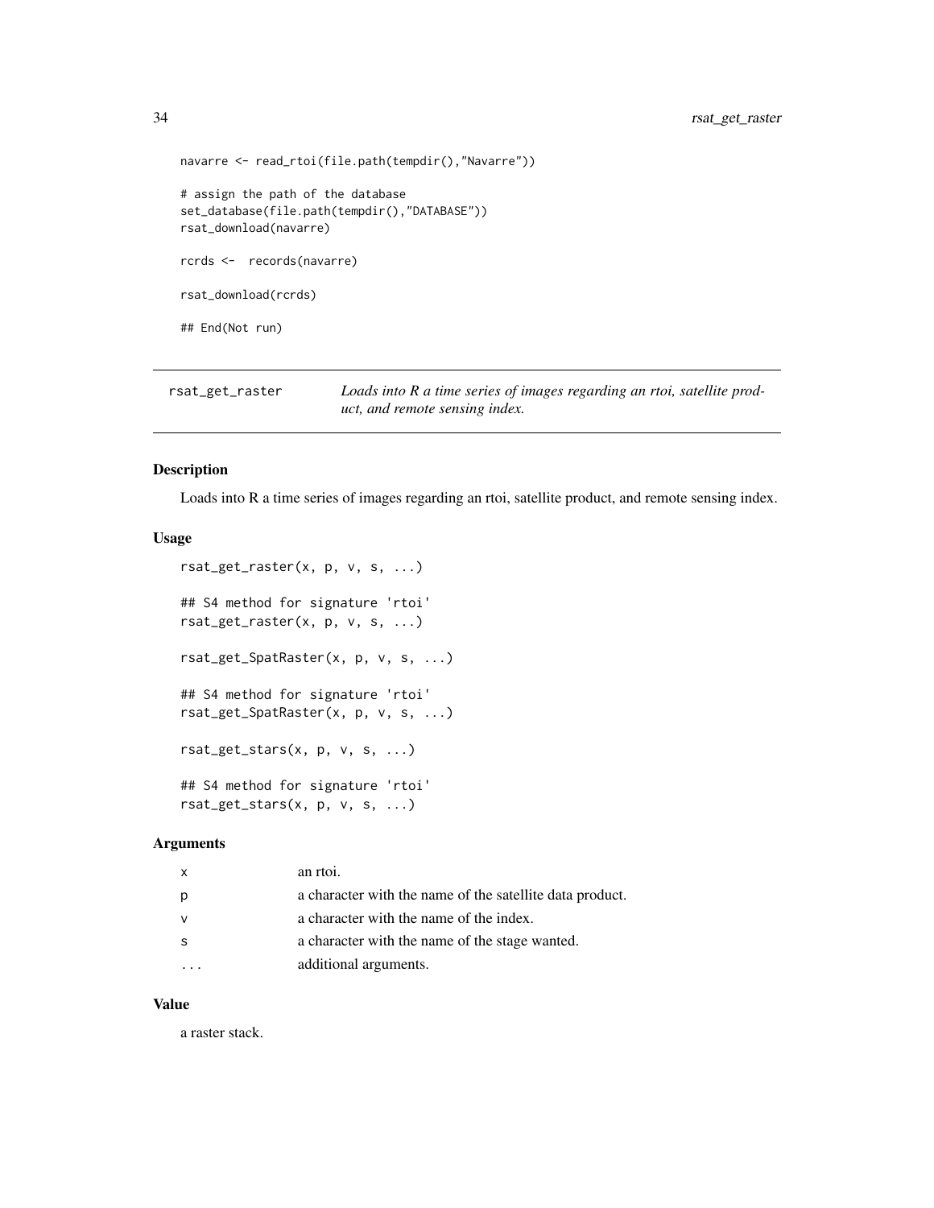```
navarre <- read_rtoi(file.path(tempdir(),"Navarre"))

# assign the path of the database
set_database(file.path(tempdir(),"DATABASE"))
rsat_download(navarre)

rcrds <-  records(navarre)

rsat_download(rcrds)

## End(Not run)
```

## rsat_get_raster

*Loads into R a time series of images regarding an rtoi, satellite product, and remote sensing index.*

### Description

Loads into R a time series of images regarding an rtoi, satellite product, and remote sensing index.

### Usage

```
rsat_get_raster(x, p, v, s, ...)

## S4 method for signature 'rtoi'
rsat_get_raster(x, p, v, s, ...)

rsat_get_SpatRaster(x, p, v, s, ...)

## S4 method for signature 'rtoi'
rsat_get_SpatRaster(x, p, v, s, ...)

rsat_get_stars(x, p, v, s, ...)

## S4 method for signature 'rtoi'
rsat_get_stars(x, p, v, s, ...)
```

### Arguments

| | |
|---|---|
| x | an rtoi. |
| p | a character with the name of the satellite data product. |
| v | a character with the name of the index. |
| s | a character with the name of the stage wanted. |
| ... | additional arguments. |

### Value

a raster stack.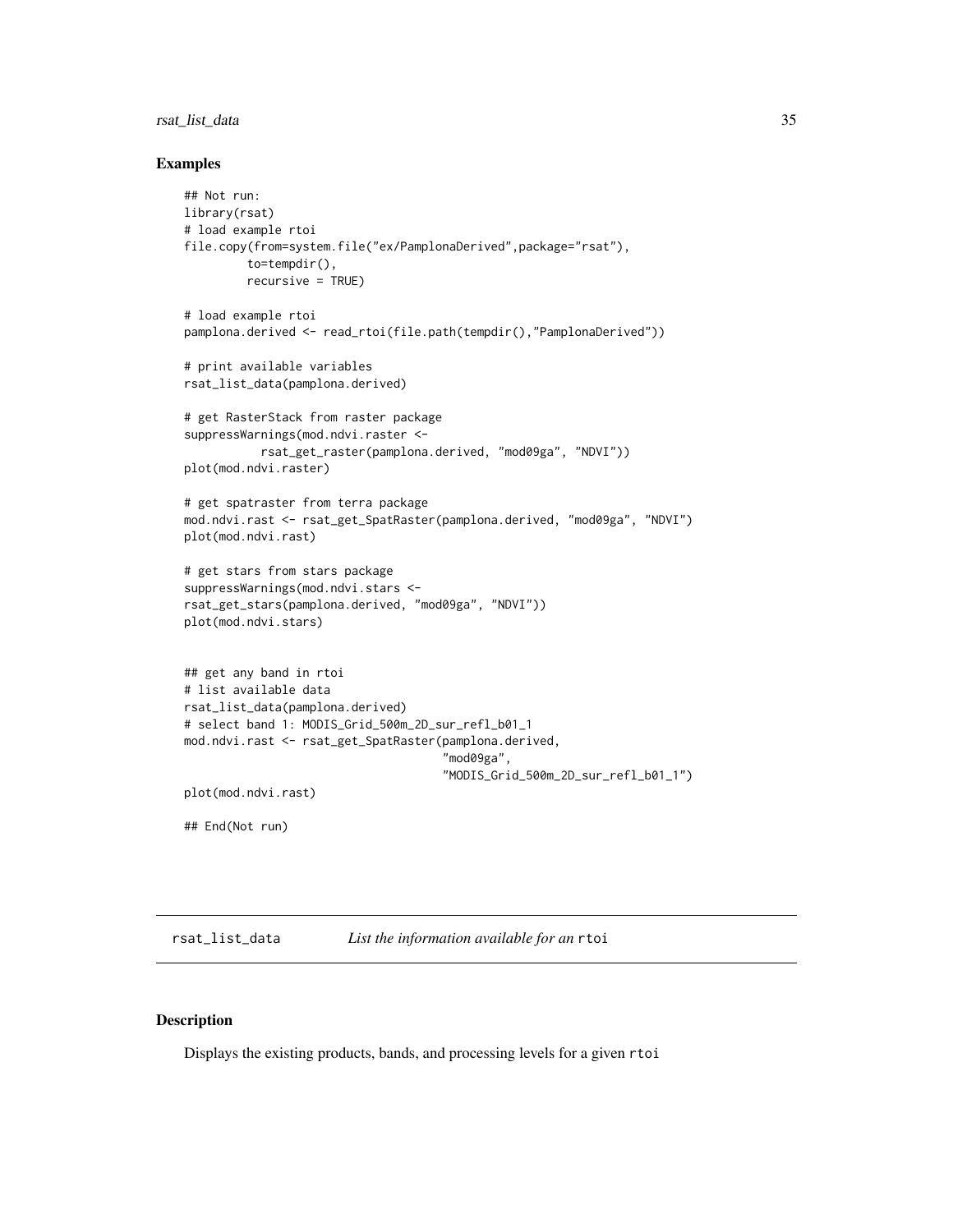### Examples

```
## Not run:
library(rsat)
# load example rtoi
file.copy(from=system.file("ex/PamplonaDerived",package="rsat"),
         to=tempdir(),
         recursive = TRUE)

# load example rtoi
pamplona.derived <- read_rtoi(file.path(tempdir(),"PamplonaDerived"))

# print available variables
rsat_list_data(pamplona.derived)

# get RasterStack from raster package
suppressWarnings(mod.ndvi.raster <-
            rsat_get_raster(pamplona.derived, "mod09ga", "NDVI"))
plot(mod.ndvi.raster)

# get spatraster from terra package
mod.ndvi.rast <- rsat_get_SpatRaster(pamplona.derived, "mod09ga", "NDVI")
plot(mod.ndvi.rast)

# get stars from stars package
suppressWarnings(mod.ndvi.stars <-
rsat_get_stars(pamplona.derived, "mod09ga", "NDVI"))
plot(mod.ndvi.stars)


## get any band in rtoi
# list available data
rsat_list_data(pamplona.derived)
# select band 1: MODIS_Grid_500m_2D_sur_refl_b01_1
mod.ndvi.rast <- rsat_get_SpatRaster(pamplona.derived,
                                     "mod09ga",
                                     "MODIS_Grid_500m_2D_sur_refl_b01_1")
plot(mod.ndvi.rast)

## End(Not run)
```

---

## rsat_list_data — *List the information available for an* `rtoi`

### Description

Displays the existing products, bands, and processing levels for a given `rtoi`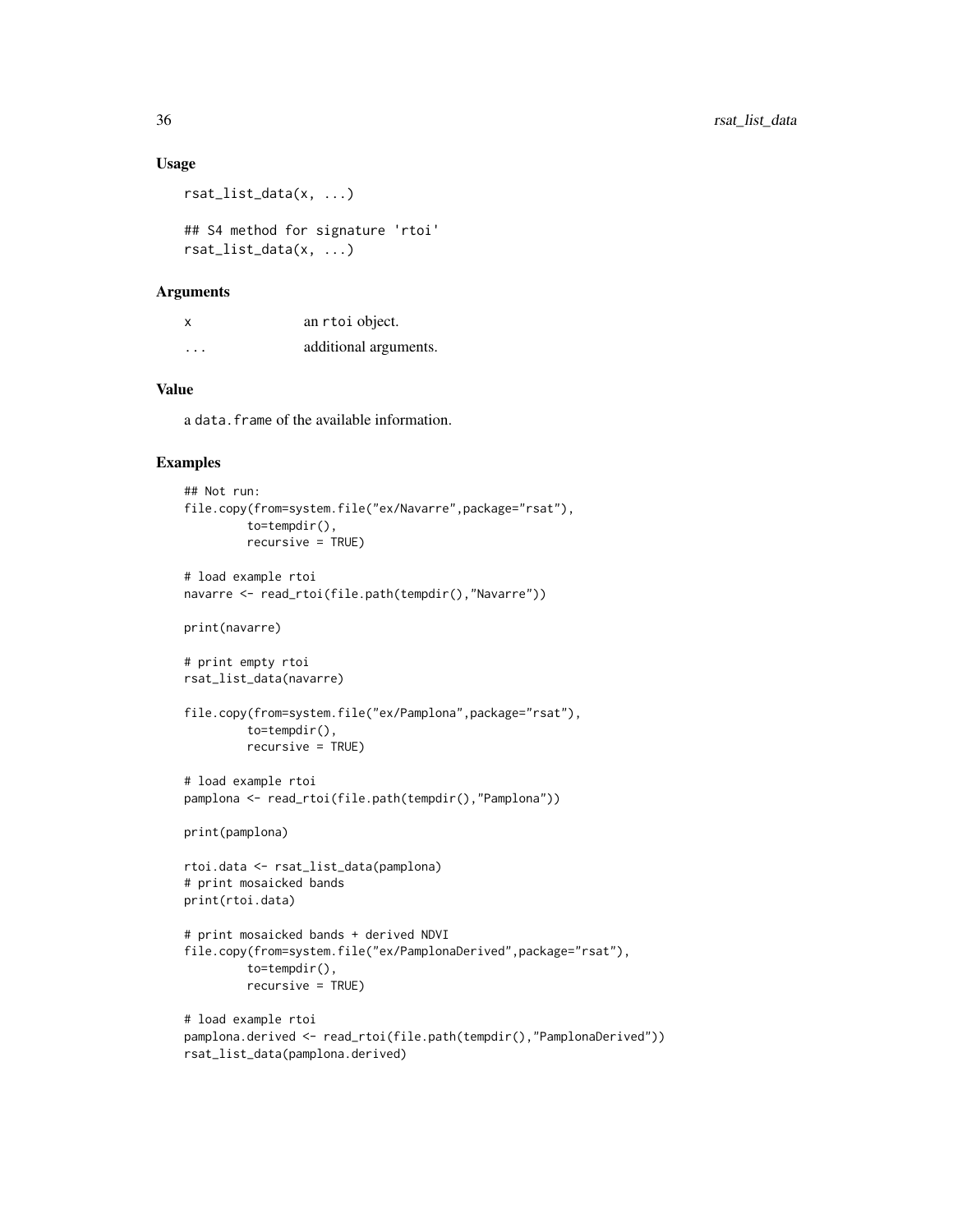### Usage

```
rsat_list_data(x, ...)

## S4 method for signature 'rtoi'
rsat_list_data(x, ...)
```

### Arguments

| | |
|---|---|
| x | an rtoi object. |
| ... | additional arguments. |

### Value

a data.frame of the available information.

### Examples

```
## Not run:
file.copy(from=system.file("ex/Navarre",package="rsat"),
         to=tempdir(),
         recursive = TRUE)

# load example rtoi
navarre <- read_rtoi(file.path(tempdir(),"Navarre"))

print(navarre)

# print empty rtoi
rsat_list_data(navarre)

file.copy(from=system.file("ex/Pamplona",package="rsat"),
         to=tempdir(),
         recursive = TRUE)

# load example rtoi
pamplona <- read_rtoi(file.path(tempdir(),"Pamplona"))

print(pamplona)

rtoi.data <- rsat_list_data(pamplona)
# print mosaicked bands
print(rtoi.data)

# print mosaicked bands + derived NDVI
file.copy(from=system.file("ex/PamplonaDerived",package="rsat"),
         to=tempdir(),
         recursive = TRUE)

# load example rtoi
pamplona.derived <- read_rtoi(file.path(tempdir(),"PamplonaDerived"))
rsat_list_data(pamplona.derived)
```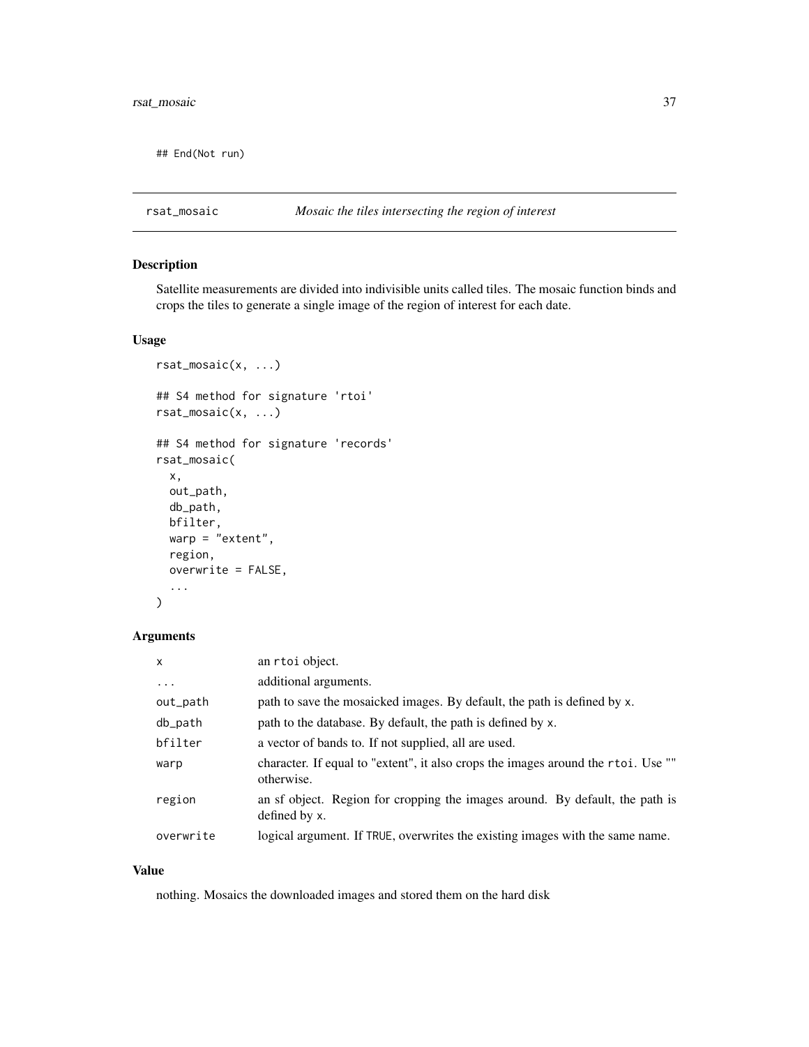```
## End(Not run)
```

## rsat_mosaic — *Mosaic the tiles intersecting the region of interest*

### Description

Satellite measurements are divided into indivisible units called tiles. The mosaic function binds and crops the tiles to generate a single image of the region of interest for each date.

### Usage

```
rsat_mosaic(x, ...)

## S4 method for signature 'rtoi'
rsat_mosaic(x, ...)

## S4 method for signature 'records'
rsat_mosaic(
  x,
  out_path,
  db_path,
  bfilter,
  warp = "extent",
  region,
  overwrite = FALSE,
  ...
)
```

### Arguments

| | |
|---|---|
| x | an rtoi object. |
| ... | additional arguments. |
| out_path | path to save the mosaicked images. By default, the path is defined by x. |
| db_path | path to the database. By default, the path is defined by x. |
| bfilter | a vector of bands to. If not supplied, all are used. |
| warp | character. If equal to "extent", it also crops the images around the rtoi. Use "" otherwise. |
| region | an sf object. Region for cropping the images around. By default, the path is defined by x. |
| overwrite | logical argument. If TRUE, overwrites the existing images with the same name. |

### Value

nothing. Mosaics the downloaded images and stored them on the hard disk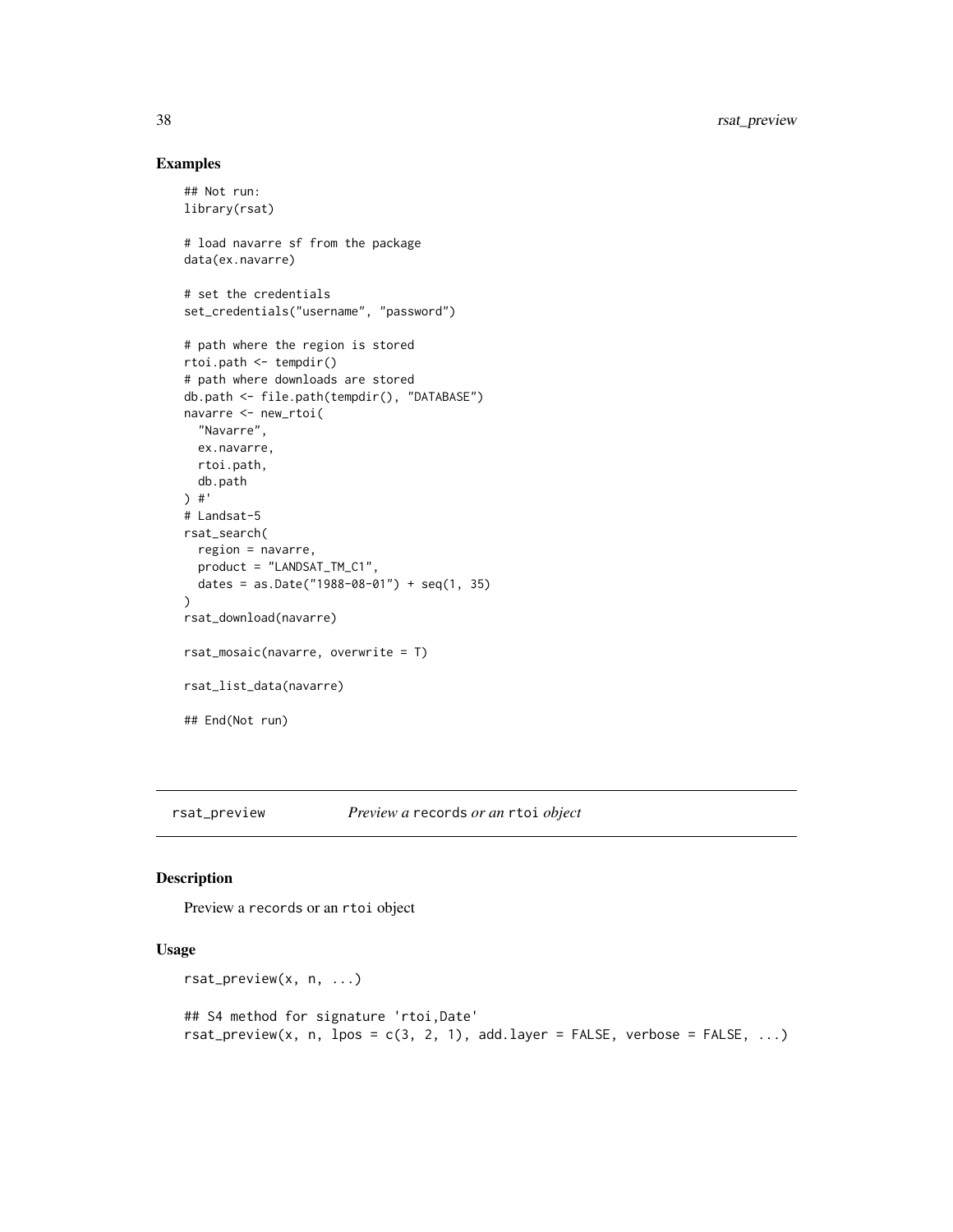## Examples

```
## Not run:
library(rsat)

# load navarre sf from the package
data(ex.navarre)

# set the credentials
set_credentials("username", "password")

# path where the region is stored
rtoi.path <- tempdir()
# path where downloads are stored
db.path <- file.path(tempdir(), "DATABASE")
navarre <- new_rtoi(
  "Navarre",
  ex.navarre,
  rtoi.path,
  db.path
) #'
# Landsat-5
rsat_search(
  region = navarre,
  product = "LANDSAT_TM_C1",
  dates = as.Date("1988-08-01") + seq(1, 35)
)
rsat_download(navarre)

rsat_mosaic(navarre, overwrite = T)

rsat_list_data(navarre)

## End(Not run)
```

---

# rsat_preview — *Preview a* `records` *or an* `rtoi` *object*

## Description

Preview a `records` or an `rtoi` object

## Usage

```
rsat_preview(x, n, ...)

## S4 method for signature 'rtoi,Date'
rsat_preview(x, n, lpos = c(3, 2, 1), add.layer = FALSE, verbose = FALSE, ...)
```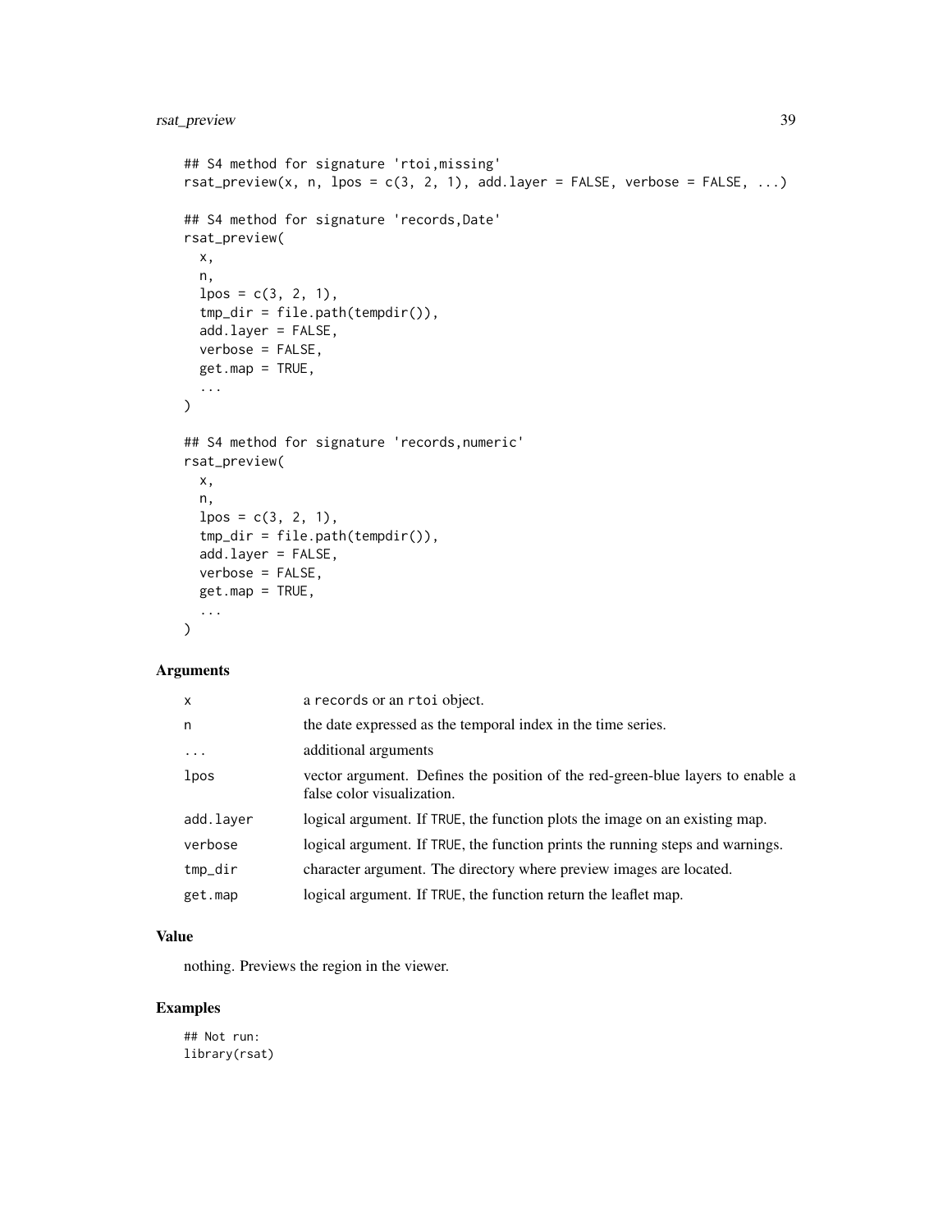```
## S4 method for signature 'rtoi,missing'
rsat_preview(x, n, lpos = c(3, 2, 1), add.layer = FALSE, verbose = FALSE, ...)

## S4 method for signature 'records,Date'
rsat_preview(
  x,
  n,
  lpos = c(3, 2, 1),
  tmp_dir = file.path(tempdir()),
  add.layer = FALSE,
  verbose = FALSE,
  get.map = TRUE,
  ...
)

## S4 method for signature 'records,numeric'
rsat_preview(
  x,
  n,
  lpos = c(3, 2, 1),
  tmp_dir = file.path(tempdir()),
  add.layer = FALSE,
  verbose = FALSE,
  get.map = TRUE,
  ...
)
```

## Arguments

| | |
|---|---|
| `x` | a `records` or an `rtoi` object. |
| `n` | the date expressed as the temporal index in the time series. |
| `...` | additional arguments |
| `lpos` | vector argument. Defines the position of the red-green-blue layers to enable a false color visualization. |
| `add.layer` | logical argument. If `TRUE`, the function plots the image on an existing map. |
| `verbose` | logical argument. If `TRUE`, the function prints the running steps and warnings. |
| `tmp_dir` | character argument. The directory where preview images are located. |
| `get.map` | logical argument. If `TRUE`, the function return the leaflet map. |

## Value

nothing. Previews the region in the viewer.

## Examples

```
## Not run:
library(rsat)
```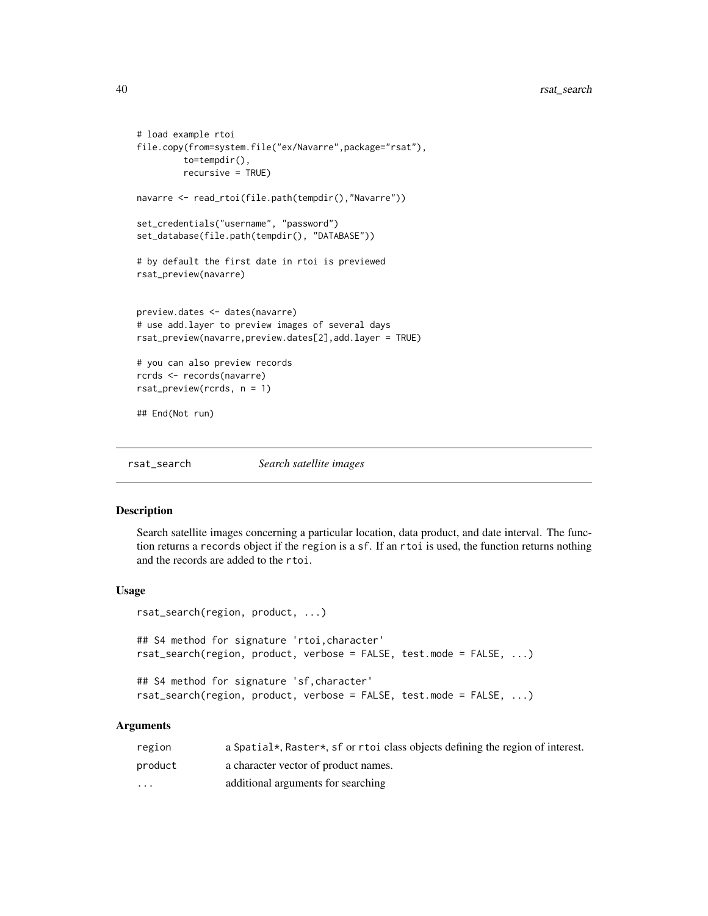```
# load example rtoi
file.copy(from=system.file("ex/Navarre",package="rsat"),
         to=tempdir(),
         recursive = TRUE)

navarre <- read_rtoi(file.path(tempdir(),"Navarre"))

set_credentials("username", "password")
set_database(file.path(tempdir(), "DATABASE"))

# by default the first date in rtoi is previewed
rsat_preview(navarre)


preview.dates <- dates(navarre)
# use add.layer to preview images of several days
rsat_preview(navarre,preview.dates[2],add.layer = TRUE)

# you can also preview records
rcrds <- records(navarre)
rsat_preview(rcrds, n = 1)

## End(Not run)
```

## rsat_search *Search satellite images*

### Description

Search satellite images concerning a particular location, data product, and date interval. The function returns a records object if the region is a sf. If an rtoi is used, the function returns nothing and the records are added to the rtoi.

### Usage

```
rsat_search(region, product, ...)

## S4 method for signature 'rtoi,character'
rsat_search(region, product, verbose = FALSE, test.mode = FALSE, ...)

## S4 method for signature 'sf,character'
rsat_search(region, product, verbose = FALSE, test.mode = FALSE, ...)
```

### Arguments

| | |
|---|---|
| region | a Spatial*, Raster*, sf or rtoi class objects defining the region of interest. |
| product | a character vector of product names. |
| ... | additional arguments for searching |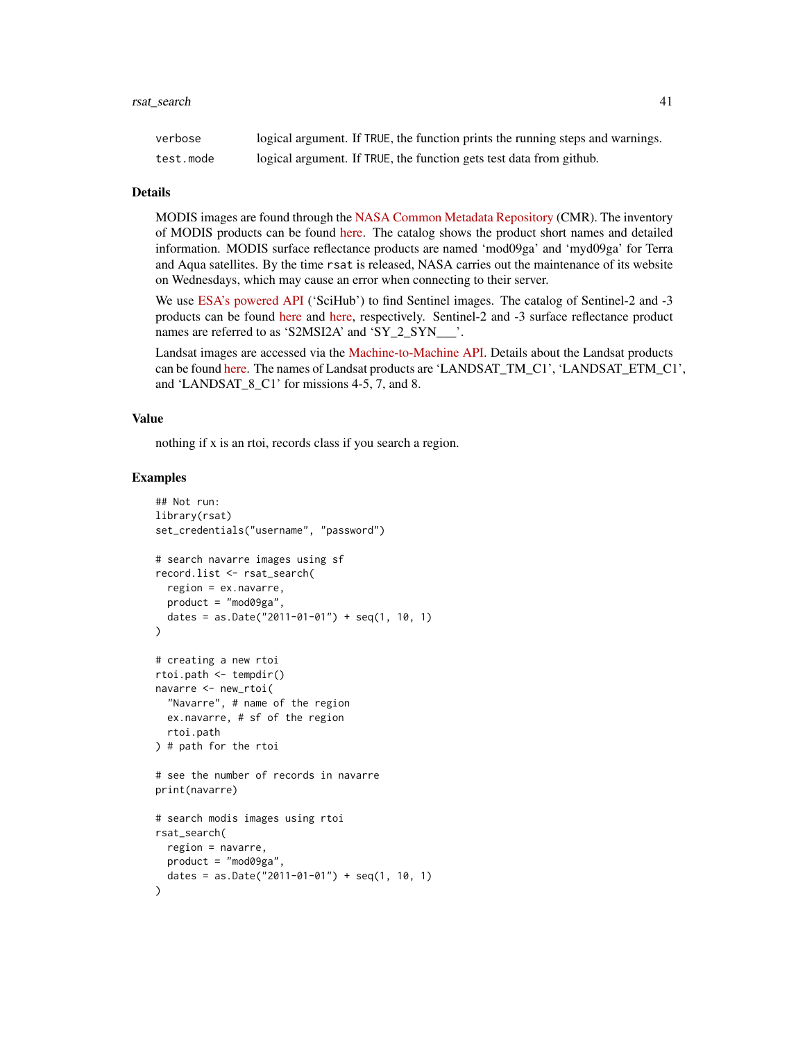| | |
|---|---|
| `verbose` | logical argument. If `TRUE`, the function prints the running steps and warnings. |
| `test.mode` | logical argument. If `TRUE`, the function gets test data from github. |

## Details

MODIS images are found through the NASA Common Metadata Repository (CMR). The inventory of MODIS products can be found here. The catalog shows the product short names and detailed information. MODIS surface reflectance products are named 'mod09ga' and 'myd09ga' for Terra and Aqua satellites. By the time `rsat` is released, NASA carries out the maintenance of its website on Wednesdays, which may cause an error when connecting to their server.

We use ESA's powered API ('SciHub') to find Sentinel images. The catalog of Sentinel-2 and -3 products can be found here and here, respectively. Sentinel-2 and -3 surface reflectance product names are referred to as 'S2MSI2A' and 'SY_2_SYN___'.

Landsat images are accessed via the Machine-to-Machine API. Details about the Landsat products can be found here. The names of Landsat products are 'LANDSAT_TM_C1', 'LANDSAT_ETM_C1', and 'LANDSAT_8_C1' for missions 4-5, 7, and 8.

## Value

nothing if x is an rtoi, records class if you search a region.

## Examples

```
## Not run:
library(rsat)
set_credentials("username", "password")

# search navarre images using sf
record.list <- rsat_search(
  region = ex.navarre,
  product = "mod09ga",
  dates = as.Date("2011-01-01") + seq(1, 10, 1)
)

# creating a new rtoi
rtoi.path <- tempdir()
navarre <- new_rtoi(
  "Navarre", # name of the region
  ex.navarre, # sf of the region
  rtoi.path
) # path for the rtoi

# see the number of records in navarre
print(navarre)

# search modis images using rtoi
rsat_search(
  region = navarre,
  product = "mod09ga",
  dates = as.Date("2011-01-01") + seq(1, 10, 1)
)
```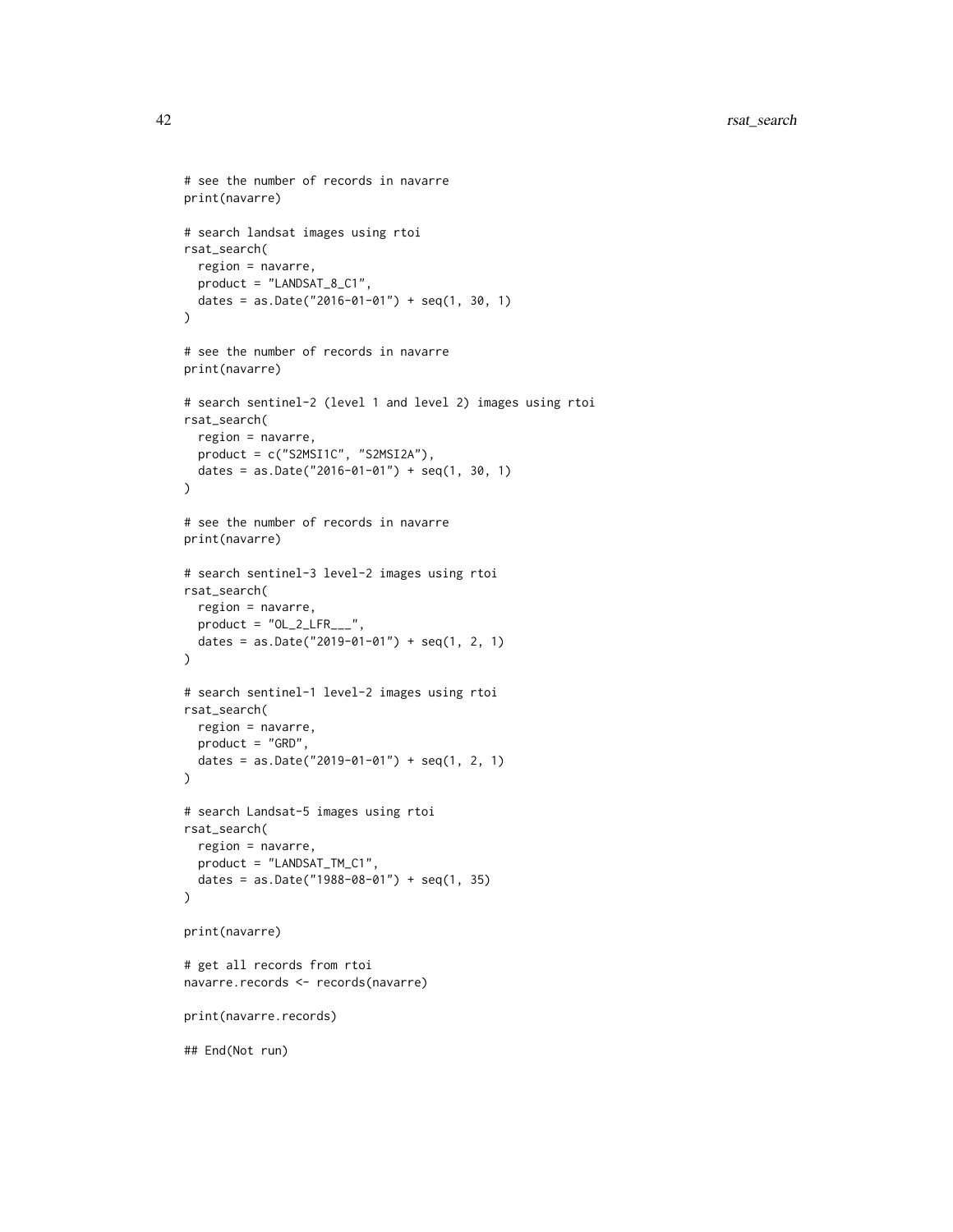```
# see the number of records in navarre
print(navarre)

# search landsat images using rtoi
rsat_search(
  region = navarre,
  product = "LANDSAT_8_C1",
  dates = as.Date("2016-01-01") + seq(1, 30, 1)
)

# see the number of records in navarre
print(navarre)

# search sentinel-2 (level 1 and level 2) images using rtoi
rsat_search(
  region = navarre,
  product = c("S2MSI1C", "S2MSI2A"),
  dates = as.Date("2016-01-01") + seq(1, 30, 1)
)

# see the number of records in navarre
print(navarre)

# search sentinel-3 level-2 images using rtoi
rsat_search(
  region = navarre,
  product = "OL_2_LFR___",
  dates = as.Date("2019-01-01") + seq(1, 2, 1)
)

# search sentinel-1 level-2 images using rtoi
rsat_search(
  region = navarre,
  product = "GRD",
  dates = as.Date("2019-01-01") + seq(1, 2, 1)
)

# search Landsat-5 images using rtoi
rsat_search(
  region = navarre,
  product = "LANDSAT_TM_C1",
  dates = as.Date("1988-08-01") + seq(1, 35)
)

print(navarre)

# get all records from rtoi
navarre.records <- records(navarre)

print(navarre.records)

## End(Not run)
```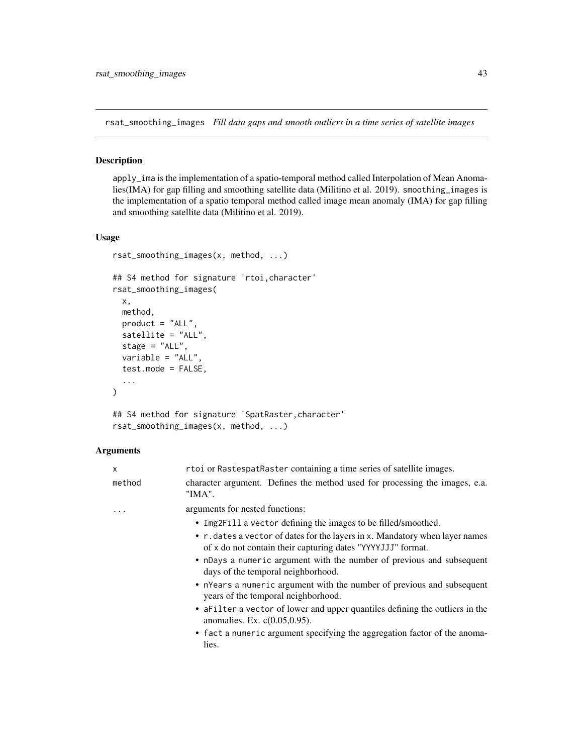rsat_smoothing_images *Fill data gaps and smooth outliers in a time series of satellite images*

## Description

apply_ima is the implementation of a spatio-temporal method called Interpolation of Mean Anomalies(IMA) for gap filling and smoothing satellite data (Militino et al. 2019). smoothing_images is the implementation of a spatio temporal method called image mean anomaly (IMA) for gap filling and smoothing satellite data (Militino et al. 2019).

## Usage

```
rsat_smoothing_images(x, method, ...)

## S4 method for signature 'rtoi,character'
rsat_smoothing_images(
  x,
  method,
  product = "ALL",
  satellite = "ALL",
  stage = "ALL",
  variable = "ALL",
  test.mode = FALSE,
  ...
)

## S4 method for signature 'SpatRaster,character'
rsat_smoothing_images(x, method, ...)
```

## Arguments

- x: rtoi or RastespatRaster containing a time series of satellite images.
- method: character argument. Defines the method used for processing the images, e.a. "IMA".
- ...: arguments for nested functions:
  - Img2Fill a vector defining the images to be filled/smoothed.
  - r.dates a vector of dates for the layers in x. Mandatory when layer names of x do not contain their capturing dates "YYYYJJJ" format.
  - nDays a numeric argument with the number of previous and subsequent days of the temporal neighborhood.
  - nYears a numeric argument with the number of previous and subsequent years of the temporal neighborhood.
  - aFilter a vector of lower and upper quantiles defining the outliers in the anomalies. Ex. c(0.05,0.95).
  - fact a numeric argument specifying the aggregation factor of the anomalies.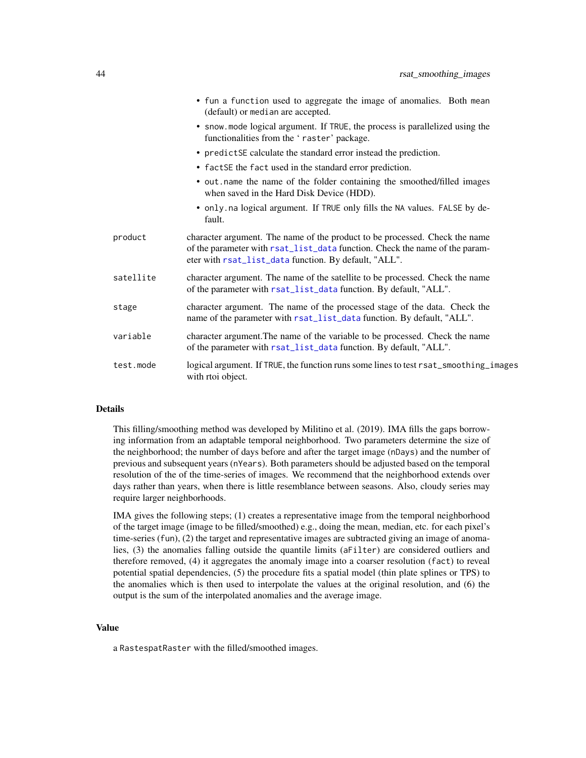- `fun` a `function` used to aggregate the image of anomalies. Both `mean` (default) or `median` are accepted.
- `snow.mode` logical argument. If `TRUE`, the process is parallelized using the functionalities from the '`raster`' package.
- `predictSE` calculate the standard error instead the prediction.
- `factSE` the `fact` used in the standard error prediction.
- `out.name` the name of the folder containing the smoothed/filled images when saved in the Hard Disk Device (HDD).
- `only.na` logical argument. If `TRUE` only fills the `NA` values. `FALSE` by default.

`product` character argument. The name of the product to be processed. Check the name of the parameter with `rsat_list_data` function. Check the name of the parameter with `rsat_list_data` function. By default, "ALL".

`satellite` character argument. The name of the satellite to be processed. Check the name of the parameter with `rsat_list_data` function. By default, "ALL".

`stage` character argument. The name of the processed stage of the data. Check the name of the parameter with `rsat_list_data` function. By default, "ALL".

`variable` character argument.The name of the variable to be processed. Check the name of the parameter with `rsat_list_data` function. By default, "ALL".

`test.mode` logical argument. If `TRUE`, the function runs some lines to test `rsat_smoothing_images` with rtoi object.

### Details

This filling/smoothing method was developed by Militino et al. (2019). IMA fills the gaps borrowing information from an adaptable temporal neighborhood. Two parameters determine the size of the neighborhood; the number of days before and after the target image (`nDays`) and the number of previous and subsequent years (`nYears`). Both parameters should be adjusted based on the temporal resolution of the of the time-series of images. We recommend that the neighborhood extends over days rather than years, when there is little resemblance between seasons. Also, cloudy series may require larger neighborhoods.

IMA gives the following steps; (1) creates a representative image from the temporal neighborhood of the target image (image to be filled/smoothed) e.g., doing the mean, median, etc. for each pixel's time-series (`fun`), (2) the target and representative images are subtracted giving an image of anomalies, (3) the anomalies falling outside the quantile limits (`aFilter`) are considered outliers and therefore removed, (4) it aggregates the anomaly image into a coarser resolution (`fact`) to reveal potential spatial dependencies, (5) the procedure fits a spatial model (thin plate splines or TPS) to the anomalies which is then used to interpolate the values at the original resolution, and (6) the output is the sum of the interpolated anomalies and the average image.

### Value

a `RastespatRaster` with the filled/smoothed images.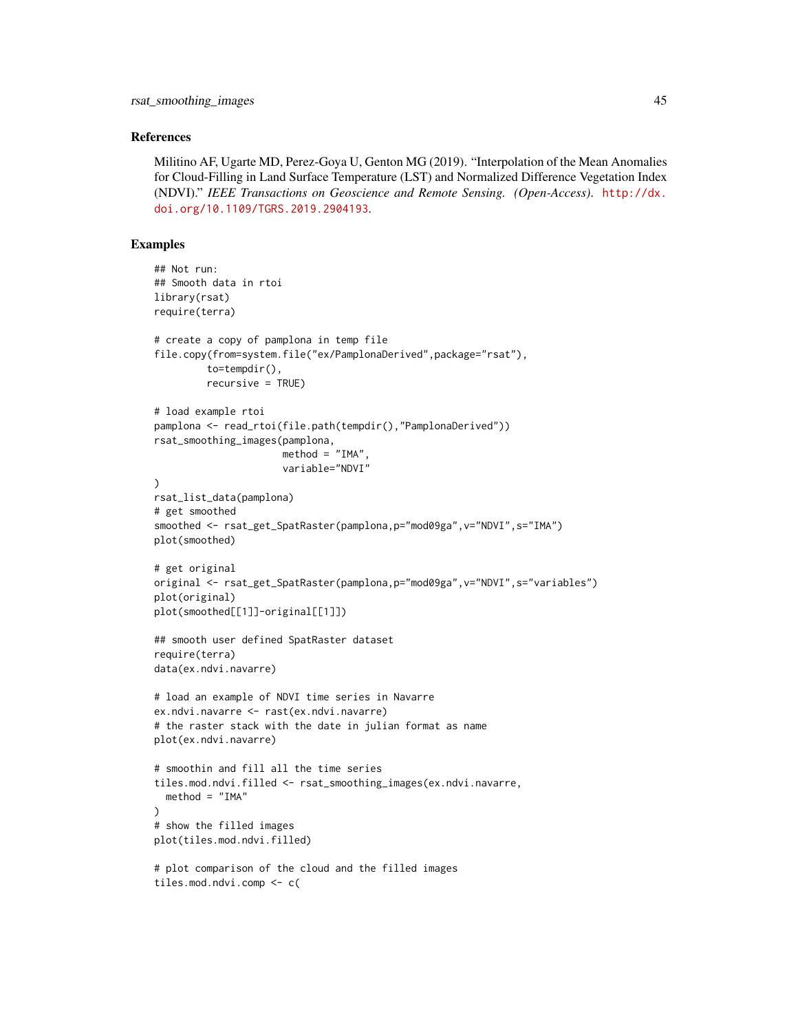### References

Militino AF, Ugarte MD, Perez-Goya U, Genton MG (2019). "Interpolation of the Mean Anomalies for Cloud-Filling in Land Surface Temperature (LST) and Normalized Difference Vegetation Index (NDVI)." *IEEE Transactions on Geoscience and Remote Sensing. (Open-Access).* http://dx.doi.org/10.1109/TGRS.2019.2904193.

### Examples

```
## Not run:
## Smooth data in rtoi
library(rsat)
require(terra)

# create a copy of pamplona in temp file
file.copy(from=system.file("ex/PamplonaDerived",package="rsat"),
         to=tempdir(),
         recursive = TRUE)

# load example rtoi
pamplona <- read_rtoi(file.path(tempdir(),"PamplonaDerived"))
rsat_smoothing_images(pamplona,
                      method = "IMA",
                      variable="NDVI"
)
rsat_list_data(pamplona)
# get smoothed
smoothed <- rsat_get_SpatRaster(pamplona,p="mod09ga",v="NDVI",s="IMA")
plot(smoothed)

# get original
original <- rsat_get_SpatRaster(pamplona,p="mod09ga",v="NDVI",s="variables")
plot(original)
plot(smoothed[[1]]-original[[1]])

## smooth user defined SpatRaster dataset
require(terra)
data(ex.ndvi.navarre)

# load an example of NDVI time series in Navarre
ex.ndvi.navarre <- rast(ex.ndvi.navarre)
# the raster stack with the date in julian format as name
plot(ex.ndvi.navarre)

# smoothin and fill all the time series
tiles.mod.ndvi.filled <- rsat_smoothing_images(ex.ndvi.navarre,
  method = "IMA"
)
# show the filled images
plot(tiles.mod.ndvi.filled)

# plot comparison of the cloud and the filled images
tiles.mod.ndvi.comp <- c(
```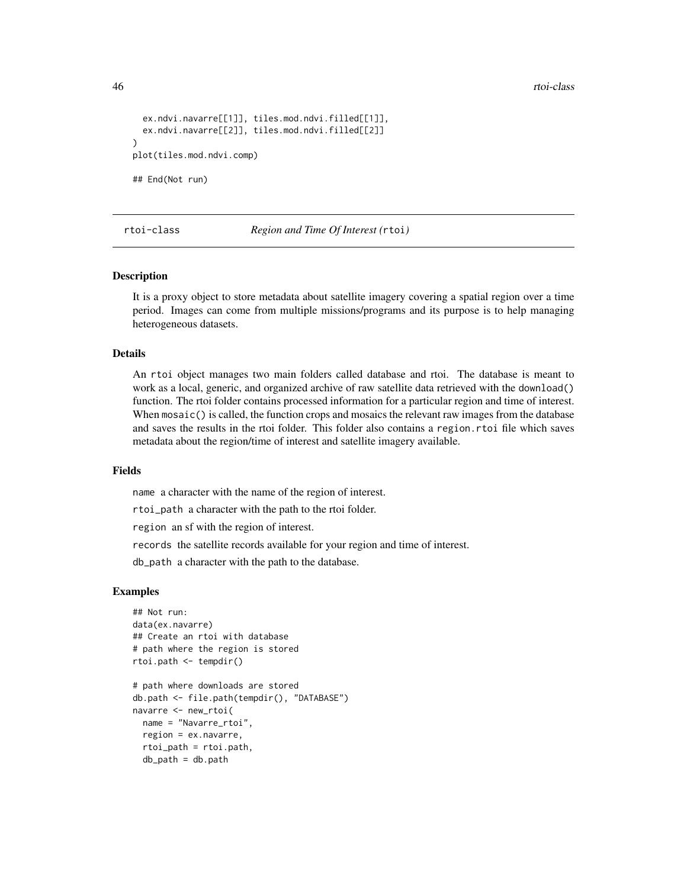```
  ex.ndvi.navarre[[1]], tiles.mod.ndvi.filled[[1]],
  ex.ndvi.navarre[[2]], tiles.mod.ndvi.filled[[2]]
)
plot(tiles.mod.ndvi.comp)

## End(Not run)
```

## rtoi-class — *Region and Time Of Interest (*`rtoi`*)*

### Description

It is a proxy object to store metadata about satellite imagery covering a spatial region over a time period. Images can come from multiple missions/programs and its purpose is to help managing heterogeneous datasets.

### Details

An `rtoi` object manages two main folders called database and rtoi. The database is meant to work as a local, generic, and organized archive of raw satellite data retrieved with the `download()` function. The rtoi folder contains processed information for a particular region and time of interest. When `mosaic()` is called, the function crops and mosaics the relevant raw images from the database and saves the results in the rtoi folder. This folder also contains a `region.rtoi` file which saves metadata about the region/time of interest and satellite imagery available.

### Fields

`name` a character with the name of the region of interest.

`rtoi_path` a character with the path to the rtoi folder.

`region` an sf with the region of interest.

`records` the satellite records available for your region and time of interest.

`db_path` a character with the path to the database.

### Examples

```
## Not run:
data(ex.navarre)
## Create an rtoi with database
# path where the region is stored
rtoi.path <- tempdir()

# path where downloads are stored
db.path <- file.path(tempdir(), "DATABASE")
navarre <- new_rtoi(
  name = "Navarre_rtoi",
  region = ex.navarre,
  rtoi_path = rtoi.path,
  db_path = db.path
```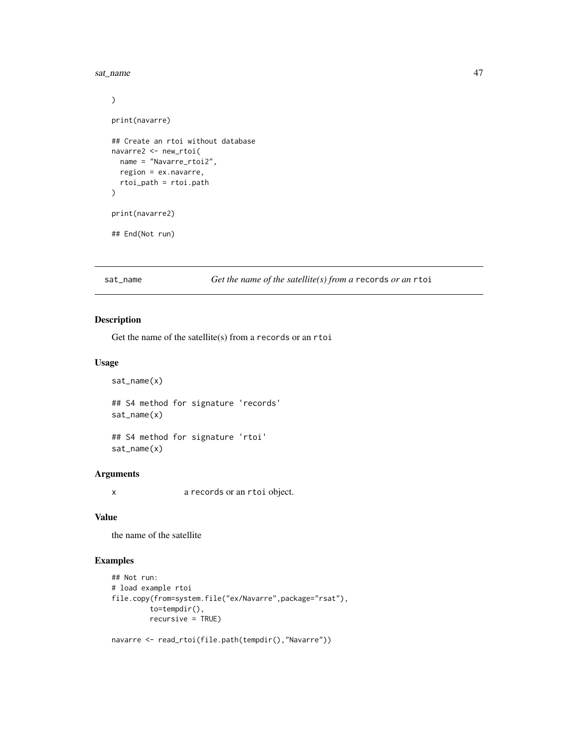```
)

print(navarre)

## Create an rtoi without database
navarre2 <- new_rtoi(
  name = "Navarre_rtoi2",
  region = ex.navarre,
  rtoi_path = rtoi.path
)

print(navarre2)

## End(Not run)
```

## sat_name — *Get the name of the satellite(s) from a* `records` *or an* `rtoi`

### Description

Get the name of the satellite(s) from a `records` or an `rtoi`

### Usage

```
sat_name(x)

## S4 method for signature 'records'
sat_name(x)

## S4 method for signature 'rtoi'
sat_name(x)
```

### Arguments

| | |
|---|---|
| x | a `records` or an `rtoi` object. |

### Value

the name of the satellite

### Examples

```
## Not run:
# load example rtoi
file.copy(from=system.file("ex/Navarre",package="rsat"),
         to=tempdir(),
         recursive = TRUE)

navarre <- read_rtoi(file.path(tempdir(),"Navarre"))
```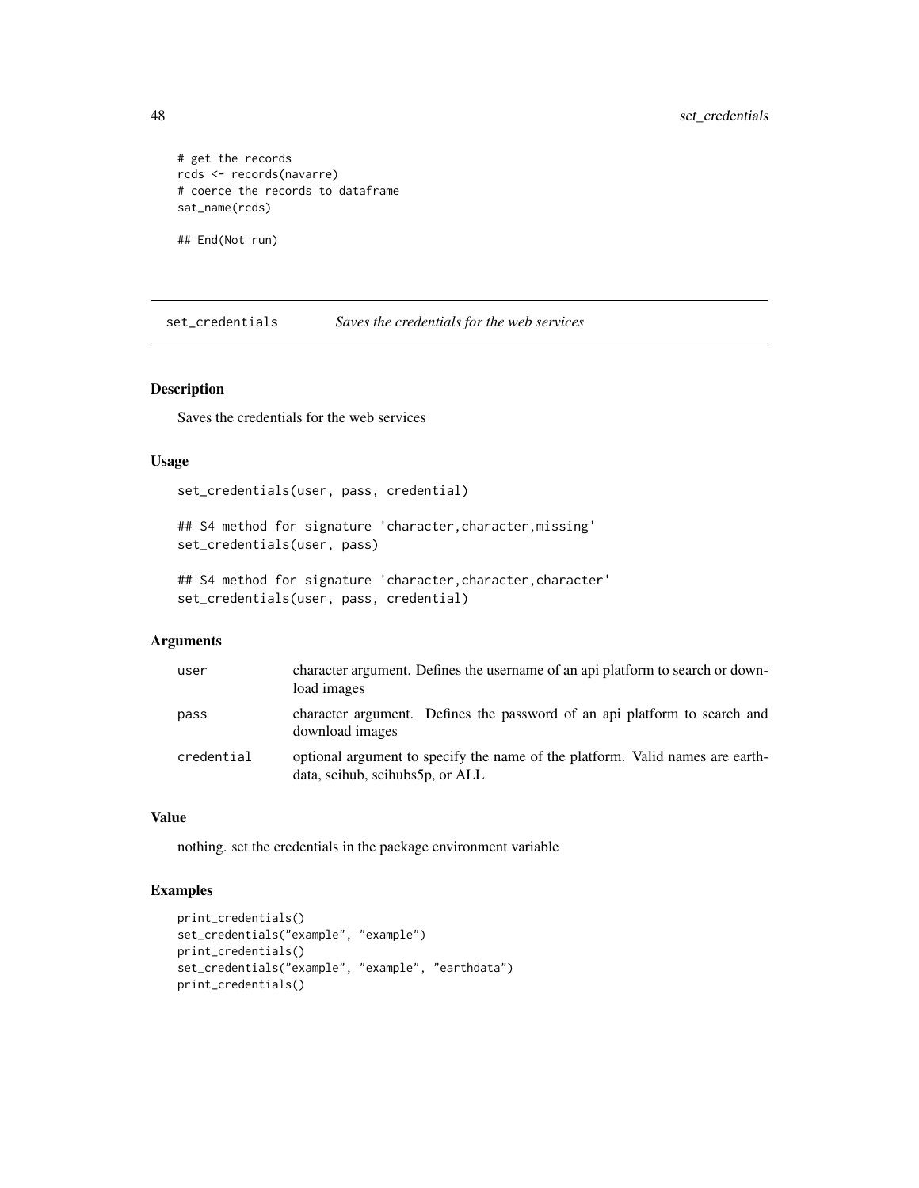```
# get the records
rcds <- records(navarre)
# coerce the records to dataframe
sat_name(rcds)

## End(Not run)
```

---

## set_credentials *Saves the credentials for the web services*

### Description

Saves the credentials for the web services

### Usage

```
set_credentials(user, pass, credential)

## S4 method for signature 'character,character,missing'
set_credentials(user, pass)

## S4 method for signature 'character,character,character'
set_credentials(user, pass, credential)
```

### Arguments

| | |
|---|---|
| user | character argument. Defines the username of an api platform to search or download images |
| pass | character argument. Defines the password of an api platform to search and download images |
| credential | optional argument to specify the name of the platform. Valid names are earthdata, scihub, scihubs5p, or ALL |

### Value

nothing. set the credentials in the package environment variable

### Examples

```
print_credentials()
set_credentials("example", "example")
print_credentials()
set_credentials("example", "example", "earthdata")
print_credentials()
```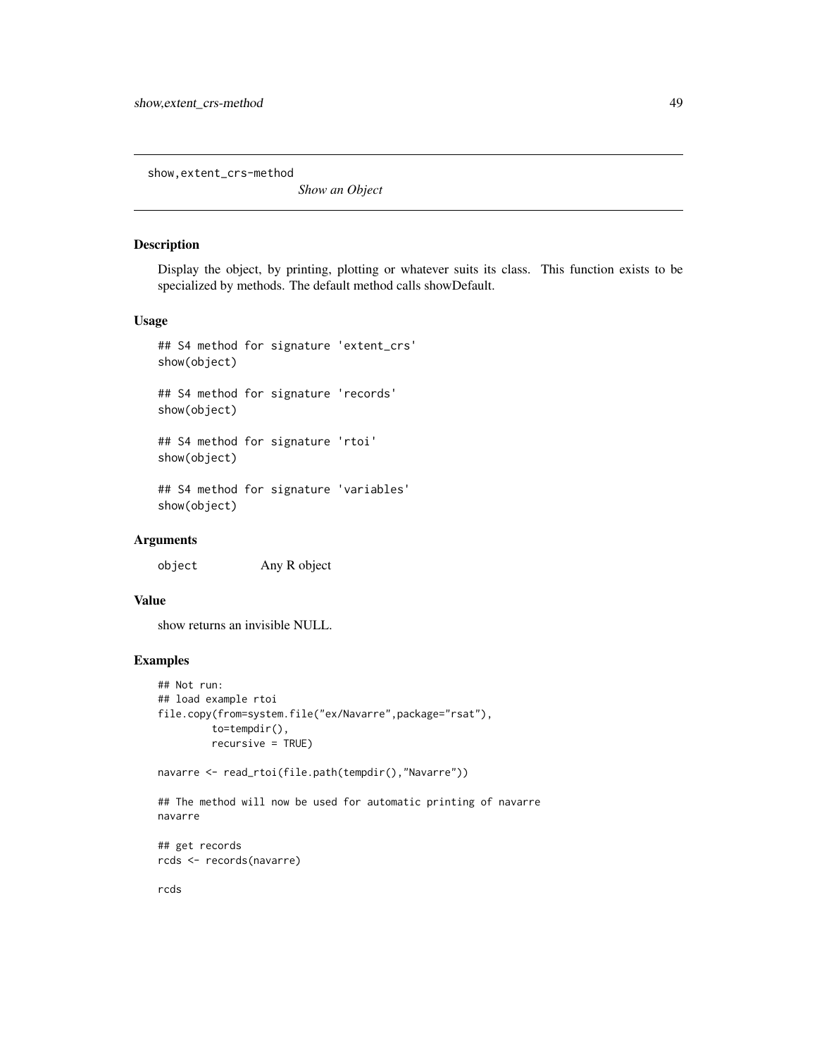show,extent_crs-method

*Show an Object*

## Description

Display the object, by printing, plotting or whatever suits its class. This function exists to be specialized by methods. The default method calls showDefault.

## Usage

```
## S4 method for signature 'extent_crs'
show(object)

## S4 method for signature 'records'
show(object)

## S4 method for signature 'rtoi'
show(object)

## S4 method for signature 'variables'
show(object)
```

## Arguments

| | |
|---|---|
| object | Any R object |

## Value

show returns an invisible NULL.

## Examples

```
## Not run:
## load example rtoi
file.copy(from=system.file("ex/Navarre",package="rsat"),
         to=tempdir(),
         recursive = TRUE)

navarre <- read_rtoi(file.path(tempdir(),"Navarre"))

## The method will now be used for automatic printing of navarre
navarre

## get records
rcds <- records(navarre)

rcds
```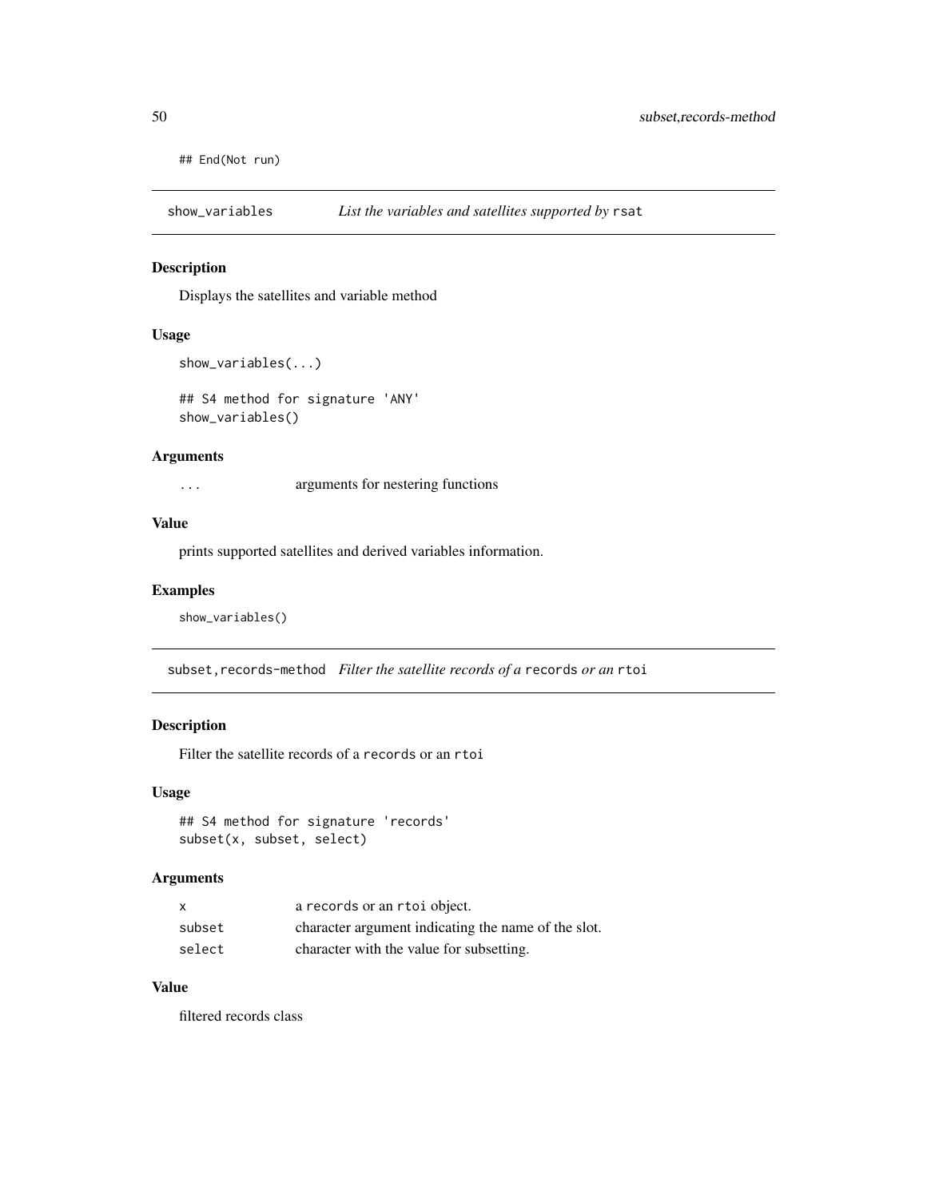```
## End(Not run)
```

## show_variables — *List the variables and satellites supported by* `rsat`

### Description

Displays the satellites and variable method

### Usage

```
show_variables(...)

## S4 method for signature 'ANY'
show_variables()
```

### Arguments

| | |
|---|---|
| `...` | arguments for nestering functions |

### Value

prints supported satellites and derived variables information.

### Examples

```
show_variables()
```

## subset,records-method — *Filter the satellite records of a* `records` *or an* `rtoi`

### Description

Filter the satellite records of a `records` or an `rtoi`

### Usage

```
## S4 method for signature 'records'
subset(x, subset, select)
```

### Arguments

| | |
|---|---|
| `x` | a `records` or an `rtoi` object. |
| `subset` | character argument indicating the name of the slot. |
| `select` | character with the value for subsetting. |

### Value

filtered records class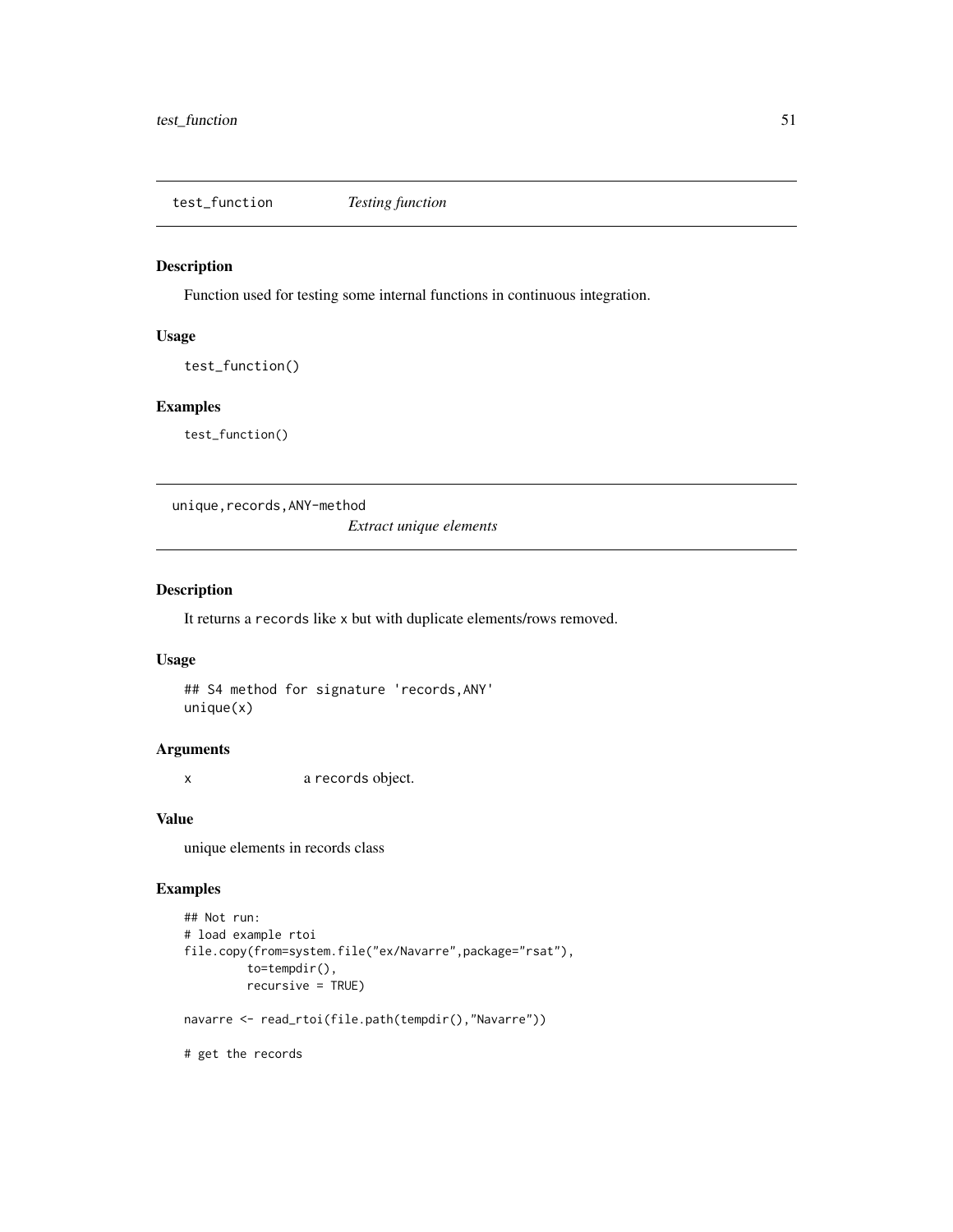## test_function *Testing function*

### Description

Function used for testing some internal functions in continuous integration.

### Usage

```
test_function()
```

### Examples

```
test_function()
```

## unique,records,ANY-method *Extract unique elements*

### Description

It returns a records like x but with duplicate elements/rows removed.

### Usage

```
## S4 method for signature 'records,ANY'
unique(x)
```

### Arguments

x a records object.

### Value

unique elements in records class

### Examples

```
## Not run:
# load example rtoi
file.copy(from=system.file("ex/Navarre",package="rsat"),
         to=tempdir(),
         recursive = TRUE)

navarre <- read_rtoi(file.path(tempdir(),"Navarre"))

# get the records
```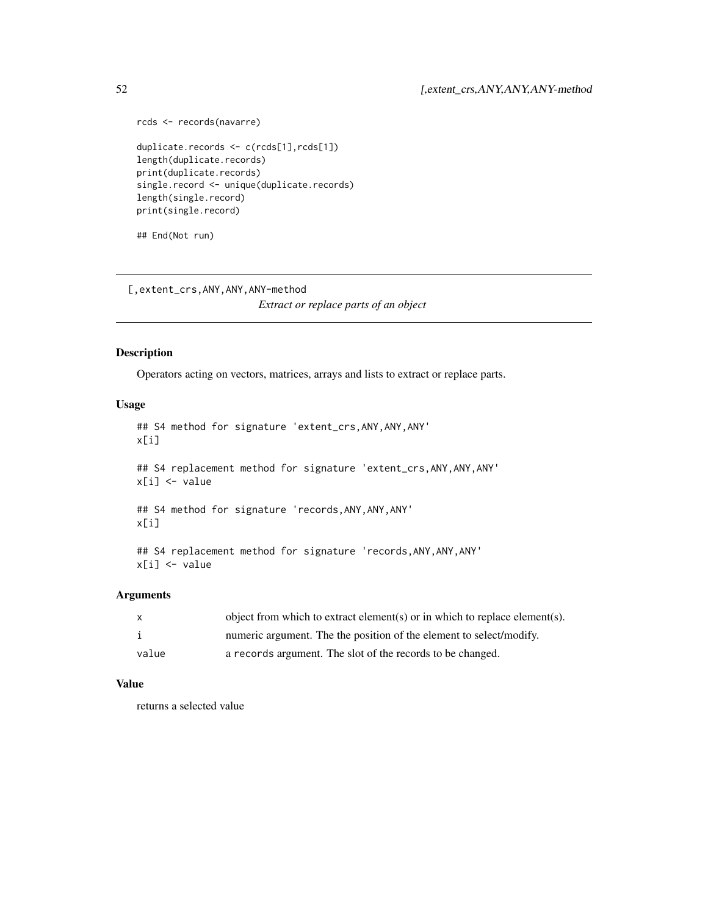```
rcds <- records(navarre)

duplicate.records <- c(rcds[1],rcds[1])
length(duplicate.records)
print(duplicate.records)
single.record <- unique(duplicate.records)
length(single.record)
print(single.record)

## End(Not run)
```

## [,extent_crs,ANY,ANY,ANY-method

*Extract or replace parts of an object*

### Description

Operators acting on vectors, matrices, arrays and lists to extract or replace parts.

### Usage

```
## S4 method for signature 'extent_crs,ANY,ANY,ANY'
x[i]

## S4 replacement method for signature 'extent_crs,ANY,ANY,ANY'
x[i] <- value

## S4 method for signature 'records,ANY,ANY,ANY'
x[i]

## S4 replacement method for signature 'records,ANY,ANY,ANY'
x[i] <- value
```

### Arguments

| | |
|---|---|
| x | object from which to extract element(s) or in which to replace element(s). |
| i | numeric argument. The the position of the element to select/modify. |
| value | a records argument. The slot of the records to be changed. |

### Value

returns a selected value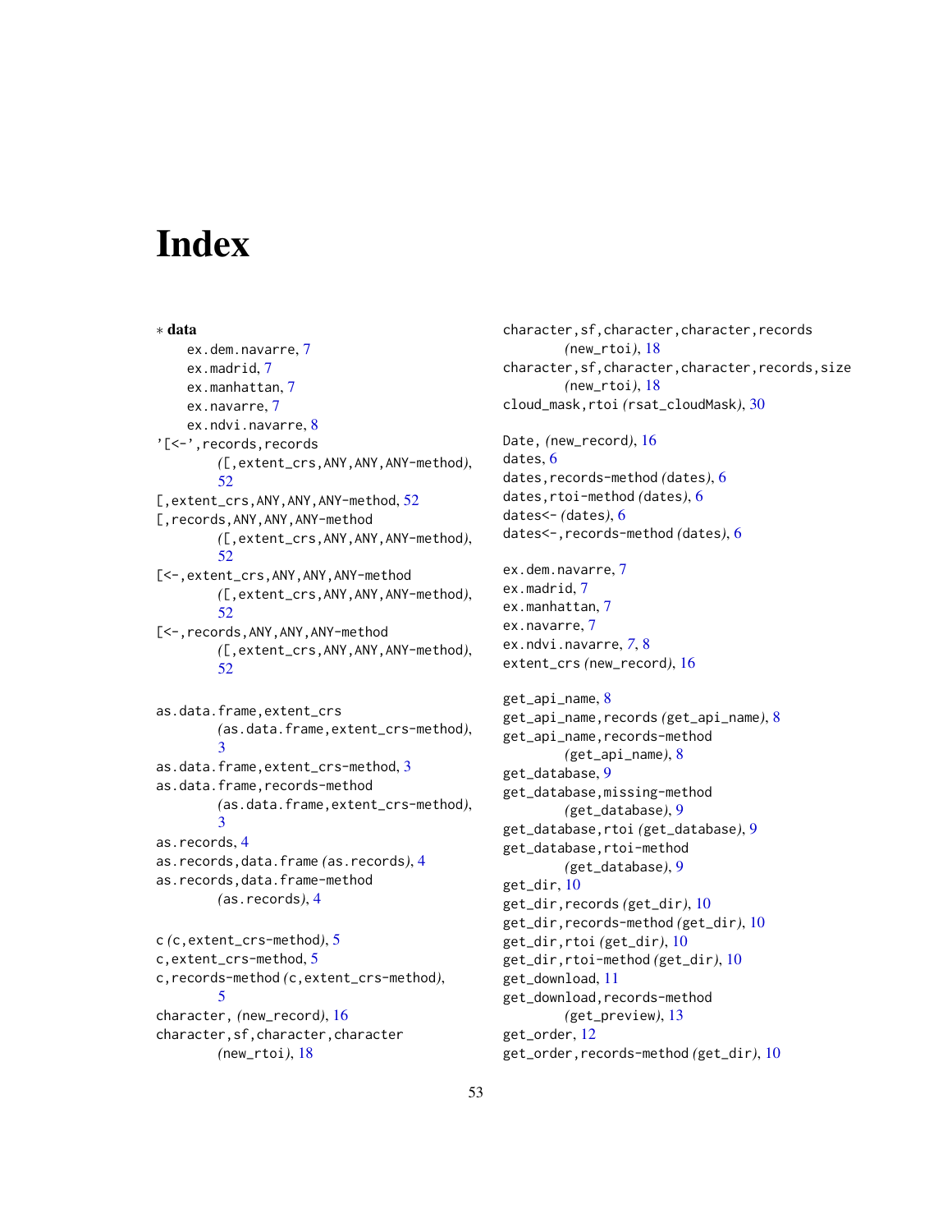# Index

∗ **data**

ex.dem.navarre, 7
ex.madrid, 7
ex.manhattan, 7
ex.navarre, 7
ex.ndvi.navarre, 8

'[<-',records,records (*[,extent_crs,ANY,ANY,ANY-method*), 52
[,extent_crs,ANY,ANY,ANY-method, 52
[,records,ANY,ANY,ANY-method (*[,extent_crs,ANY,ANY,ANY-method*), 52
[<-,extent_crs,ANY,ANY,ANY-method (*[,extent_crs,ANY,ANY,ANY-method*), 52
[<-,records,ANY,ANY,ANY-method (*[,extent_crs,ANY,ANY,ANY-method*), 52

as.data.frame,extent_crs (*as.data.frame,extent_crs-method*), 3
as.data.frame,extent_crs-method, 3
as.data.frame,records-method (*as.data.frame,extent_crs-method*), 3
as.records, 4
as.records,data.frame (*as.records*), 4
as.records,data.frame-method (*as.records*), 4

c (*c,extent_crs-method*), 5
c,extent_crs-method, 5
c,records-method (*c,extent_crs-method*), 5
character, (*new_record*), 16
character,sf,character,character (*new_rtoi*), 18
character,sf,character,character,records (*new_rtoi*), 18
character,sf,character,character,records,size (*new_rtoi*), 18
cloud_mask,rtoi (*rsat_cloudMask*), 30

Date, (*new_record*), 16
dates, 6
dates,records-method (*dates*), 6
dates,rtoi-method (*dates*), 6
dates<- (*dates*), 6
dates<-,records-method (*dates*), 6

ex.dem.navarre, 7
ex.madrid, 7
ex.manhattan, 7
ex.navarre, 7
ex.ndvi.navarre, 7, 8
extent_crs (*new_record*), 16

get_api_name, 8
get_api_name,records (*get_api_name*), 8
get_api_name,records-method (*get_api_name*), 8
get_database, 9
get_database,missing-method (*get_database*), 9
get_database,rtoi (*get_database*), 9
get_database,rtoi-method (*get_database*), 9
get_dir, 10
get_dir,records (*get_dir*), 10
get_dir,records-method (*get_dir*), 10
get_dir,rtoi (*get_dir*), 10
get_dir,rtoi-method (*get_dir*), 10
get_download, 11
get_download,records-method (*get_preview*), 13
get_order, 12
get_order,records-method (*get_dir*), 10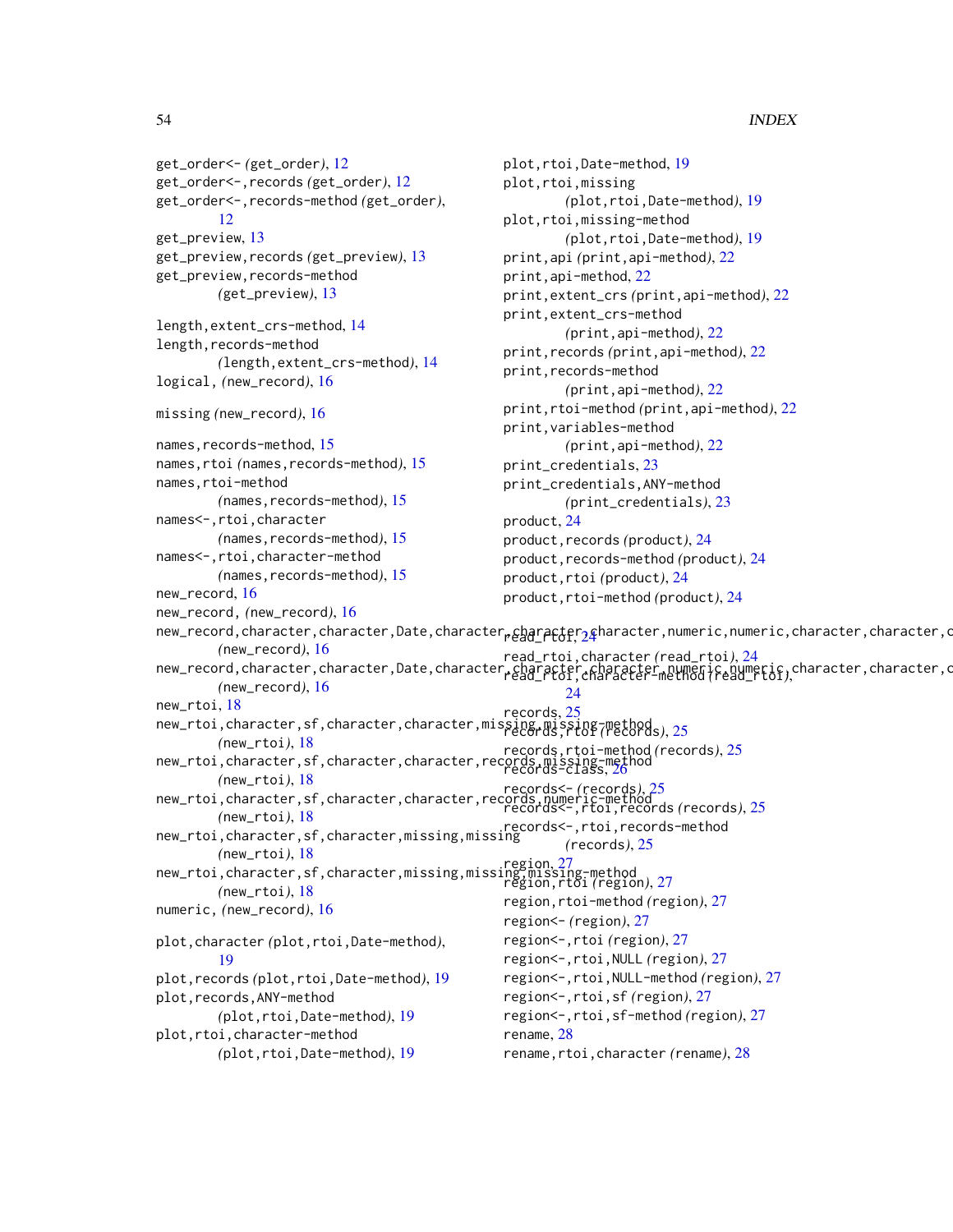get_order<- (get_order), 12
get_order<-,records (get_order), 12
get_order<-,records-method (get_order), 12
get_preview, 13
get_preview,records (get_preview), 13
get_preview,records-method (get_preview), 13

length,extent_crs-method, 14
length,records-method (length,extent_crs-method), 14
logical, (new_record), 16

missing (new_record), 16

names,records-method, 15
names,rtoi (names,records-method), 15
names,rtoi-method (names,records-method), 15
names<-,rtoi,character (names,records-method), 15
names<-,rtoi,character-method (names,records-method), 15
new_record, 16
new_record, (new_record), 16
new_record,character,character,Date,character,character,character,numeric,numeric,character,character,c (new_record), 16
new_record,character,character,Date,character,character,character,numeric,numeric,character,character,c (new_record), 16
new_rtoi, 18
new_rtoi,character,sf,character,character,missing,missing-method (new_rtoi), 18
new_rtoi,character,sf,character,character,records,missing-method (new_rtoi), 18
new_rtoi,character,sf,character,character,records,numeric-method (new_rtoi), 18
new_rtoi,character,sf,character,missing,missing (new_rtoi), 18
new_rtoi,character,sf,character,missing,missing,missing-method (new_rtoi), 18
numeric, (new_record), 16

plot,character (plot,rtoi,Date-method), 19
plot,records (plot,rtoi,Date-method), 19
plot,records,ANY-method (plot,rtoi,Date-method), 19
plot,rtoi,character-method (plot,rtoi,Date-method), 19
plot,rtoi,Date-method, 19
plot,rtoi,missing (plot,rtoi,Date-method), 19
plot,rtoi,missing-method (plot,rtoi,Date-method), 19
print,api (print,api-method), 22
print,api-method, 22
print,extent_crs (print,api-method), 22
print,extent_crs-method (print,api-method), 22
print,records (print,api-method), 22
print,records-method (print,api-method), 22
print,rtoi-method (print,api-method), 22
print,variables-method (print,api-method), 22
print_credentials, 23
print_credentials,ANY-method (print_credentials), 23
product, 24
product,records (product), 24
product,records-method (product), 24
product,rtoi (product), 24
product,rtoi-method (product), 24

read_rtoi, 24
read_rtoi,character (read_rtoi), 24
read_rtoi,character-method (read_rtoi), 24
records, 25
records,rtoi (records), 25
records,rtoi-method (records), 25
records-class, 26
records<- (records), 25
records<-,rtoi,records (records), 25
records<-,rtoi,records-method (records), 25
region, 27
region,rtoi (region), 27
region,rtoi-method (region), 27
region<- (region), 27
region<-,rtoi (region), 27
region<-,rtoi,NULL (region), 27
region<-,rtoi,NULL-method (region), 27
region<-,rtoi,sf (region), 27
region<-,rtoi,sf-method (region), 27
rename, 28
rename,rtoi,character (rename), 28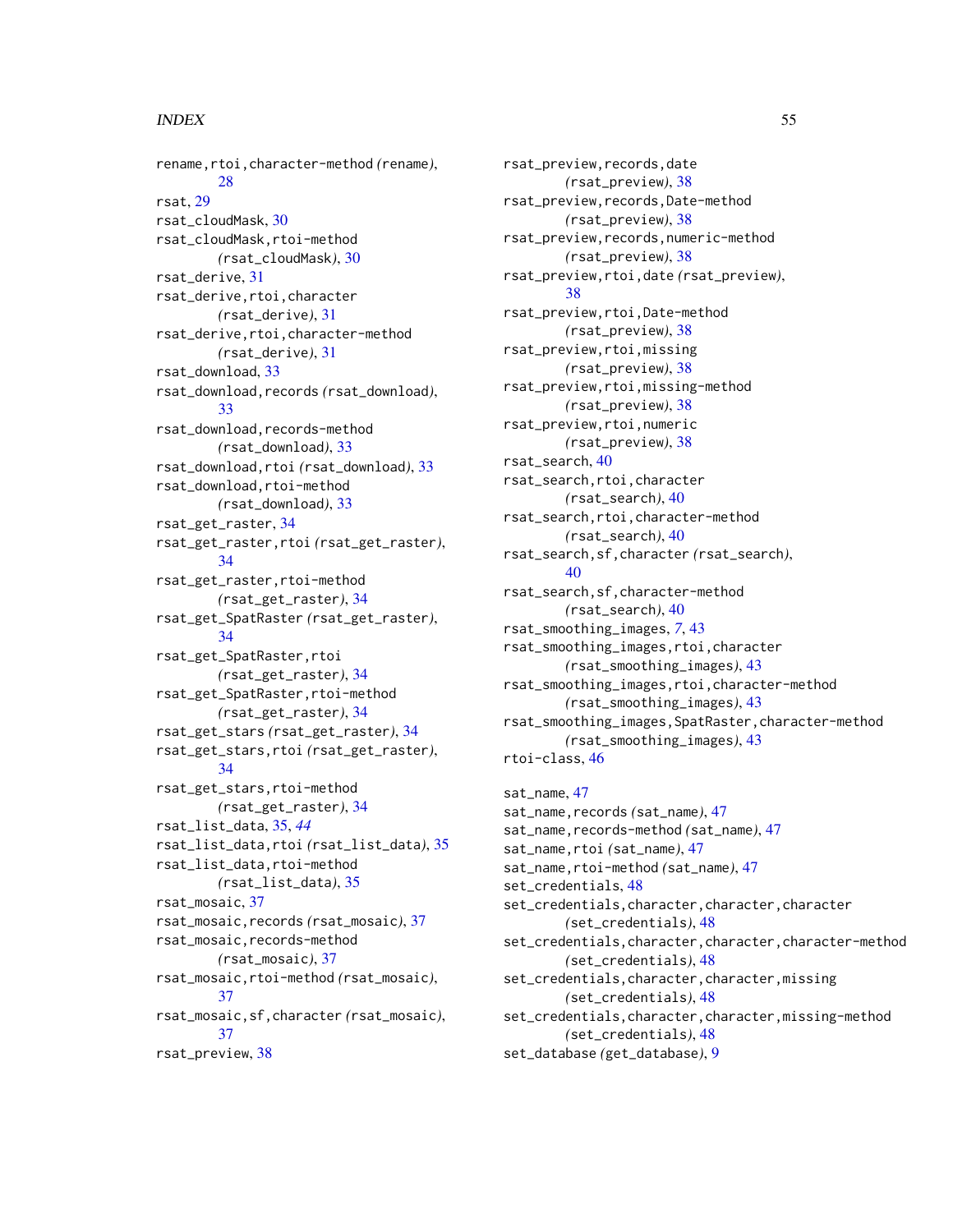rename,rtoi,character-method *(rename)*, 28
rsat, 29
rsat_cloudMask, 30
rsat_cloudMask,rtoi-method *(rsat_cloudMask)*, 30
rsat_derive, 31
rsat_derive,rtoi,character *(rsat_derive)*, 31
rsat_derive,rtoi,character-method *(rsat_derive)*, 31
rsat_download, 33
rsat_download,records *(rsat_download)*, 33
rsat_download,records-method *(rsat_download)*, 33
rsat_download,rtoi *(rsat_download)*, 33
rsat_download,rtoi-method *(rsat_download)*, 33
rsat_get_raster, 34
rsat_get_raster,rtoi *(rsat_get_raster)*, 34
rsat_get_raster,rtoi-method *(rsat_get_raster)*, 34
rsat_get_SpatRaster *(rsat_get_raster)*, 34
rsat_get_SpatRaster,rtoi *(rsat_get_raster)*, 34
rsat_get_SpatRaster,rtoi-method *(rsat_get_raster)*, 34
rsat_get_stars *(rsat_get_raster)*, 34
rsat_get_stars,rtoi *(rsat_get_raster)*, 34
rsat_get_stars,rtoi-method *(rsat_get_raster)*, 34
rsat_list_data, 35, *44*
rsat_list_data,rtoi *(rsat_list_data)*, 35
rsat_list_data,rtoi-method *(rsat_list_data)*, 35
rsat_mosaic, 37
rsat_mosaic,records *(rsat_mosaic)*, 37
rsat_mosaic,records-method *(rsat_mosaic)*, 37
rsat_mosaic,rtoi-method *(rsat_mosaic)*, 37
rsat_mosaic,sf,character *(rsat_mosaic)*, 37
rsat_preview, 38
rsat_preview,records,date *(rsat_preview)*, 38
rsat_preview,records,Date-method *(rsat_preview)*, 38
rsat_preview,records,numeric-method *(rsat_preview)*, 38
rsat_preview,rtoi,date *(rsat_preview)*, 38
rsat_preview,rtoi,Date-method *(rsat_preview)*, 38
rsat_preview,rtoi,missing *(rsat_preview)*, 38
rsat_preview,rtoi,missing-method *(rsat_preview)*, 38
rsat_preview,rtoi,numeric *(rsat_preview)*, 38
rsat_search, 40
rsat_search,rtoi,character *(rsat_search)*, 40
rsat_search,rtoi,character-method *(rsat_search)*, 40
rsat_search,sf,character *(rsat_search)*, 40
rsat_search,sf,character-method *(rsat_search)*, 40
rsat_smoothing_images, *7*, 43
rsat_smoothing_images,rtoi,character *(rsat_smoothing_images)*, 43
rsat_smoothing_images,rtoi,character-method *(rsat_smoothing_images)*, 43
rsat_smoothing_images,SpatRaster,character-method *(rsat_smoothing_images)*, 43
rtoi-class, 46

sat_name, 47
sat_name,records *(sat_name)*, 47
sat_name,records-method *(sat_name)*, 47
sat_name,rtoi *(sat_name)*, 47
sat_name,rtoi-method *(sat_name)*, 47
set_credentials, 48
set_credentials,character,character,character *(set_credentials)*, 48
set_credentials,character,character,character-method *(set_credentials)*, 48
set_credentials,character,character,missing *(set_credentials)*, 48
set_credentials,character,character,missing-method *(set_credentials)*, 48
set_database *(get_database)*, 9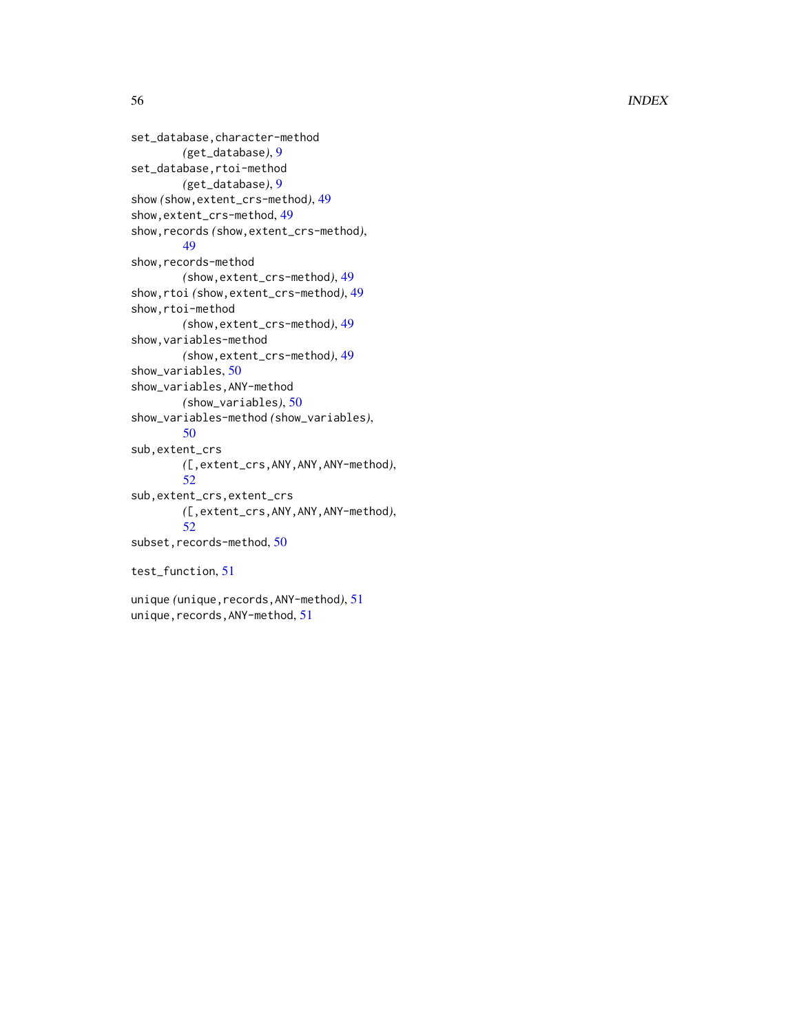set_database,character-method
 (get_database), 9
set_database,rtoi-method
 (get_database), 9
show (show,extent_crs-method), 49
show,extent_crs-method, 49
show,records (show,extent_crs-method), 49
show,records-method
 (show,extent_crs-method), 49
show,rtoi (show,extent_crs-method), 49
show,rtoi-method
 (show,extent_crs-method), 49
show,variables-method
 (show,extent_crs-method), 49
show_variables, 50
show_variables,ANY-method
 (show_variables), 50
show_variables-method (show_variables), 50
sub,extent_crs
 ([,extent_crs,ANY,ANY,ANY-method), 52
sub,extent_crs,extent_crs
 ([,extent_crs,ANY,ANY,ANY-method), 52
subset,records-method, 50

test_function, 51

unique (unique,records,ANY-method), 51
unique,records,ANY-method, 51